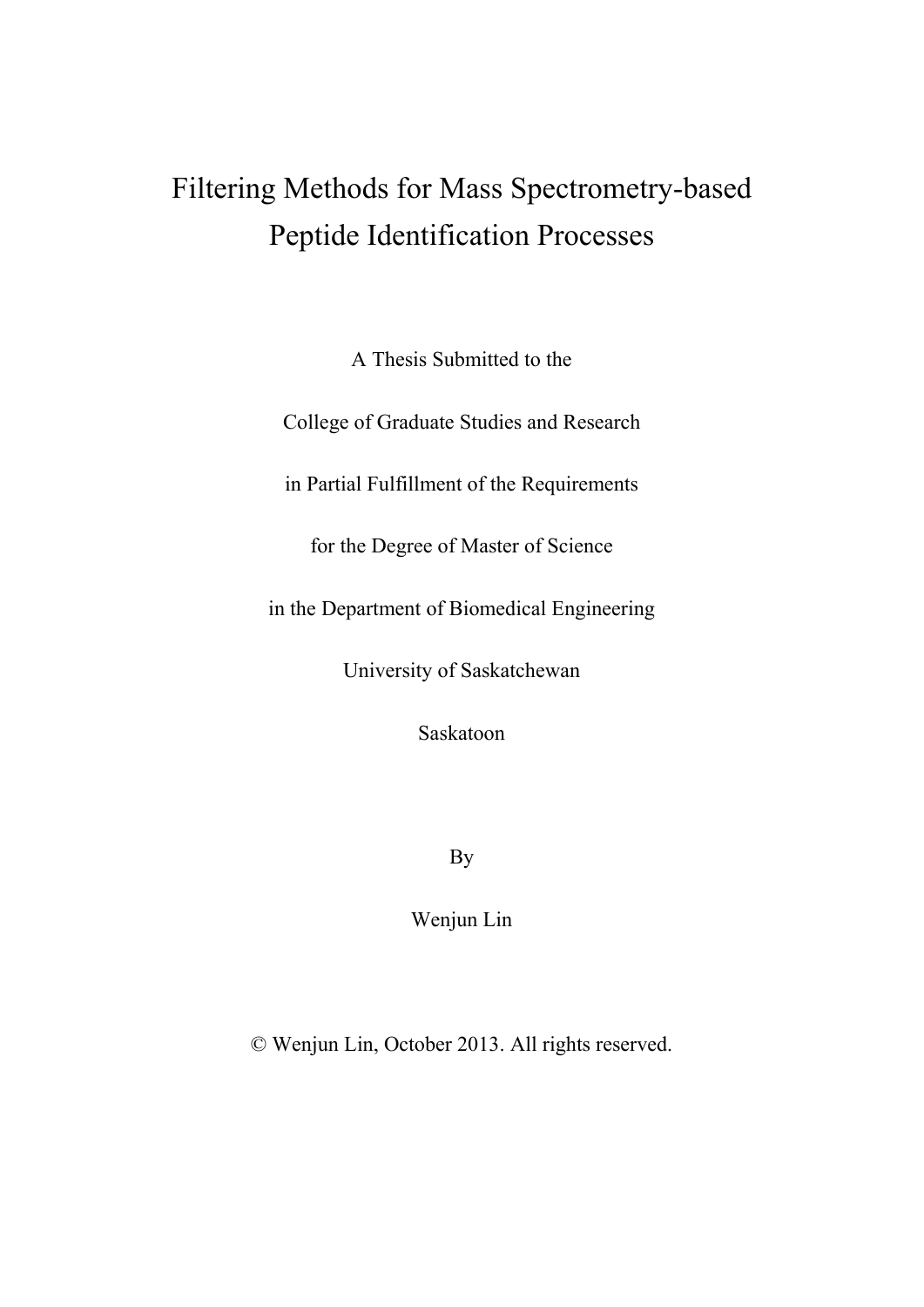# Filtering Methods for Mass Spectrometry-based Peptide Identification Processes

A Thesis Submitted to the

College of Graduate Studies and Research

in Partial Fulfillment of the Requirements

for the Degree of Master of Science

in the Department of Biomedical Engineering

University of Saskatchewan

Saskatoon

By

Wenjun Lin

© Wenjun Lin, October 2013. All rights reserved.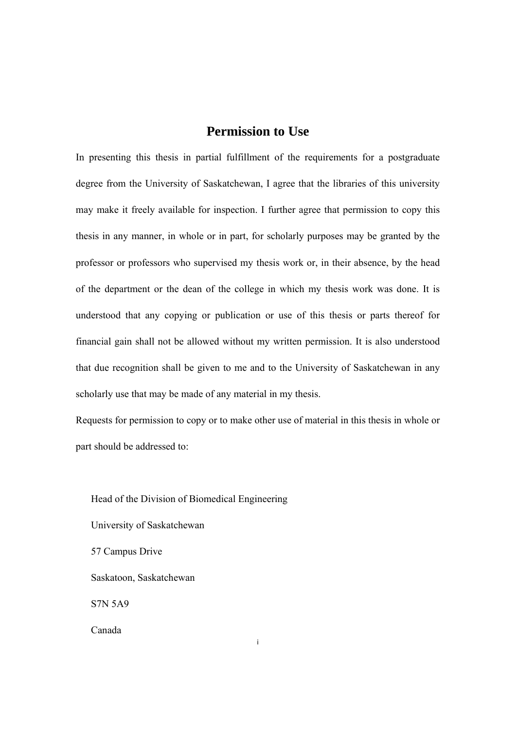# Permission to Use

In presenting this thesis in partial fulfillment of the requirements for a postgraduate degree from the University of Saskatchewan, I agree that the libraries of this university may make it freely available for inspection. I further agree that permission to copy this thesis in any manner, in whole or in part, for scholarly purposes may be granted by the professor or professors who supervised my thesis work or, in their absence, by the head of the department or the dean of the college in which my thesis work was done. It is understood that any copying or publication or use of this thesis or parts thereof for financial gain shall not be allowed without my written permission. It is also understood that due recognition shall be given to me and to the University of Saskatchewan in any scholarly use that may be made of any material in my thesis.

Requests for permission to copy or to make other use of material in this thesis in whole or part should be addressed to:

Head of the Division of Biomedical Engineering

University of Saskatchewan

57 Campus Drive

Saskatoon, Saskatchewan

S7N 5A9

Canada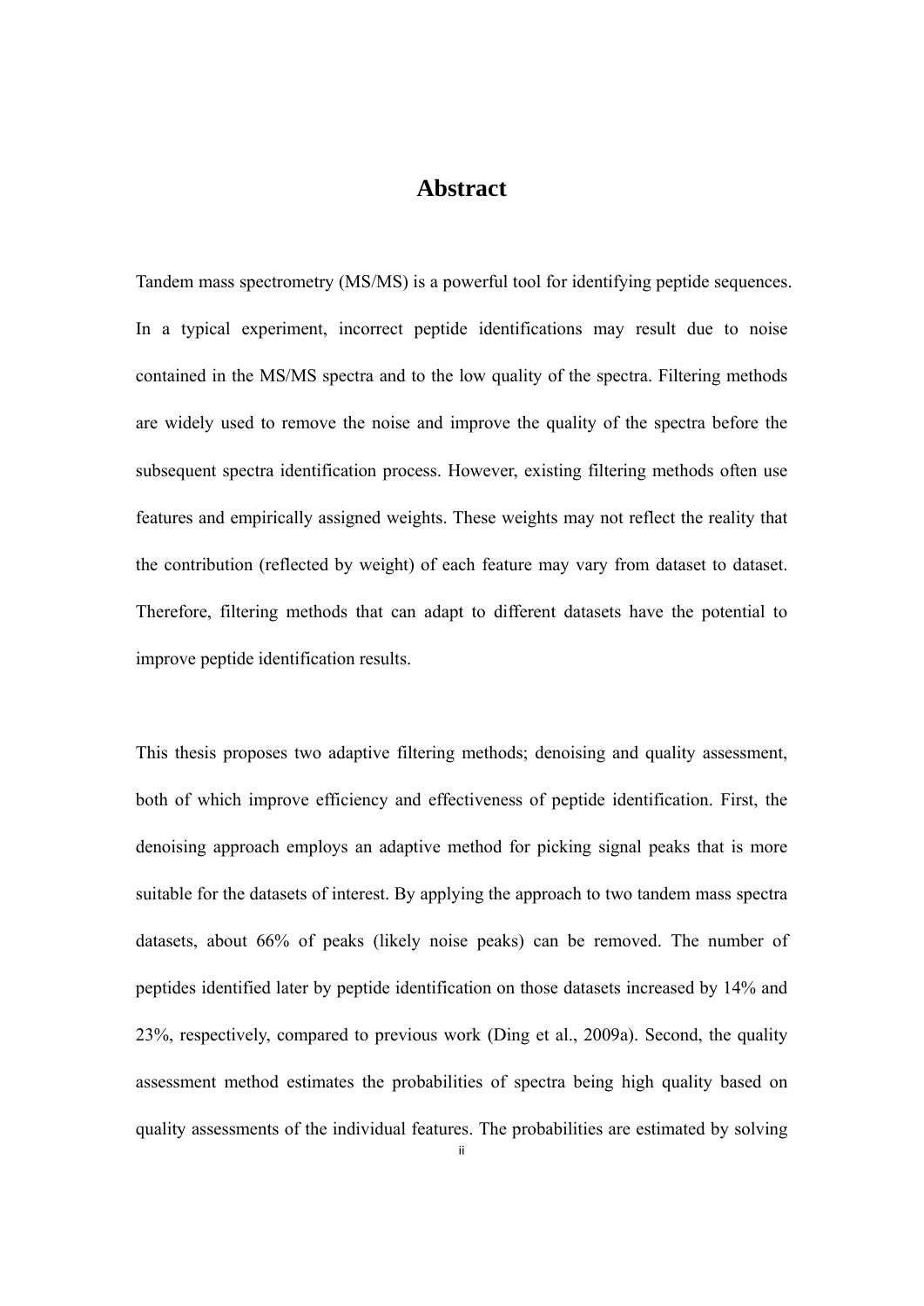# Abstract

Tandem mass spectrometry (MS/MS) is a powerful tool for identifying peptide sequences. In a typical experiment, incorrect peptide identifications may result due to noise contained in the MS/MS spectra and to the low quality of the spectra. Filtering methods are widely used to remove the noise and improve the quality of the spectra before the subsequent spectra identification process. However, existing filtering methods often use features and empirically assigned weights. These weights may not reflect the reality that the contribution (reflected by weight) of each feature may vary from dataset to dataset. Therefore, filtering methods that can adapt to different datasets have the potential to improve peptide identification results.

This thesis proposes two adaptive filtering methods; denoising and quality assessment, both of which improve efficiency and effectiveness of peptide identification. First, the denoising approach employs an adaptive method for picking signal peaks that is more suitable for the datasets of interest. By applying the approach to two tandem mass spectra datasets, about 66% of peaks (likely noise peaks) can be removed. The number of peptides identified later by peptide identification on those datasets increased by 14% and 23%, respectively, compared to previous work (Ding et al., 2009a). Second, the quality assessment method estimates the probabilities of spectra being high quality based on quality assessments of the individual features. The probabilities are estimated by solving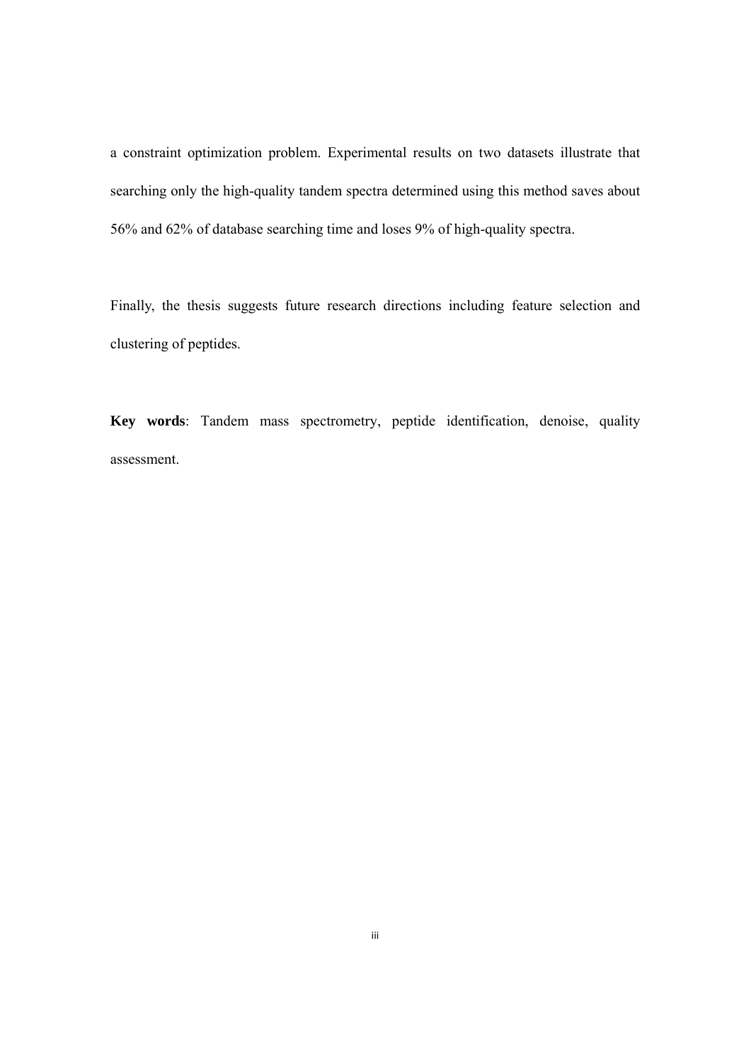a constraint optimization problem. Experimental results on two datasets illustrate that searching only the high-quality tandem spectra determined using this method saves about 56% and 62% of database searching time and loses 9% of high-quality spectra.

Finally, the thesis suggests future research directions including feature selection and clustering of peptides.

**Key words**: Tandem mass spectrometry, peptide identification, denoise, quality assessment.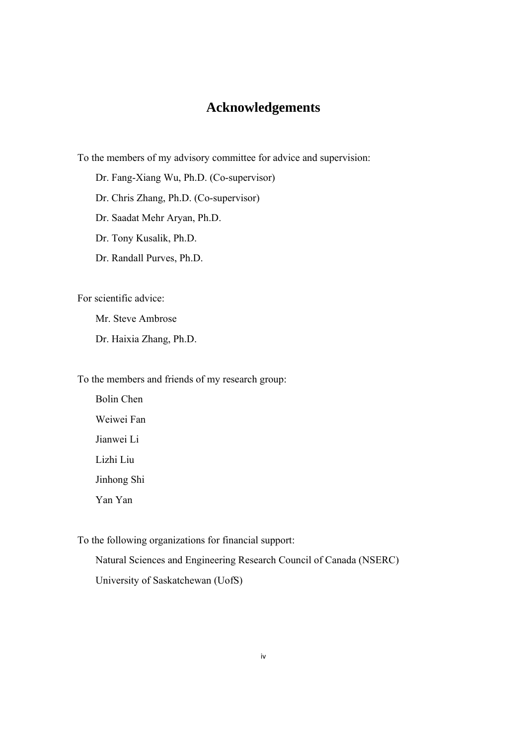# Acknowledgements

To the members of my advisory committee for advice and supervision:

Dr. Fang-Xiang Wu, Ph.D. (Co-supervisor)

Dr. Chris Zhang, Ph.D. (Co-supervisor)

Dr. Saadat Mehr Aryan, Ph.D.

Dr. Tony Kusalik, Ph.D.

Dr. Randall Purves, Ph.D.

For scientific advice:

Mr. Steve Ambrose

Dr. Haixia Zhang, Ph.D.

To the members and friends of my research group:

Bolin Chen

Weiwei Fan

Jianwei Li

Lizhi Liu

Jinhong Shi

Yan Yan

To the following organizations for financial support:

Natural Sciences and Engineering Research Council of Canada (NSERC)

University of Saskatchewan (UofS)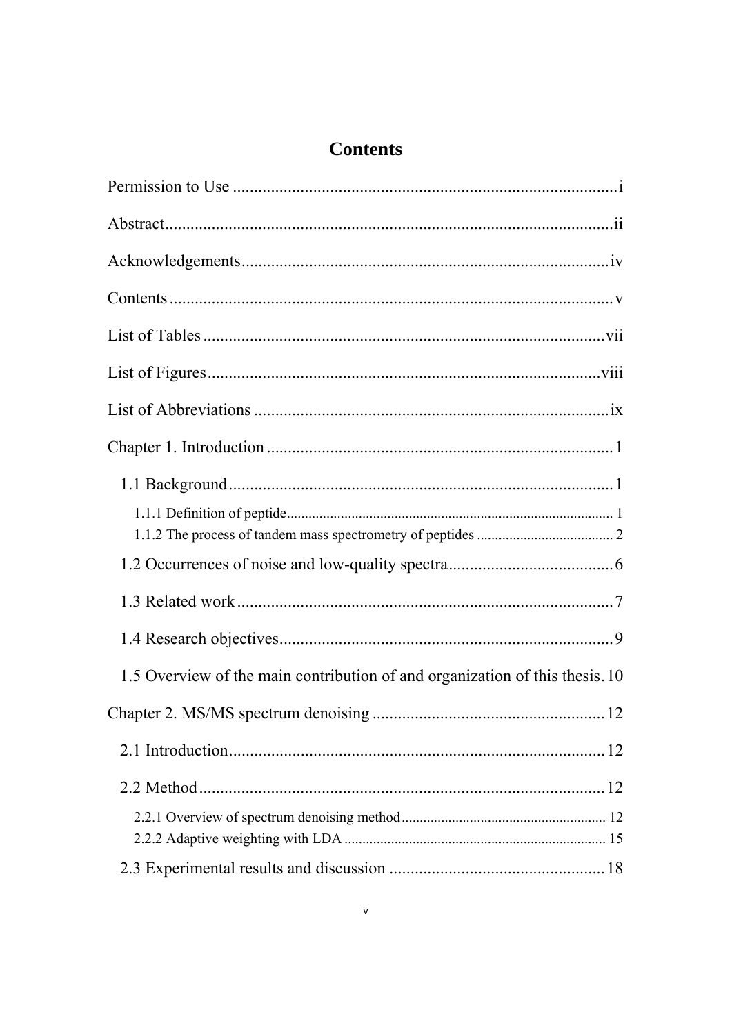# Contents

Permission to Use .......................................................................................i

Abstract.......................................................................................................ii

Acknowledgements....................................................................................iv

Contents......................................................................................................v

List of Tables ............................................................................................vii

List of Figures..........................................................................................viii

List of Abbreviations ..................................................................................ix

Chapter 1. Introduction ................................................................................1

  1.1 Background..........................................................................................1

    1.1.1 Definition of peptide.......................................................................... 1

    1.1.2 The process of tandem mass spectrometry of peptides ..................................... 2

  1.2 Occurrences of noise and low-quality spectra.......................................6

  1.3 Related work........................................................................................7

  1.4 Research objectives..............................................................................9

  1.5 Overview of the main contribution of and organization of this thesis. 10

Chapter 2. MS/MS spectrum denoising ......................................................12

  2.1 Introduction........................................................................................12

  2.2 Method...............................................................................................12

    2.2.1 Overview of spectrum denoising method......................................................... 12

    2.2.2 Adaptive weighting with LDA ........................................................................ 15

  2.3 Experimental results and discussion ..................................................18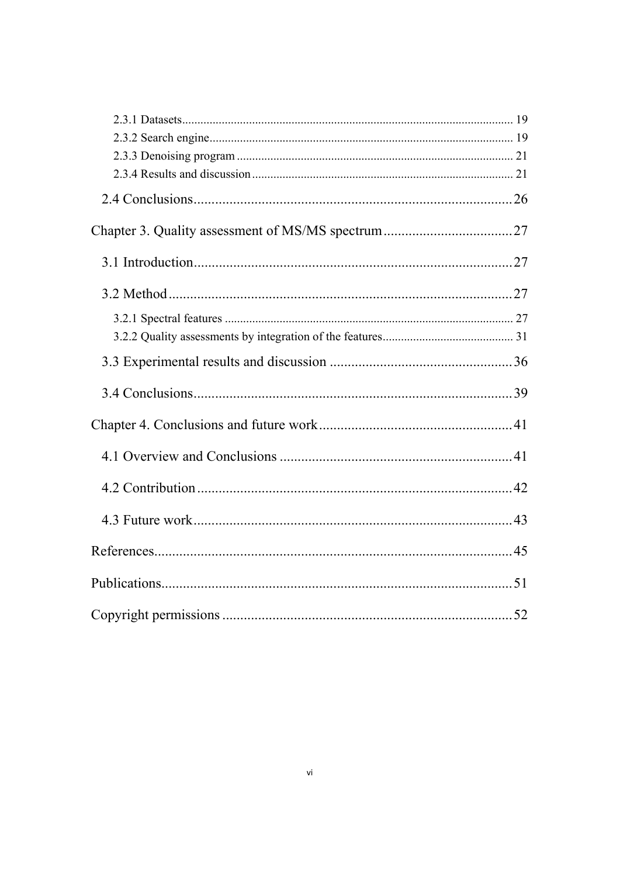2.3.1 Datasets.............................................................................................................. 19

2.3.2 Search engine...................................................................................................... 19

2.3.3 Denoising program ............................................................................................ 21

2.3.4 Results and discussion ....................................................................................... 21

2.4 Conclusions......................................................................................... 26

Chapter 3. Quality assessment of MS/MS spectrum.................................... 27

3.1 Introduction......................................................................................... 27

3.2 Method................................................................................................. 27

3.2.1 Spectral features ................................................................................................ 27

3.2.2 Quality assessments by integration of the features............................................ 31

3.3 Experimental results and discussion ................................................... 36

3.4 Conclusions......................................................................................... 39

Chapter 4. Conclusions and future work...................................................... 41

4.1 Overview and Conclusions ................................................................. 41

4.2 Contribution........................................................................................ 42

4.3 Future work......................................................................................... 43

References.................................................................................................... 45

Publications.................................................................................................. 51

Copyright permissions ................................................................................. 52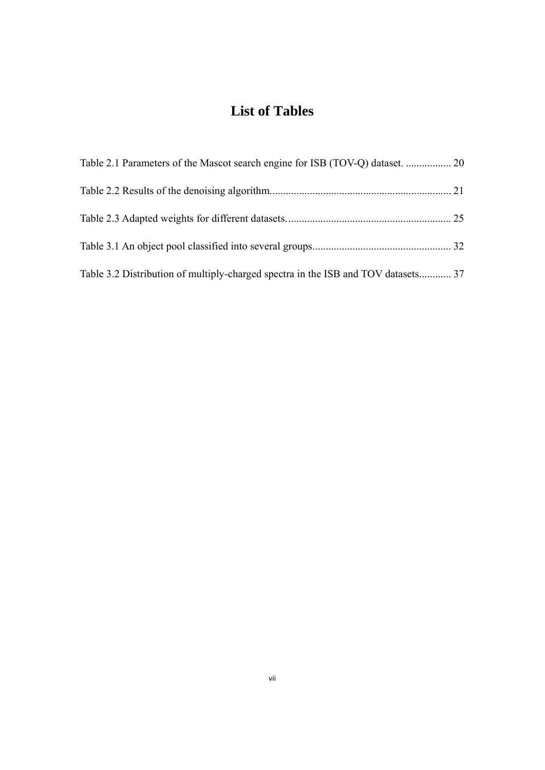# List of Tables

Table 2.1 Parameters of the Mascot search engine for ISB (TOV-Q) dataset. ................. 20

Table 2.2 Results of the denoising algorithm.................................................................. 21

Table 2.3 Adapted weights for different datasets. ........................................................... 25

Table 3.1 An object pool classified into several groups.................................................. 32

Table 3.2 Distribution of multiply-charged spectra in the ISB and TOV datasets............ 37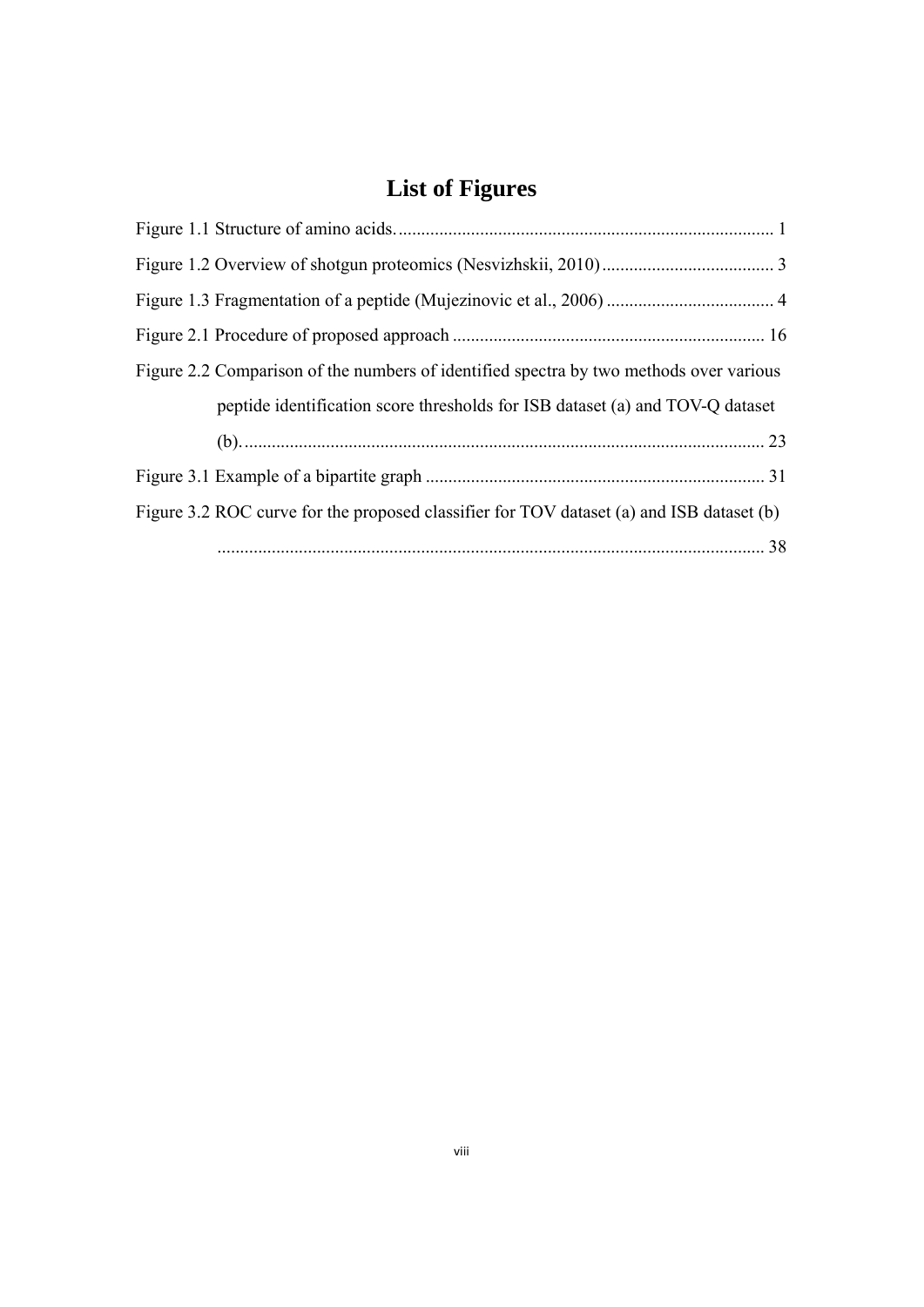# List of Figures

Figure 1.1 Structure of amino acids. .................................................................................. 1

Figure 1.2 Overview of shotgun proteomics (Nesvizhskii, 2010) ...................................... 3

Figure 1.3 Fragmentation of a peptide (Mujezinovic et al., 2006) ..................................... 4

Figure 2.1 Procedure of proposed approach .................................................................... 16

Figure 2.2 Comparison of the numbers of identified spectra by two methods over various peptide identification score thresholds for ISB dataset (a) and TOV-Q dataset (b). .................................................................................................................. 23

Figure 3.1 Example of a bipartite graph .......................................................................... 31

Figure 3.2 ROC curve for the proposed classifier for TOV dataset (a) and ISB dataset (b) ........................................................................................................................ 38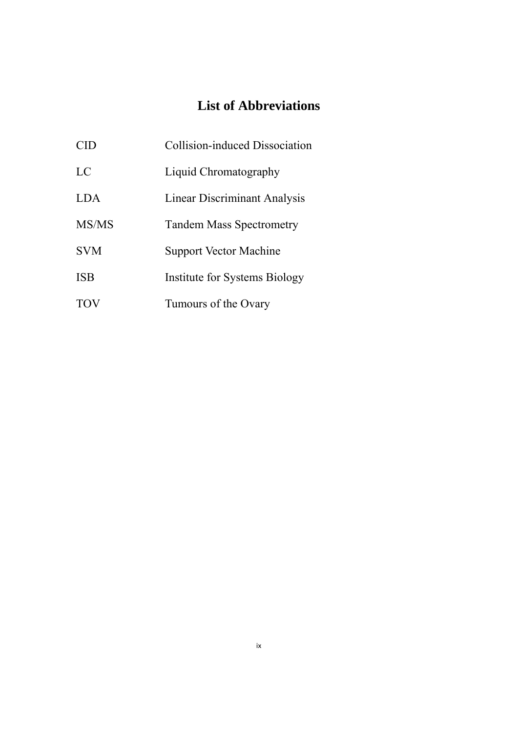# List of Abbreviations

| | |
|---|---|
| CID | Collision-induced Dissociation |
| LC | Liquid Chromatography |
| LDA | Linear Discriminant Analysis |
| MS/MS | Tandem Mass Spectrometry |
| SVM | Support Vector Machine |
| ISB | Institute for Systems Biology |
| TOV | Tumours of the Ovary |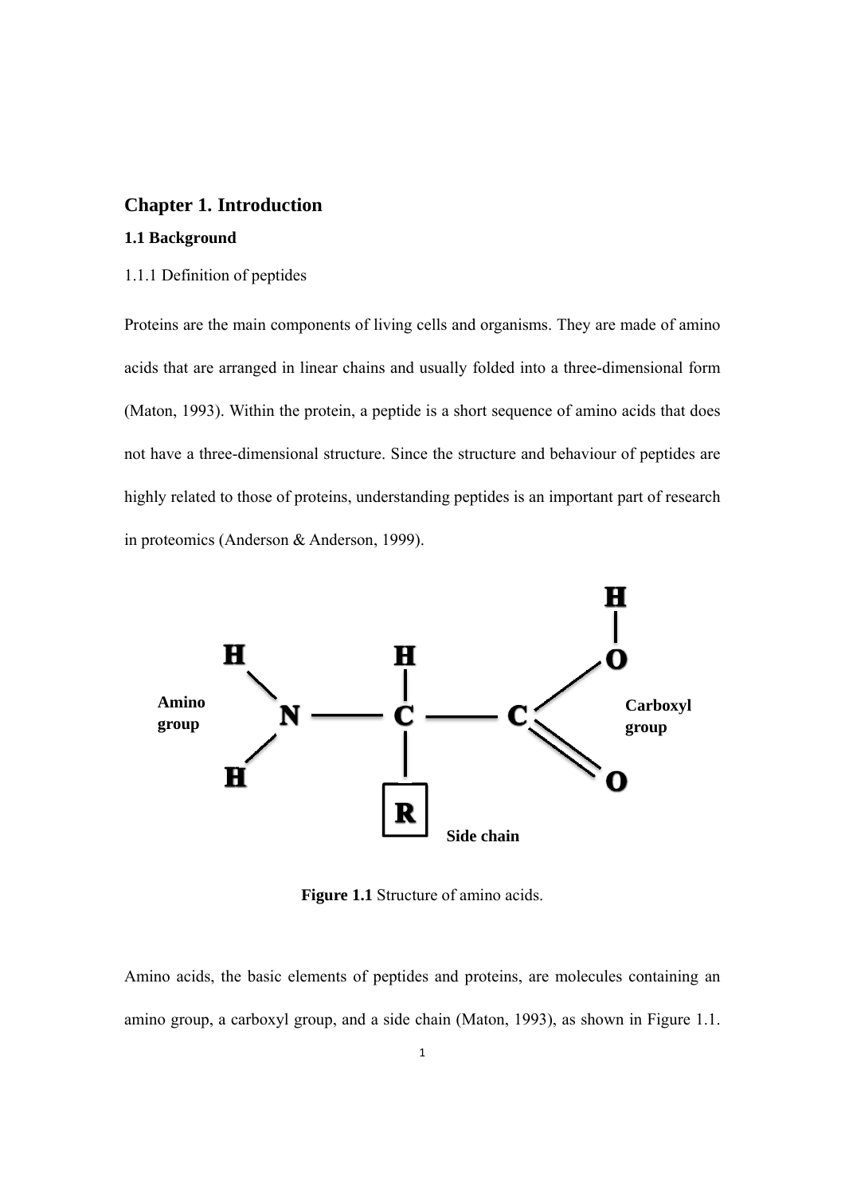# Chapter 1. Introduction

## 1.1 Background

1.1.1 Definition of peptides

Proteins are the main components of living cells and organisms. They are made of amino acids that are arranged in linear chains and usually folded into a three-dimensional form (Maton, 1993). Within the protein, a peptide is a short sequence of amino acids that does not have a three-dimensional structure. Since the structure and behaviour of peptides are highly related to those of proteins, understanding peptides is an important part of research in proteomics (Anderson & Anderson, 1999).

**Figure 1.1** Structure of amino acids.

Amino acids, the basic elements of peptides and proteins, are molecules containing an amino group, a carboxyl group, and a side chain (Maton, 1993), as shown in Figure 1.1.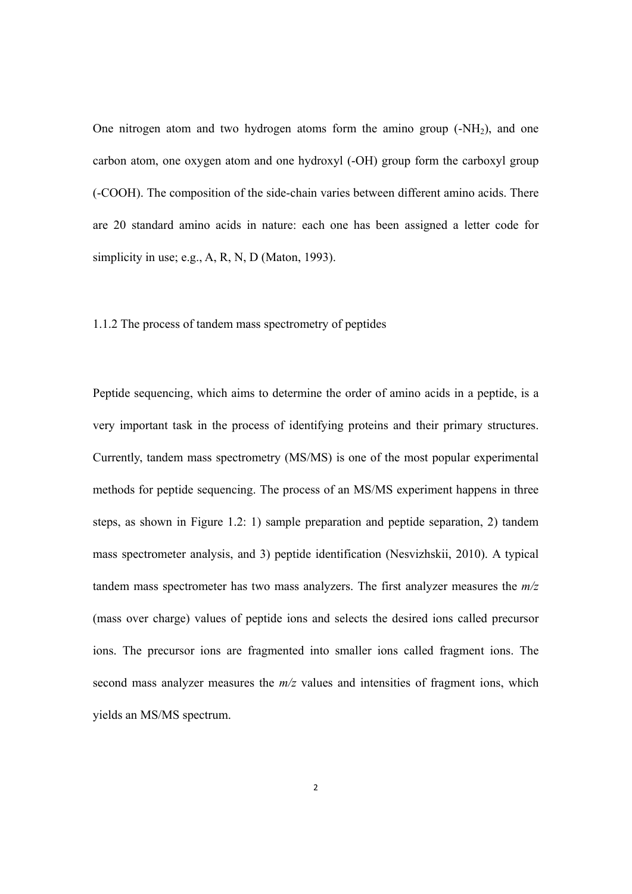One nitrogen atom and two hydrogen atoms form the amino group (-$NH_2$), and one carbon atom, one oxygen atom and one hydroxyl (-OH) group form the carboxyl group (-COOH). The composition of the side-chain varies between different amino acids. There are 20 standard amino acids in nature: each one has been assigned a letter code for simplicity in use; e.g., A, R, N, D (Maton, 1993).

### 1.1.2 The process of tandem mass spectrometry of peptides

Peptide sequencing, which aims to determine the order of amino acids in a peptide, is a very important task in the process of identifying proteins and their primary structures. Currently, tandem mass spectrometry (MS/MS) is one of the most popular experimental methods for peptide sequencing. The process of an MS/MS experiment happens in three steps, as shown in Figure 1.2: 1) sample preparation and peptide separation, 2) tandem mass spectrometer analysis, and 3) peptide identification (Nesvizhskii, 2010). A typical tandem mass spectrometer has two mass analyzers. The first analyzer measures the *m/z* (mass over charge) values of peptide ions and selects the desired ions called precursor ions. The precursor ions are fragmented into smaller ions called fragment ions. The second mass analyzer measures the *m/z* values and intensities of fragment ions, which yields an MS/MS spectrum.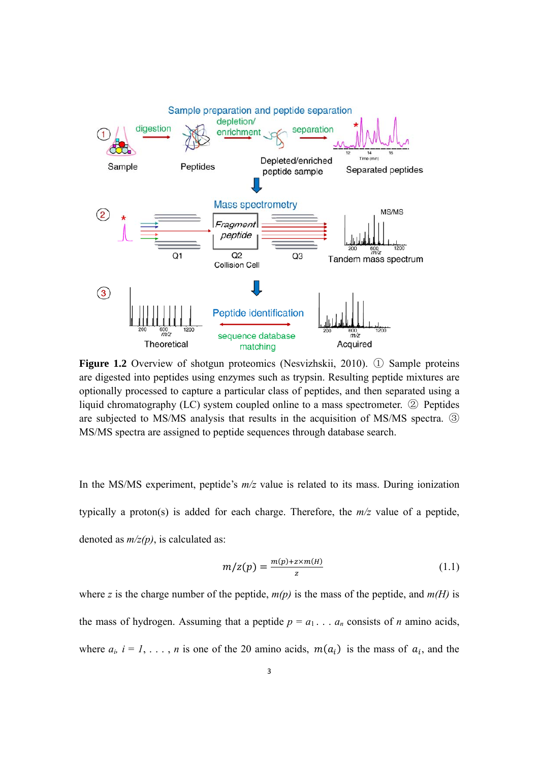**Figure 1.2** Overview of shotgun proteomics (Nesvizhskii, 2010). ① Sample proteins are digested into peptides using enzymes such as trypsin. Resulting peptide mixtures are optionally processed to capture a particular class of peptides, and then separated using a liquid chromatography (LC) system coupled online to a mass spectrometer. ② Peptides are subjected to MS/MS analysis that results in the acquisition of MS/MS spectra. ③ MS/MS spectra are assigned to peptide sequences through database search.

In the MS/MS experiment, peptide's *m/z* value is related to its mass. During ionization typically a proton(s) is added for each charge. Therefore, the *m/z* value of a peptide, denoted as *m/z(p)*, is calculated as:

$$m/z(p) = \frac{m(p)+z\times m(H)}{z} \tag{1.1}$$

where $z$ is the charge number of the peptide, $m(p)$ is the mass of the peptide, and $m(H)$ is the mass of hydrogen. Assuming that a peptide $p = a_1 \ldots a_n$ consists of $n$ amino acids, where $a_i$, $i = 1, \ldots, n$ is one of the 20 amino acids, $m(a_i)$ is the mass of $a_i$, and the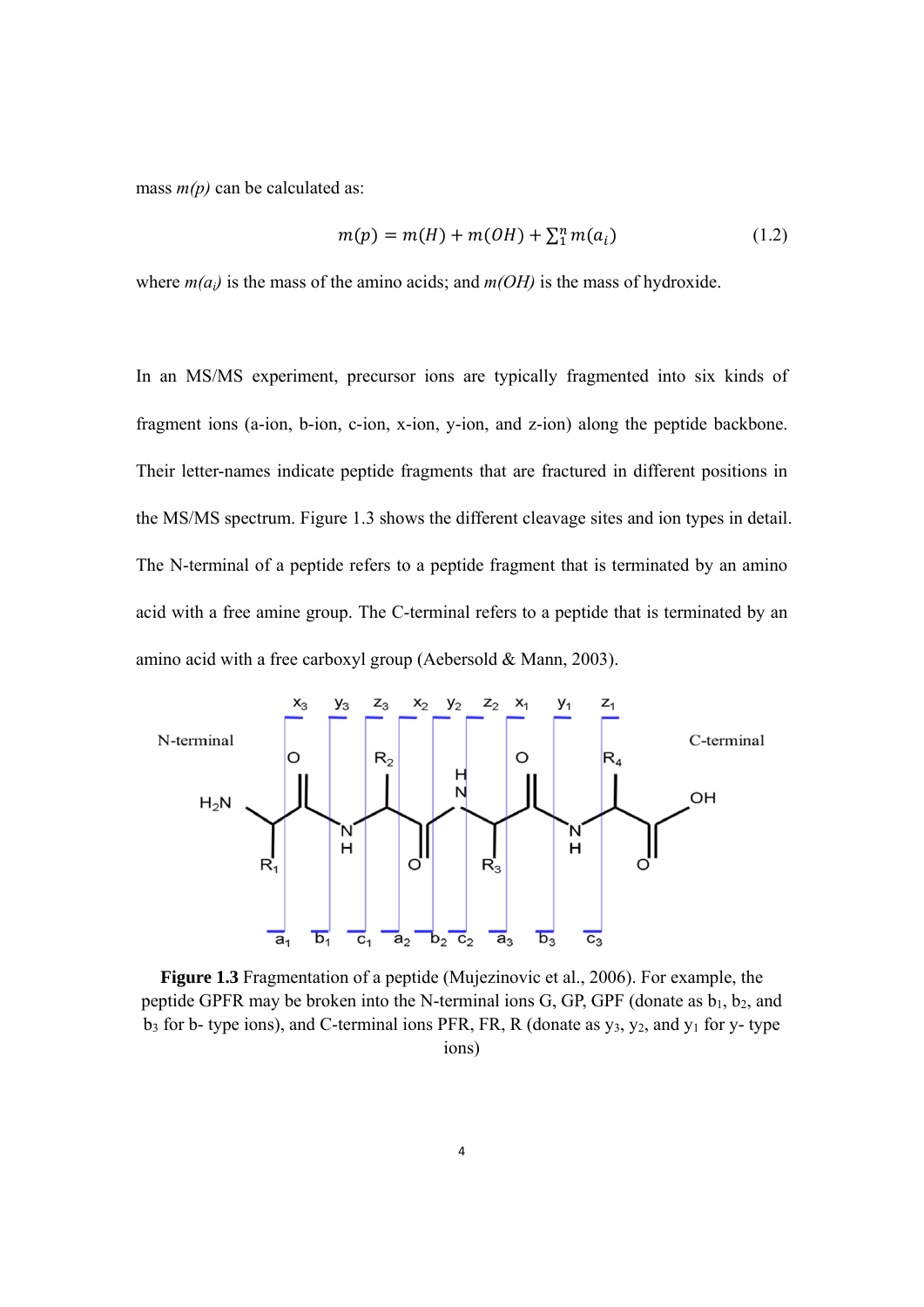mass $m(p)$ can be calculated as:

$$m(p) = m(H) + m(OH) + \sum_1^n m(a_i) \tag{1.2}$$

where $m(a_i)$ is the mass of the amino acids; and $m(OH)$ is the mass of hydroxide.

In an MS/MS experiment, precursor ions are typically fragmented into six kinds of fragment ions (a-ion, b-ion, c-ion, x-ion, y-ion, and z-ion) along the peptide backbone. Their letter-names indicate peptide fragments that are fractured in different positions in the MS/MS spectrum. Figure 1.3 shows the different cleavage sites and ion types in detail. The N-terminal of a peptide refers to a peptide fragment that is terminated by an amino acid with a free amine group. The C-terminal refers to a peptide that is terminated by an amino acid with a free carboxyl group (Aebersold & Mann, 2003).

**Figure 1.3** Fragmentation of a peptide (Mujezinovic et al., 2006). For example, the peptide GPFR may be broken into the N-terminal ions G, GP, GPF (donate as $b_1$, $b_2$, and $b_3$ for b- type ions), and C-terminal ions PFR, FR, R (donate as $y_3$, $y_2$, and $y_1$ for y- type ions)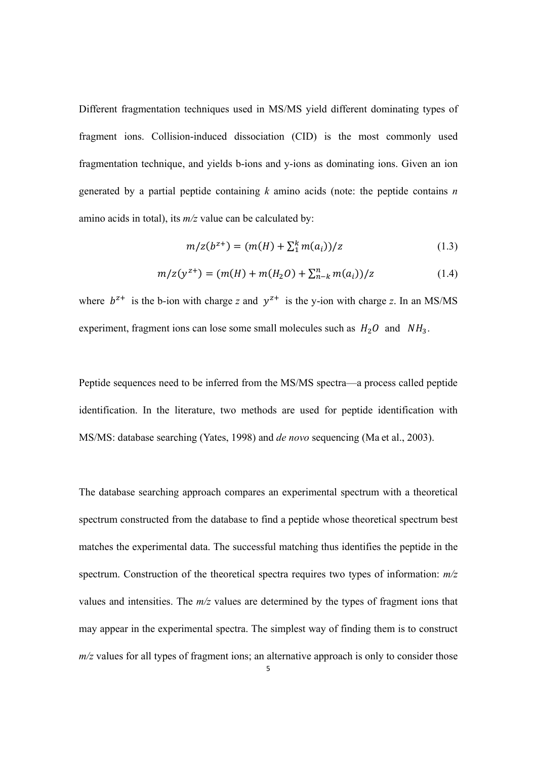Different fragmentation techniques used in MS/MS yield different dominating types of fragment ions. Collision-induced dissociation (CID) is the most commonly used fragmentation technique, and yields b-ions and y-ions as dominating ions. Given an ion generated by a partial peptide containing *k* amino acids (note: the peptide contains *n* amino acids in total), its *m/z* value can be calculated by:

$$m/z(b^{z+}) = (m(H) + \sum_{1}^{k} m(a_i))/z \tag{1.3}$$

$$m/z(y^{z+}) = (m(H) + m(H_2O) + \sum_{n-k}^{n} m(a_i))/z \tag{1.4}$$

where $b^{z+}$ is the b-ion with charge *z* and $y^{z+}$ is the y-ion with charge *z*. In an MS/MS experiment, fragment ions can lose some small molecules such as $H_2O$ and $NH_3$.

Peptide sequences need to be inferred from the MS/MS spectra—a process called peptide identification. In the literature, two methods are used for peptide identification with MS/MS: database searching (Yates, 1998) and *de novo* sequencing (Ma et al., 2003).

The database searching approach compares an experimental spectrum with a theoretical spectrum constructed from the database to find a peptide whose theoretical spectrum best matches the experimental data. The successful matching thus identifies the peptide in the spectrum. Construction of the theoretical spectra requires two types of information: *m/z* values and intensities. The *m/z* values are determined by the types of fragment ions that may appear in the experimental spectra. The simplest way of finding them is to construct *m/z* values for all types of fragment ions; an alternative approach is only to consider those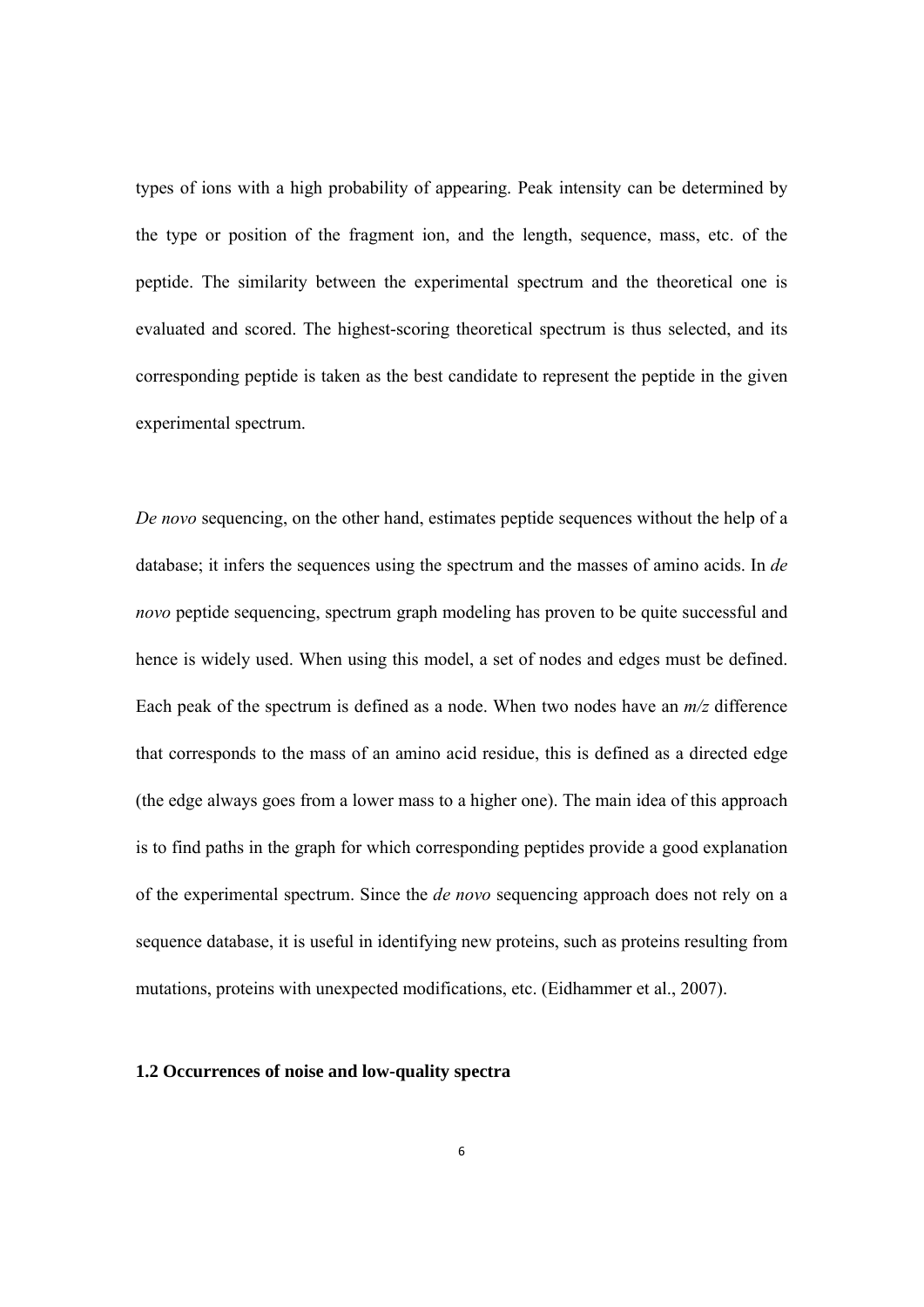types of ions with a high probability of appearing. Peak intensity can be determined by the type or position of the fragment ion, and the length, sequence, mass, etc. of the peptide. The similarity between the experimental spectrum and the theoretical one is evaluated and scored. The highest-scoring theoretical spectrum is thus selected, and its corresponding peptide is taken as the best candidate to represent the peptide in the given experimental spectrum.

*De novo* sequencing, on the other hand, estimates peptide sequences without the help of a database; it infers the sequences using the spectrum and the masses of amino acids. In *de novo* peptide sequencing, spectrum graph modeling has proven to be quite successful and hence is widely used. When using this model, a set of nodes and edges must be defined. Each peak of the spectrum is defined as a node. When two nodes have an *m/z* difference that corresponds to the mass of an amino acid residue, this is defined as a directed edge (the edge always goes from a lower mass to a higher one). The main idea of this approach is to find paths in the graph for which corresponding peptides provide a good explanation of the experimental spectrum. Since the *de novo* sequencing approach does not rely on a sequence database, it is useful in identifying new proteins, such as proteins resulting from mutations, proteins with unexpected modifications, etc. (Eidhammer et al., 2007).

### 1.2 Occurrences of noise and low-quality spectra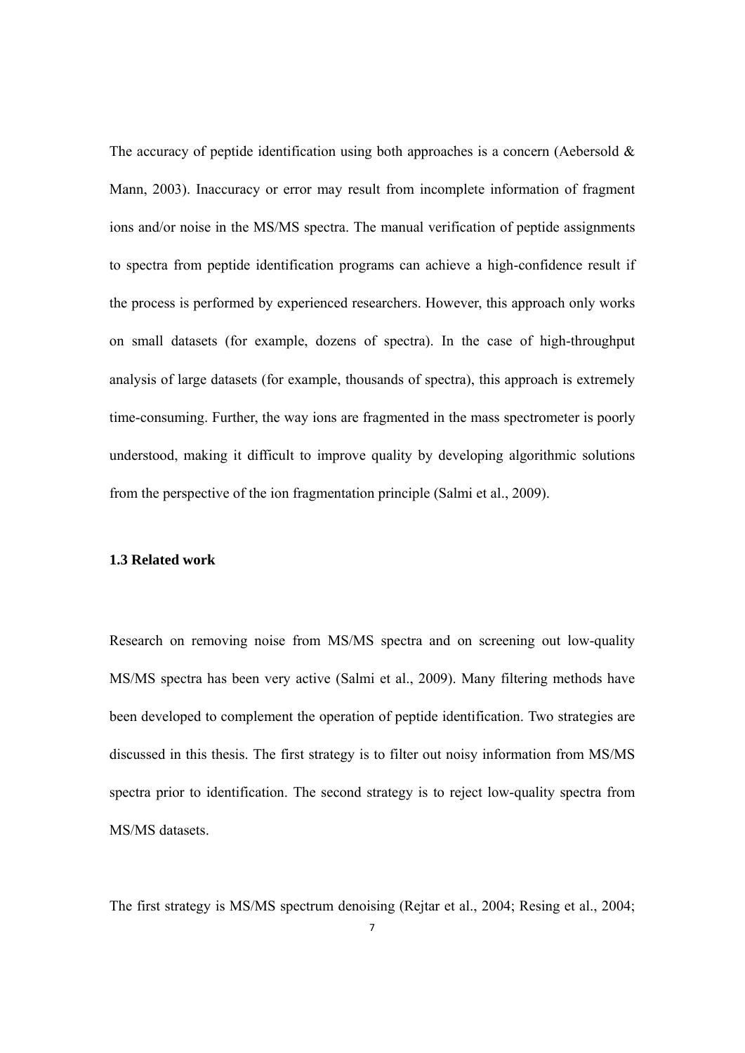The accuracy of peptide identification using both approaches is a concern (Aebersold & Mann, 2003). Inaccuracy or error may result from incomplete information of fragment ions and/or noise in the MS/MS spectra. The manual verification of peptide assignments to spectra from peptide identification programs can achieve a high-confidence result if the process is performed by experienced researchers. However, this approach only works on small datasets (for example, dozens of spectra). In the case of high-throughput analysis of large datasets (for example, thousands of spectra), this approach is extremely time-consuming. Further, the way ions are fragmented in the mass spectrometer is poorly understood, making it difficult to improve quality by developing algorithmic solutions from the perspective of the ion fragmentation principle (Salmi et al., 2009).

### 1.3 Related work

Research on removing noise from MS/MS spectra and on screening out low-quality MS/MS spectra has been very active (Salmi et al., 2009). Many filtering methods have been developed to complement the operation of peptide identification. Two strategies are discussed in this thesis. The first strategy is to filter out noisy information from MS/MS spectra prior to identification. The second strategy is to reject low-quality spectra from MS/MS datasets.

The first strategy is MS/MS spectrum denoising (Rejtar et al., 2004; Resing et al., 2004;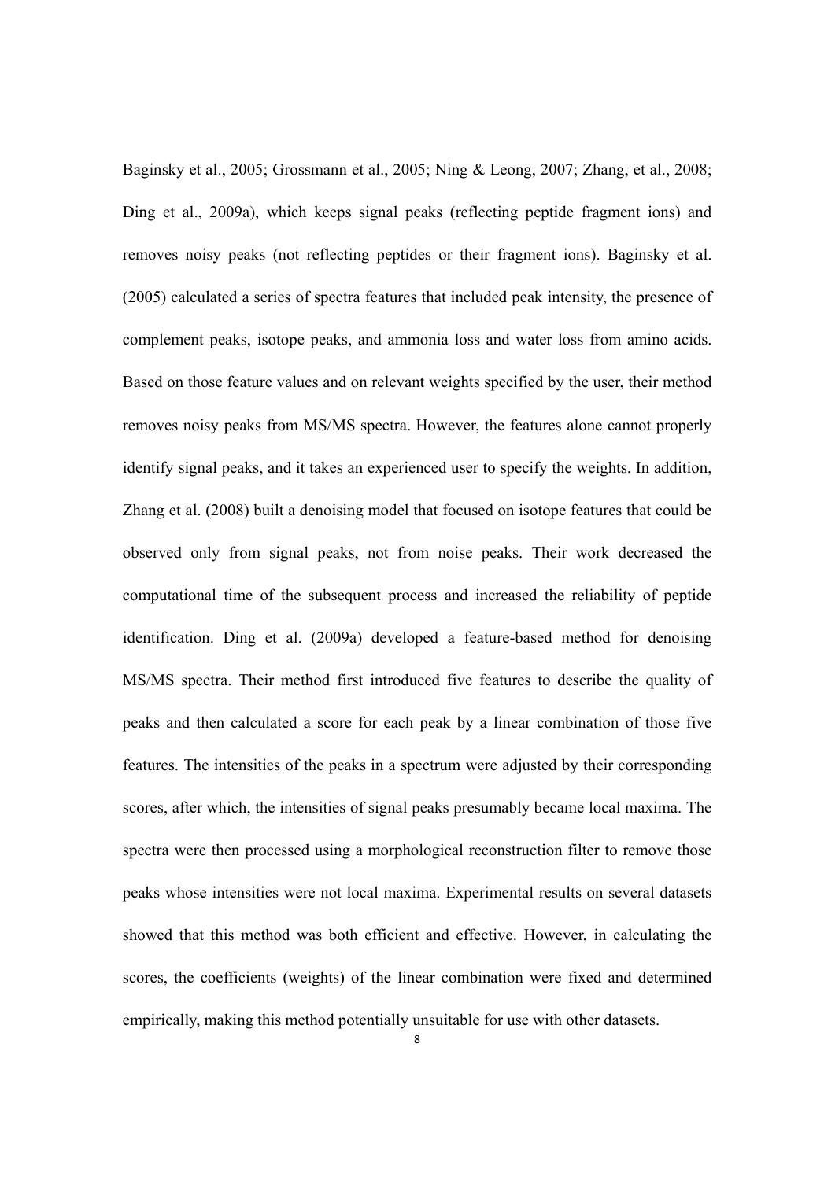Baginsky et al., 2005; Grossmann et al., 2005; Ning & Leong, 2007; Zhang, et al., 2008; Ding et al., 2009a), which keeps signal peaks (reflecting peptide fragment ions) and removes noisy peaks (not reflecting peptides or their fragment ions). Baginsky et al. (2005) calculated a series of spectra features that included peak intensity, the presence of complement peaks, isotope peaks, and ammonia loss and water loss from amino acids. Based on those feature values and on relevant weights specified by the user, their method removes noisy peaks from MS/MS spectra. However, the features alone cannot properly identify signal peaks, and it takes an experienced user to specify the weights. In addition, Zhang et al. (2008) built a denoising model that focused on isotope features that could be observed only from signal peaks, not from noise peaks. Their work decreased the computational time of the subsequent process and increased the reliability of peptide identification. Ding et al. (2009a) developed a feature-based method for denoising MS/MS spectra. Their method first introduced five features to describe the quality of peaks and then calculated a score for each peak by a linear combination of those five features. The intensities of the peaks in a spectrum were adjusted by their corresponding scores, after which, the intensities of signal peaks presumably became local maxima. The spectra were then processed using a morphological reconstruction filter to remove those peaks whose intensities were not local maxima. Experimental results on several datasets showed that this method was both efficient and effective. However, in calculating the scores, the coefficients (weights) of the linear combination were fixed and determined empirically, making this method potentially unsuitable for use with other datasets.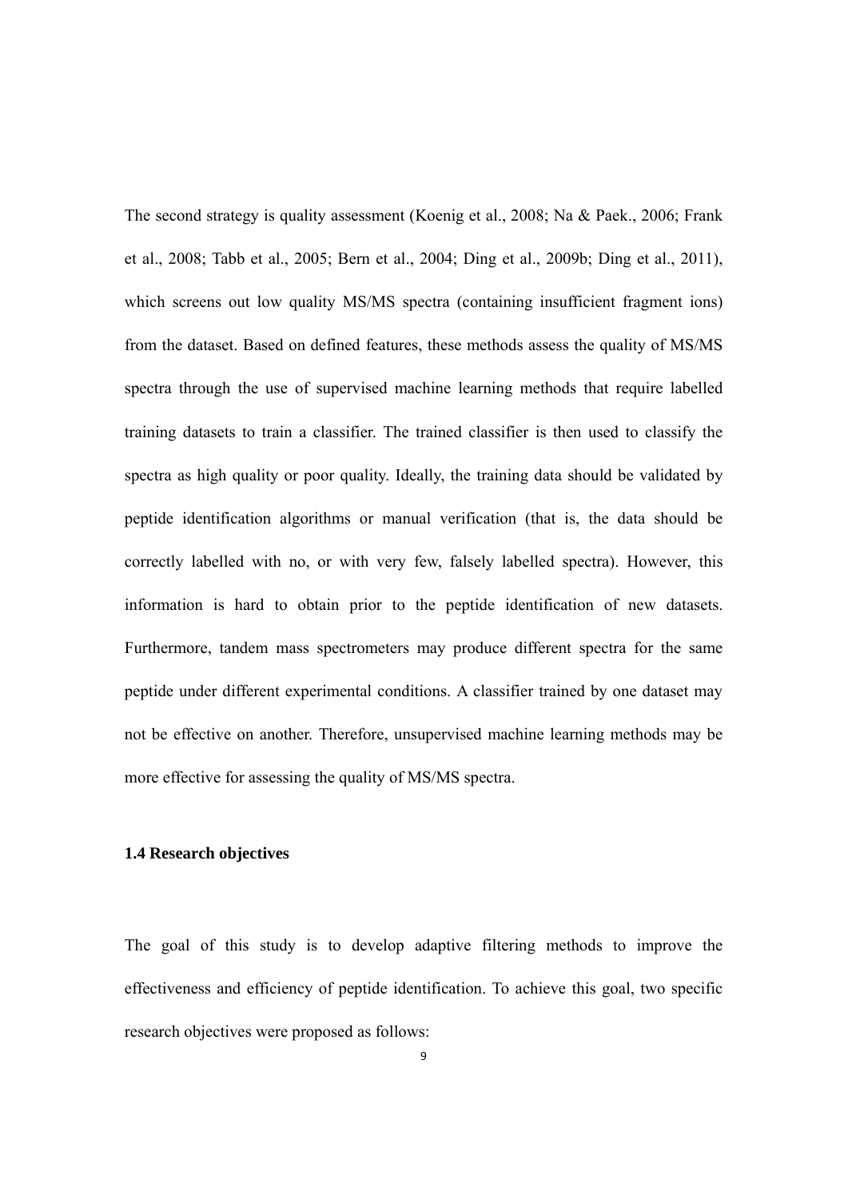The second strategy is quality assessment (Koenig et al., 2008; Na & Paek., 2006; Frank et al., 2008; Tabb et al., 2005; Bern et al., 2004; Ding et al., 2009b; Ding et al., 2011), which screens out low quality MS/MS spectra (containing insufficient fragment ions) from the dataset. Based on defined features, these methods assess the quality of MS/MS spectra through the use of supervised machine learning methods that require labelled training datasets to train a classifier. The trained classifier is then used to classify the spectra as high quality or poor quality. Ideally, the training data should be validated by peptide identification algorithms or manual verification (that is, the data should be correctly labelled with no, or with very few, falsely labelled spectra). However, this information is hard to obtain prior to the peptide identification of new datasets. Furthermore, tandem mass spectrometers may produce different spectra for the same peptide under different experimental conditions. A classifier trained by one dataset may not be effective on another. Therefore, unsupervised machine learning methods may be more effective for assessing the quality of MS/MS spectra.

### 1.4 Research objectives

The goal of this study is to develop adaptive filtering methods to improve the effectiveness and efficiency of peptide identification. To achieve this goal, two specific research objectives were proposed as follows: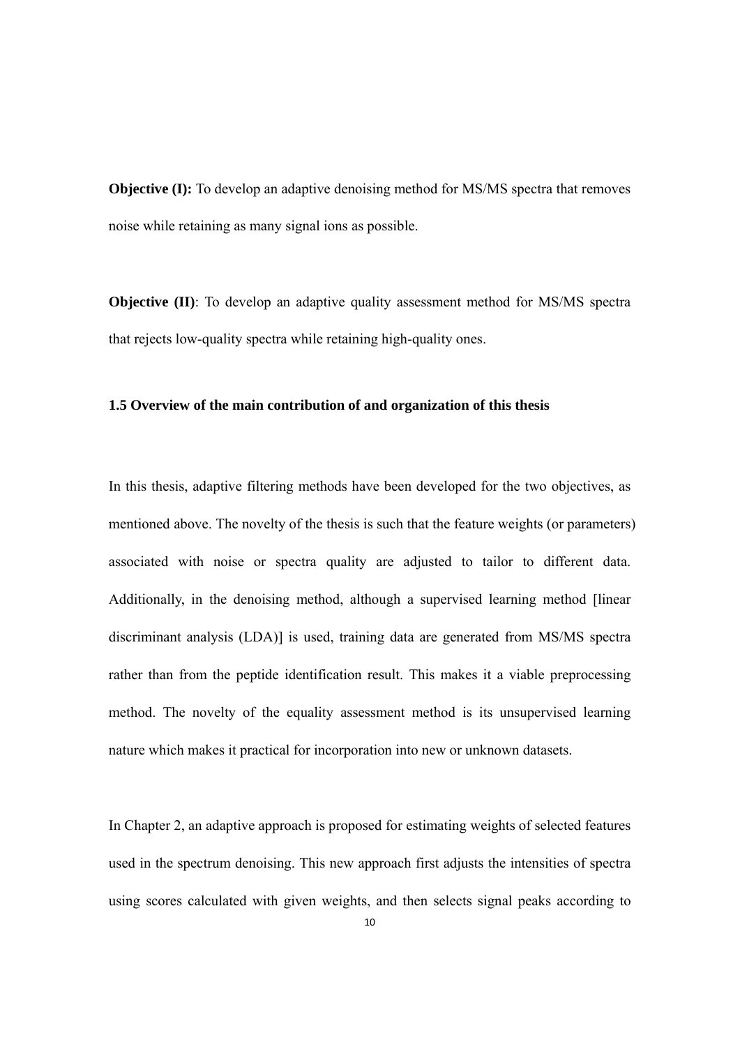**Objective (I):** To develop an adaptive denoising method for MS/MS spectra that removes noise while retaining as many signal ions as possible.

**Objective (II)**: To develop an adaptive quality assessment method for MS/MS spectra that rejects low-quality spectra while retaining high-quality ones.

### 1.5 Overview of the main contribution of and organization of this thesis

In this thesis, adaptive filtering methods have been developed for the two objectives, as mentioned above. The novelty of the thesis is such that the feature weights (or parameters) associated with noise or spectra quality are adjusted to tailor to different data. Additionally, in the denoising method, although a supervised learning method [linear discriminant analysis (LDA)] is used, training data are generated from MS/MS spectra rather than from the peptide identification result. This makes it a viable preprocessing method. The novelty of the equality assessment method is its unsupervised learning nature which makes it practical for incorporation into new or unknown datasets.

In Chapter 2, an adaptive approach is proposed for estimating weights of selected features used in the spectrum denoising. This new approach first adjusts the intensities of spectra using scores calculated with given weights, and then selects signal peaks according to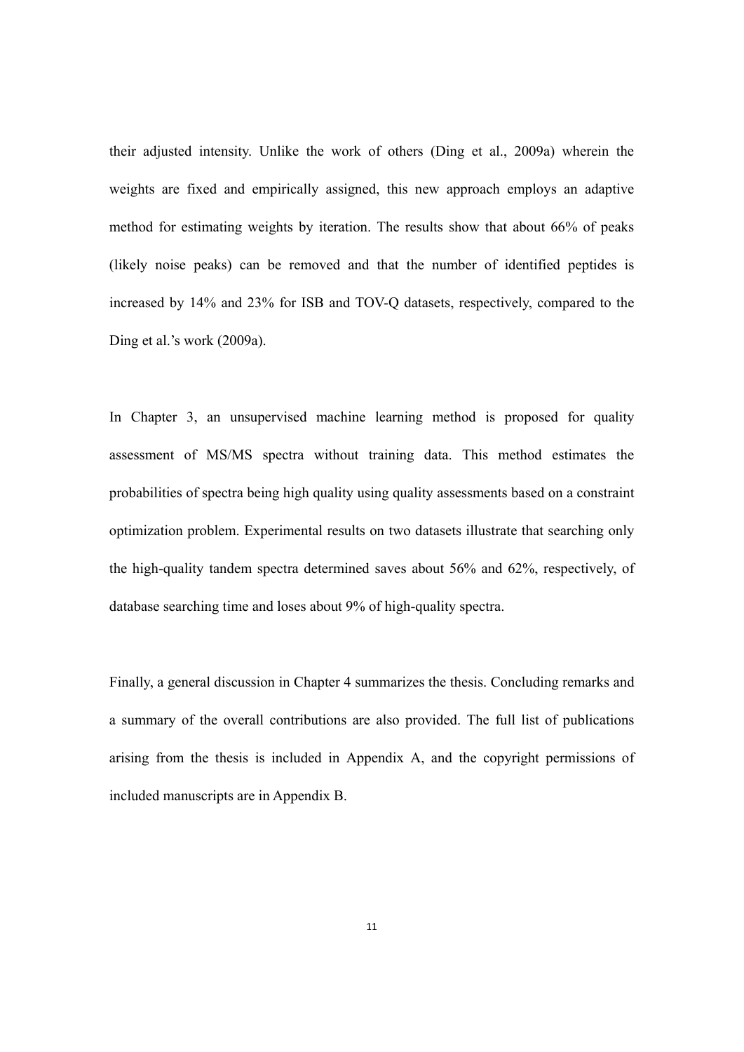their adjusted intensity. Unlike the work of others (Ding et al., 2009a) wherein the weights are fixed and empirically assigned, this new approach employs an adaptive method for estimating weights by iteration. The results show that about 66% of peaks (likely noise peaks) can be removed and that the number of identified peptides is increased by 14% and 23% for ISB and TOV-Q datasets, respectively, compared to the Ding et al.'s work (2009a).

In Chapter 3, an unsupervised machine learning method is proposed for quality assessment of MS/MS spectra without training data. This method estimates the probabilities of spectra being high quality using quality assessments based on a constraint optimization problem. Experimental results on two datasets illustrate that searching only the high-quality tandem spectra determined saves about 56% and 62%, respectively, of database searching time and loses about 9% of high-quality spectra.

Finally, a general discussion in Chapter 4 summarizes the thesis. Concluding remarks and a summary of the overall contributions are also provided. The full list of publications arising from the thesis is included in Appendix A, and the copyright permissions of included manuscripts are in Appendix B.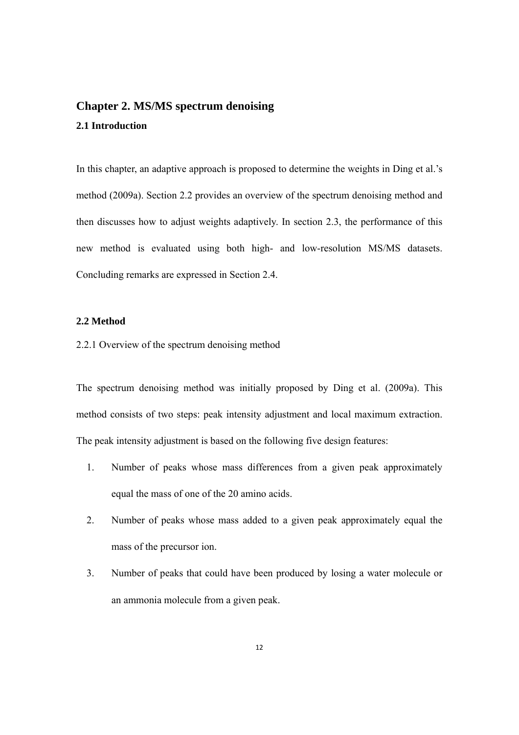# Chapter 2. MS/MS spectrum denoising

## 2.1 Introduction

In this chapter, an adaptive approach is proposed to determine the weights in Ding et al.'s method (2009a). Section 2.2 provides an overview of the spectrum denoising method and then discusses how to adjust weights adaptively. In section 2.3, the performance of this new method is evaluated using both high- and low-resolution MS/MS datasets. Concluding remarks are expressed in Section 2.4.

## 2.2 Method

### 2.2.1 Overview of the spectrum denoising method

The spectrum denoising method was initially proposed by Ding et al. (2009a). This method consists of two steps: peak intensity adjustment and local maximum extraction. The peak intensity adjustment is based on the following five design features:

1. Number of peaks whose mass differences from a given peak approximately equal the mass of one of the 20 amino acids.
2. Number of peaks whose mass added to a given peak approximately equal the mass of the precursor ion.
3. Number of peaks that could have been produced by losing a water molecule or an ammonia molecule from a given peak.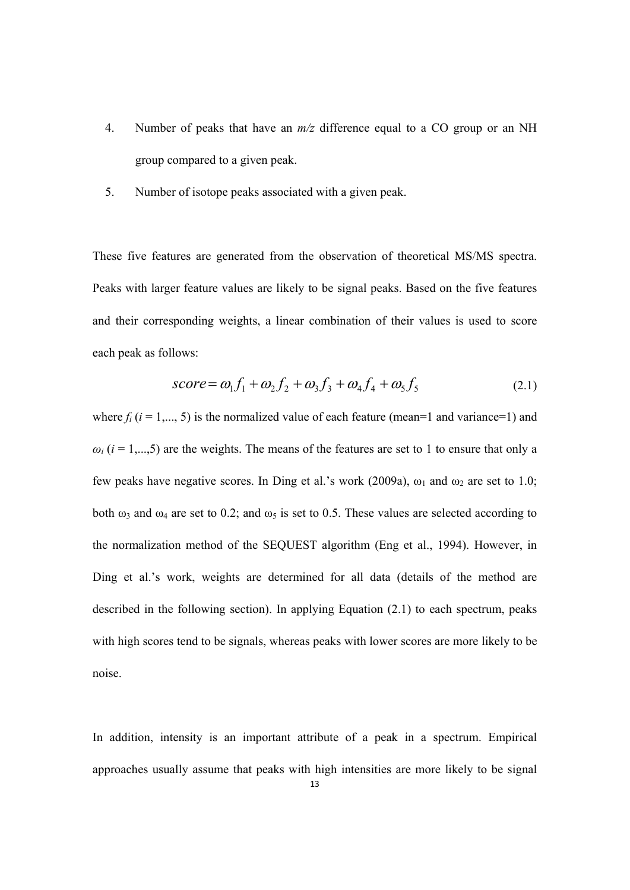4. Number of peaks that have an *m/z* difference equal to a CO group or an NH group compared to a given peak.
5. Number of isotope peaks associated with a given peak.

These five features are generated from the observation of theoretical MS/MS spectra. Peaks with larger feature values are likely to be signal peaks. Based on the five features and their corresponding weights, a linear combination of their values is used to score each peak as follows:

$$score = \omega_1 f_1 + \omega_2 f_2 + \omega_3 f_3 + \omega_4 f_4 + \omega_5 f_5 \tag{2.1}$$

where $f_i$ ($i$ = 1,..., 5) is the normalized value of each feature (mean=1 and variance=1) and $\omega_i$ ($i$ = 1,...,5) are the weights. The means of the features are set to 1 to ensure that only a few peaks have negative scores. In Ding et al.'s work (2009a), $\omega_1$ and $\omega_2$ are set to 1.0; both $\omega_3$ and $\omega_4$ are set to 0.2; and $\omega_5$ is set to 0.5. These values are selected according to the normalization method of the SEQUEST algorithm (Eng et al., 1994). However, in Ding et al.'s work, weights are determined for all data (details of the method are described in the following section). In applying Equation (2.1) to each spectrum, peaks with high scores tend to be signals, whereas peaks with lower scores are more likely to be noise.

In addition, intensity is an important attribute of a peak in a spectrum. Empirical approaches usually assume that peaks with high intensities are more likely to be signal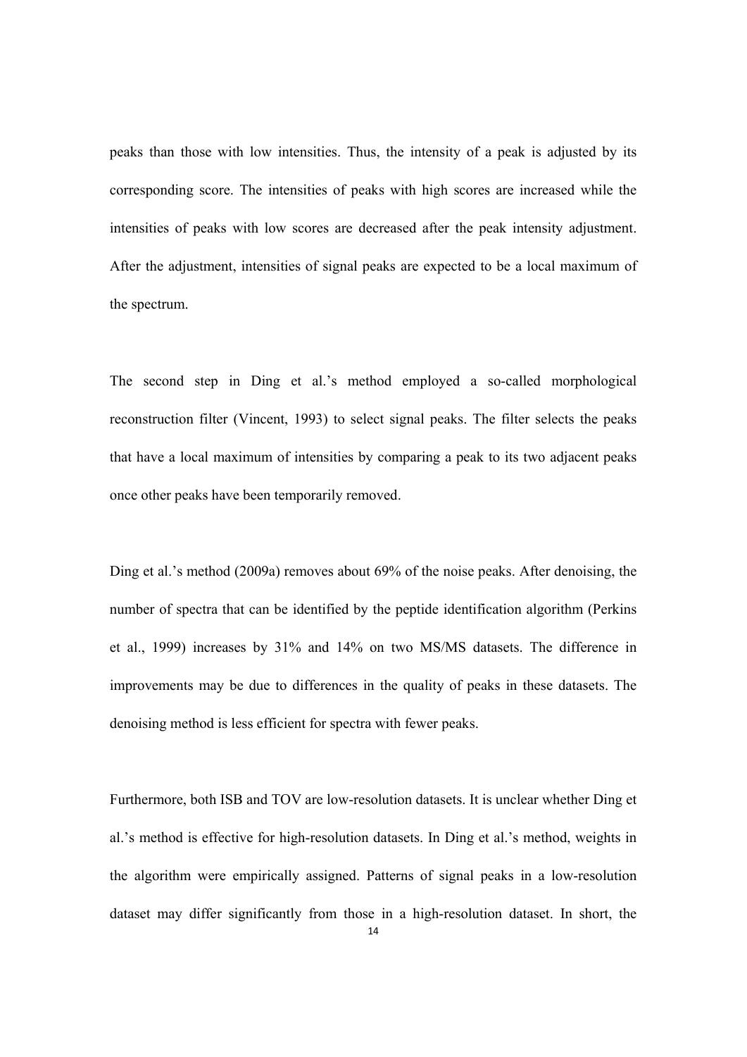peaks than those with low intensities. Thus, the intensity of a peak is adjusted by its corresponding score. The intensities of peaks with high scores are increased while the intensities of peaks with low scores are decreased after the peak intensity adjustment. After the adjustment, intensities of signal peaks are expected to be a local maximum of the spectrum.

The second step in Ding et al.'s method employed a so-called morphological reconstruction filter (Vincent, 1993) to select signal peaks. The filter selects the peaks that have a local maximum of intensities by comparing a peak to its two adjacent peaks once other peaks have been temporarily removed.

Ding et al.'s method (2009a) removes about 69% of the noise peaks. After denoising, the number of spectra that can be identified by the peptide identification algorithm (Perkins et al., 1999) increases by 31% and 14% on two MS/MS datasets. The difference in improvements may be due to differences in the quality of peaks in these datasets. The denoising method is less efficient for spectra with fewer peaks.

Furthermore, both ISB and TOV are low-resolution datasets. It is unclear whether Ding et al.'s method is effective for high-resolution datasets. In Ding et al.'s method, weights in the algorithm were empirically assigned. Patterns of signal peaks in a low-resolution dataset may differ significantly from those in a high-resolution dataset. In short, the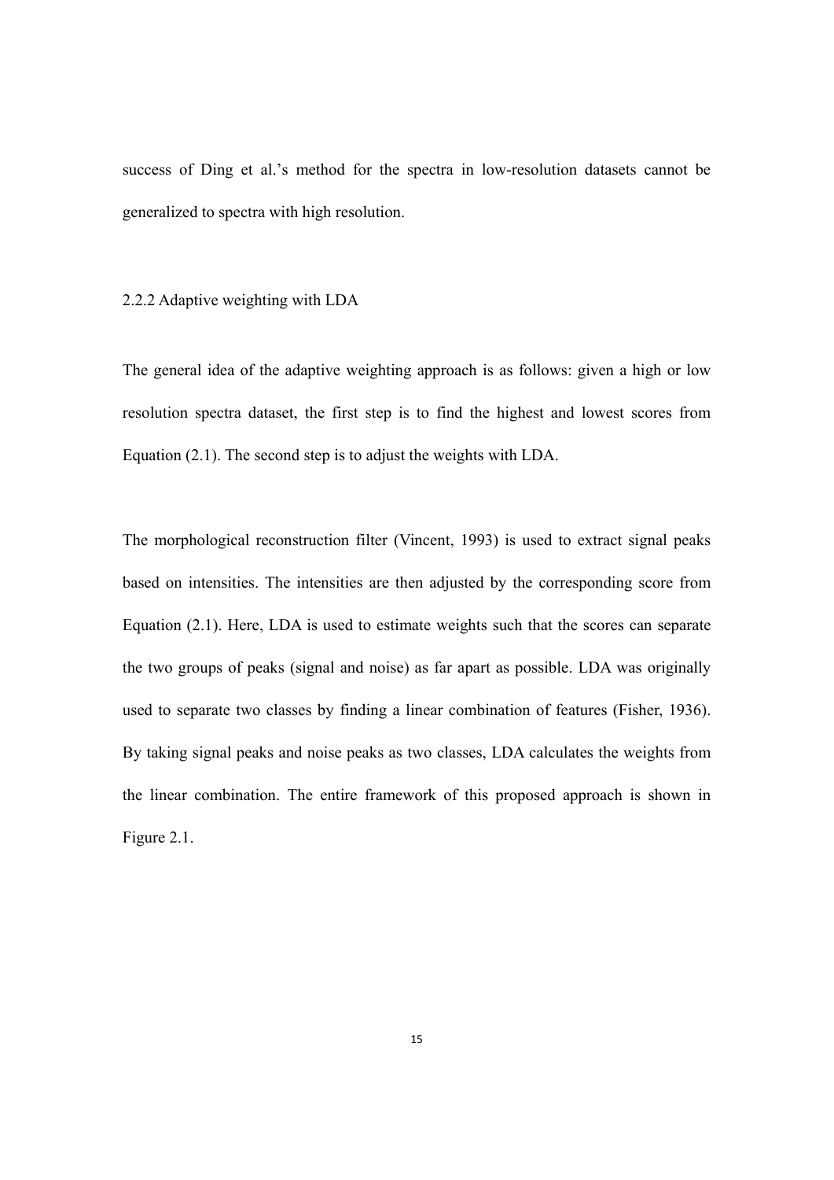success of Ding et al.'s method for the spectra in low-resolution datasets cannot be generalized to spectra with high resolution.

### 2.2.2 Adaptive weighting with LDA

The general idea of the adaptive weighting approach is as follows: given a high or low resolution spectra dataset, the first step is to find the highest and lowest scores from Equation (2.1). The second step is to adjust the weights with LDA.

The morphological reconstruction filter (Vincent, 1993) is used to extract signal peaks based on intensities. The intensities are then adjusted by the corresponding score from Equation (2.1). Here, LDA is used to estimate weights such that the scores can separate the two groups of peaks (signal and noise) as far apart as possible. LDA was originally used to separate two classes by finding a linear combination of features (Fisher, 1936). By taking signal peaks and noise peaks as two classes, LDA calculates the weights from the linear combination. The entire framework of this proposed approach is shown in Figure 2.1.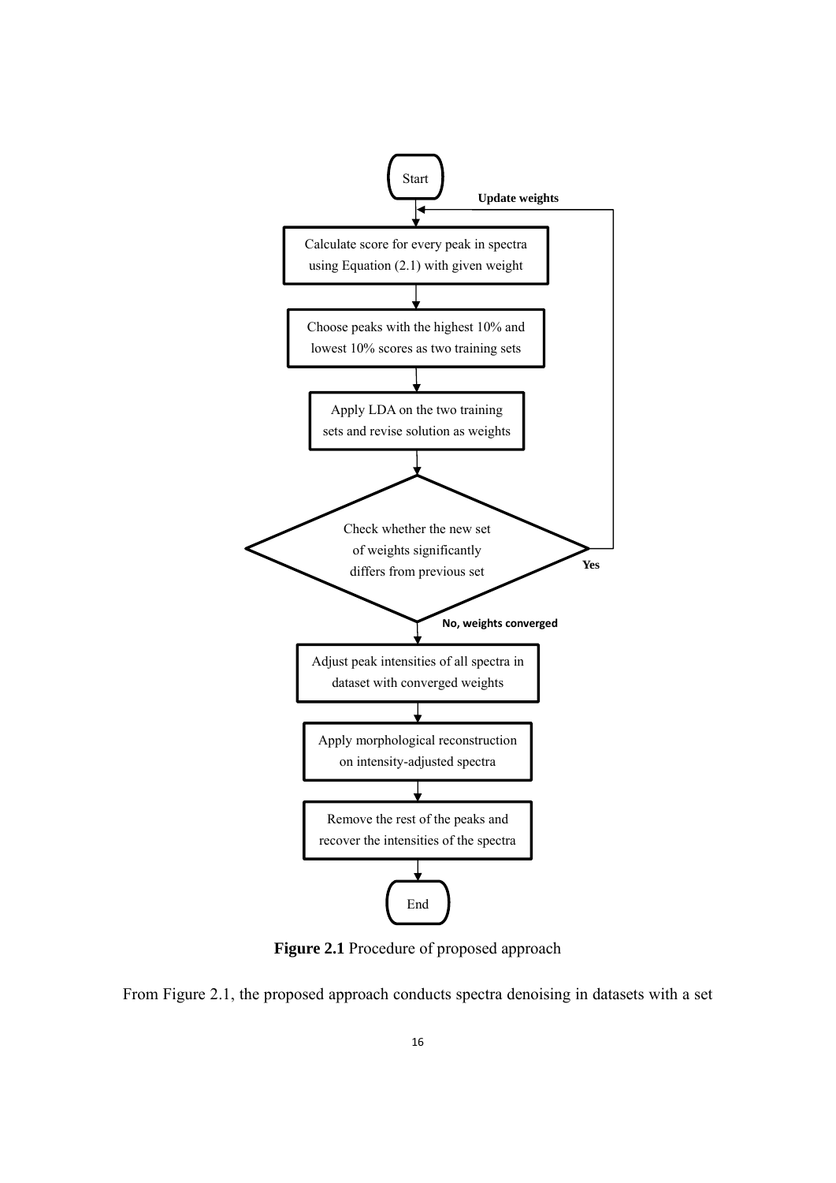Start

Update weights

Calculate score for every peak in spectra using Equation (2.1) with given weight

Choose peaks with the highest 10% and lowest 10% scores as two training sets

Apply LDA on the two training sets and revise solution as weights

Check whether the new set of weights significantly differs from previous set

Yes

No, weights converged

Adjust peak intensities of all spectra in dataset with converged weights

Apply morphological reconstruction on intensity-adjusted spectra

Remove the rest of the peaks and recover the intensities of the spectra

End

**Figure 2.1** Procedure of proposed approach

From Figure 2.1, the proposed approach conducts spectra denoising in datasets with a set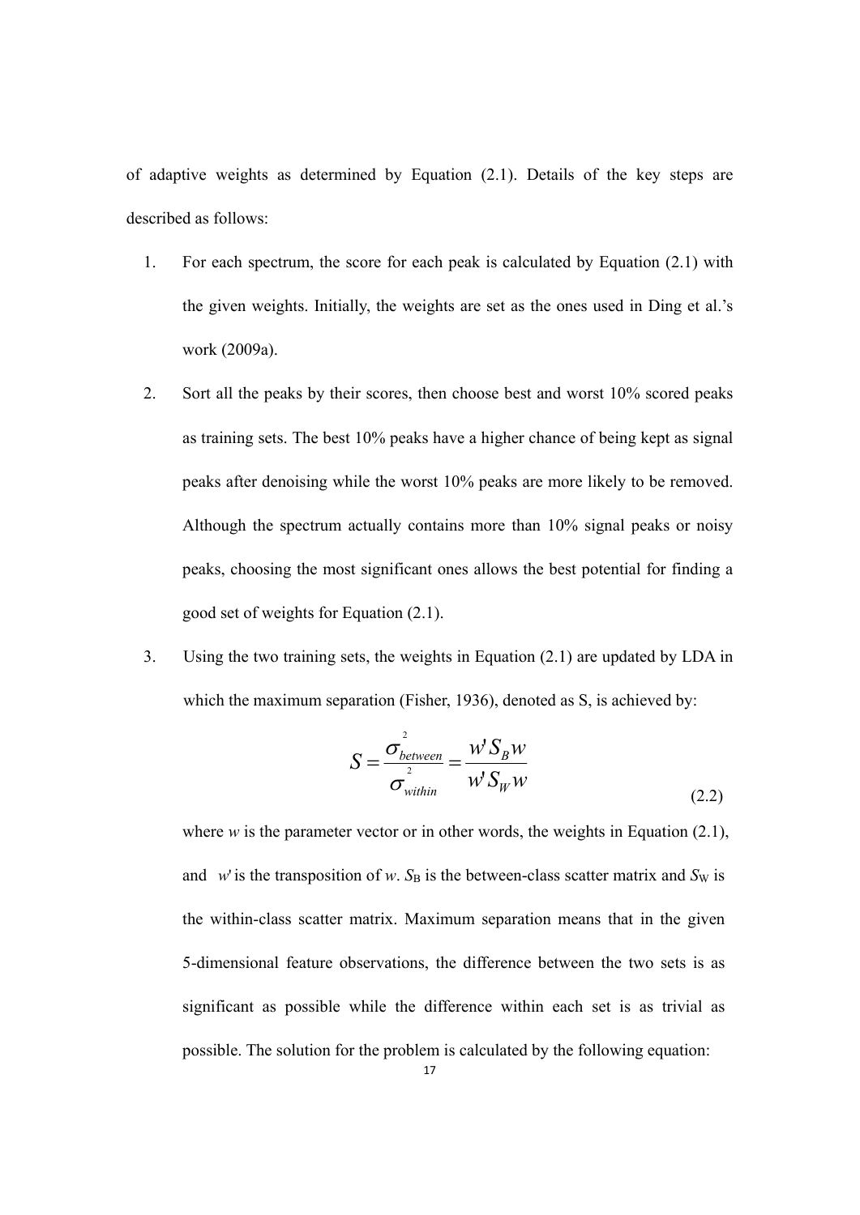of adaptive weights as determined by Equation (2.1). Details of the key steps are described as follows:

1. For each spectrum, the score for each peak is calculated by Equation (2.1) with the given weights. Initially, the weights are set as the ones used in Ding et al.'s work (2009a).

2. Sort all the peaks by their scores, then choose best and worst 10% scored peaks as training sets. The best 10% peaks have a higher chance of being kept as signal peaks after denoising while the worst 10% peaks are more likely to be removed. Although the spectrum actually contains more than 10% signal peaks or noisy peaks, choosing the most significant ones allows the best potential for finding a good set of weights for Equation (2.1).

3. Using the two training sets, the weights in Equation (2.1) are updated by LDA in which the maximum separation (Fisher, 1936), denoted as S, is achieved by:

$$S = \frac{\sigma_{between}^{2}}{\sigma_{within}^{2}} = \frac{w' S_B w}{w' S_W w} \tag{2.2}$$

   where $w$ is the parameter vector or in other words, the weights in Equation (2.1), and $w'$ is the transposition of $w$. $S_B$ is the between-class scatter matrix and $S_W$ is the within-class scatter matrix. Maximum separation means that in the given 5-dimensional feature observations, the difference between the two sets is as significant as possible while the difference within each set is as trivial as possible. The solution for the problem is calculated by the following equation: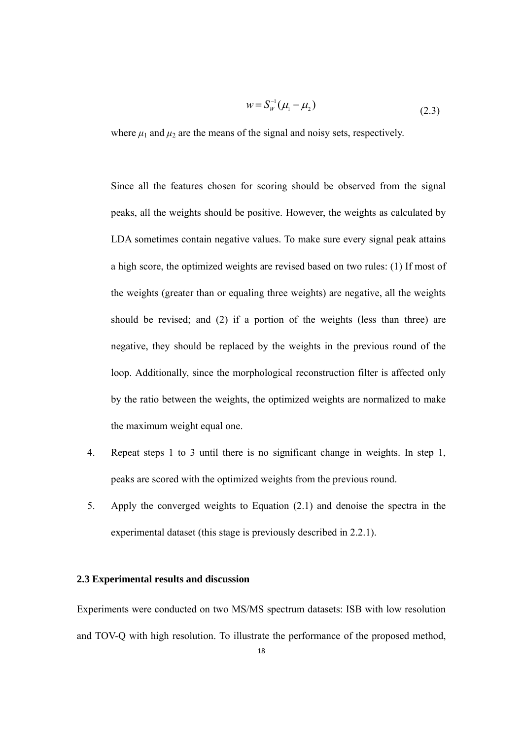$$w = S_W^{-1}(\mu_1 - \mu_2) \tag{2.3}$$

where $\mu_1$ and $\mu_2$ are the means of the signal and noisy sets, respectively.

Since all the features chosen for scoring should be observed from the signal peaks, all the weights should be positive. However, the weights as calculated by LDA sometimes contain negative values. To make sure every signal peak attains a high score, the optimized weights are revised based on two rules: (1) If most of the weights (greater than or equaling three weights) are negative, all the weights should be revised; and (2) if a portion of the weights (less than three) are negative, they should be replaced by the weights in the previous round of the loop. Additionally, since the morphological reconstruction filter is affected only by the ratio between the weights, the optimized weights are normalized to make the maximum weight equal one.

4. Repeat steps 1 to 3 until there is no significant change in weights. In step 1, peaks are scored with the optimized weights from the previous round.
5. Apply the converged weights to Equation (2.1) and denoise the spectra in the experimental dataset (this stage is previously described in 2.2.1).

### 2.3 Experimental results and discussion

Experiments were conducted on two MS/MS spectrum datasets: ISB with low resolution and TOV-Q with high resolution. To illustrate the performance of the proposed method,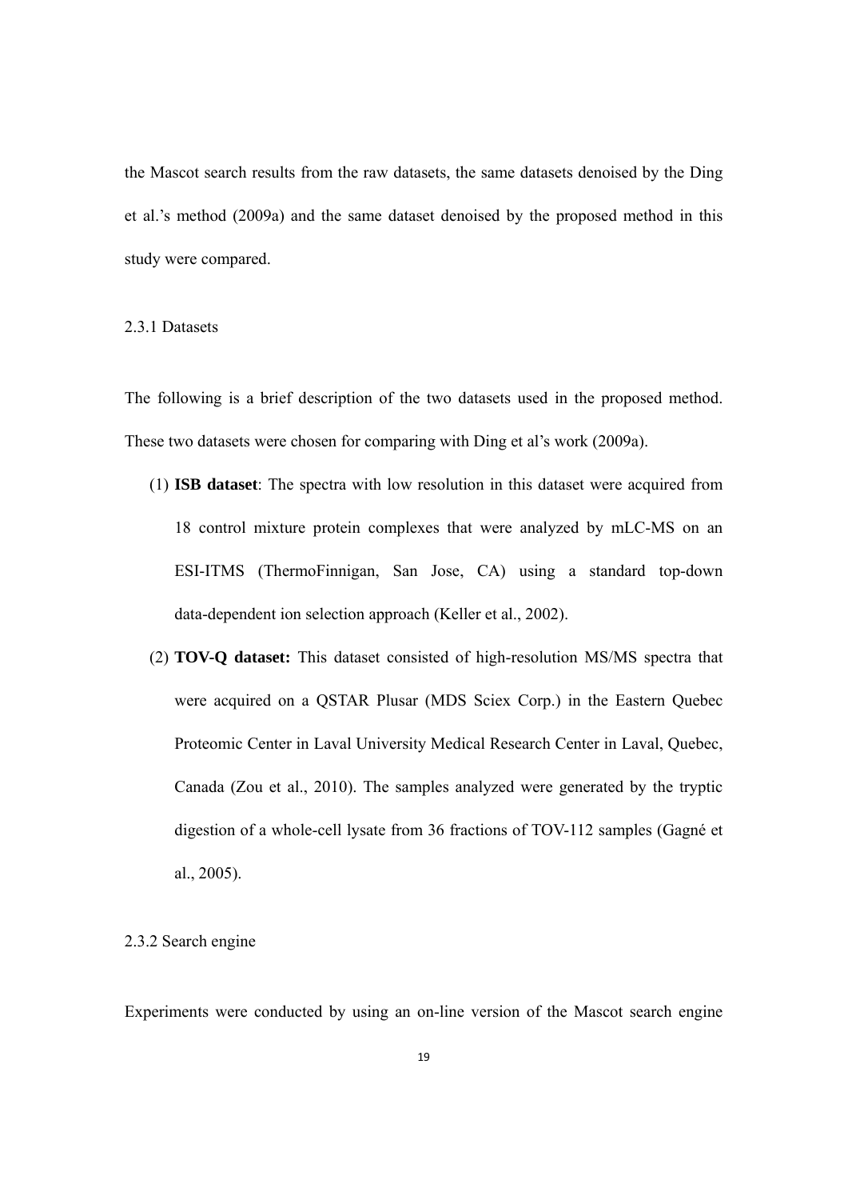the Mascot search results from the raw datasets, the same datasets denoised by the Ding et al.'s method (2009a) and the same dataset denoised by the proposed method in this study were compared.

### 2.3.1 Datasets

The following is a brief description of the two datasets used in the proposed method. These two datasets were chosen for comparing with Ding et al's work (2009a).

(1) **ISB dataset**: The spectra with low resolution in this dataset were acquired from 18 control mixture protein complexes that were analyzed by mLC-MS on an ESI-ITMS (ThermoFinnigan, San Jose, CA) using a standard top-down data-dependent ion selection approach (Keller et al., 2002).

(2) **TOV-Q dataset:** This dataset consisted of high-resolution MS/MS spectra that were acquired on a QSTAR Plusar (MDS Sciex Corp.) in the Eastern Quebec Proteomic Center in Laval University Medical Research Center in Laval, Quebec, Canada (Zou et al., 2010). The samples analyzed were generated by the tryptic digestion of a whole-cell lysate from 36 fractions of TOV-112 samples (Gagné et al., 2005).

### 2.3.2 Search engine

Experiments were conducted by using an on-line version of the Mascot search engine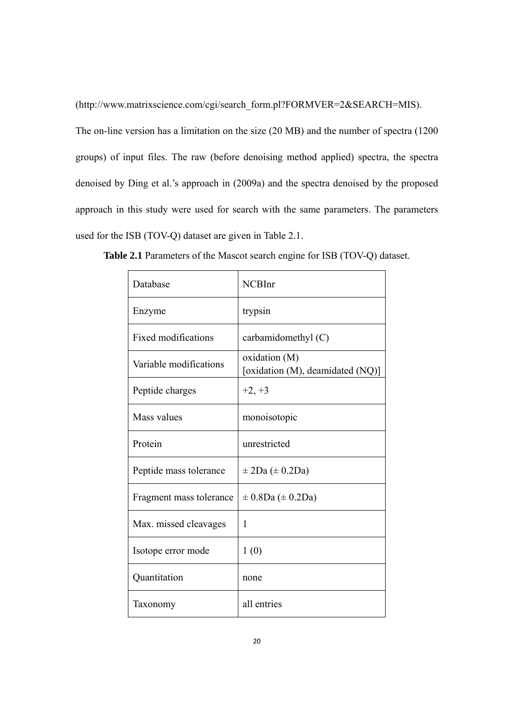(http://www.matrixscience.com/cgi/search_form.pl?FORMVER=2&SEARCH=MIS). The on-line version has a limitation on the size (20 MB) and the number of spectra (1200 groups) of input files. The raw (before denoising method applied) spectra, the spectra denoised by Ding et al.'s approach in (2009a) and the spectra denoised by the proposed approach in this study were used for search with the same parameters. The parameters used for the ISB (TOV-Q) dataset are given in Table 2.1.

**Table 2.1** Parameters of the Mascot search engine for ISB (TOV-Q) dataset.

| | |
|---|---|
| Database | NCBInr |
| Enzyme | trypsin |
| Fixed modifications | carbamidomethyl (C) |
| Variable modifications | oxidation (M) [oxidation (M), deamidated (NQ)] |
| Peptide charges | +2, +3 |
| Mass values | monoisotopic |
| Protein | unrestricted |
| Peptide mass tolerance | ± 2Da (± 0.2Da) |
| Fragment mass tolerance | ± 0.8Da (± 0.2Da) |
| Max. missed cleavages | 1 |
| Isotope error mode | 1 (0) |
| Quantitation | none |
| Taxonomy | all entries |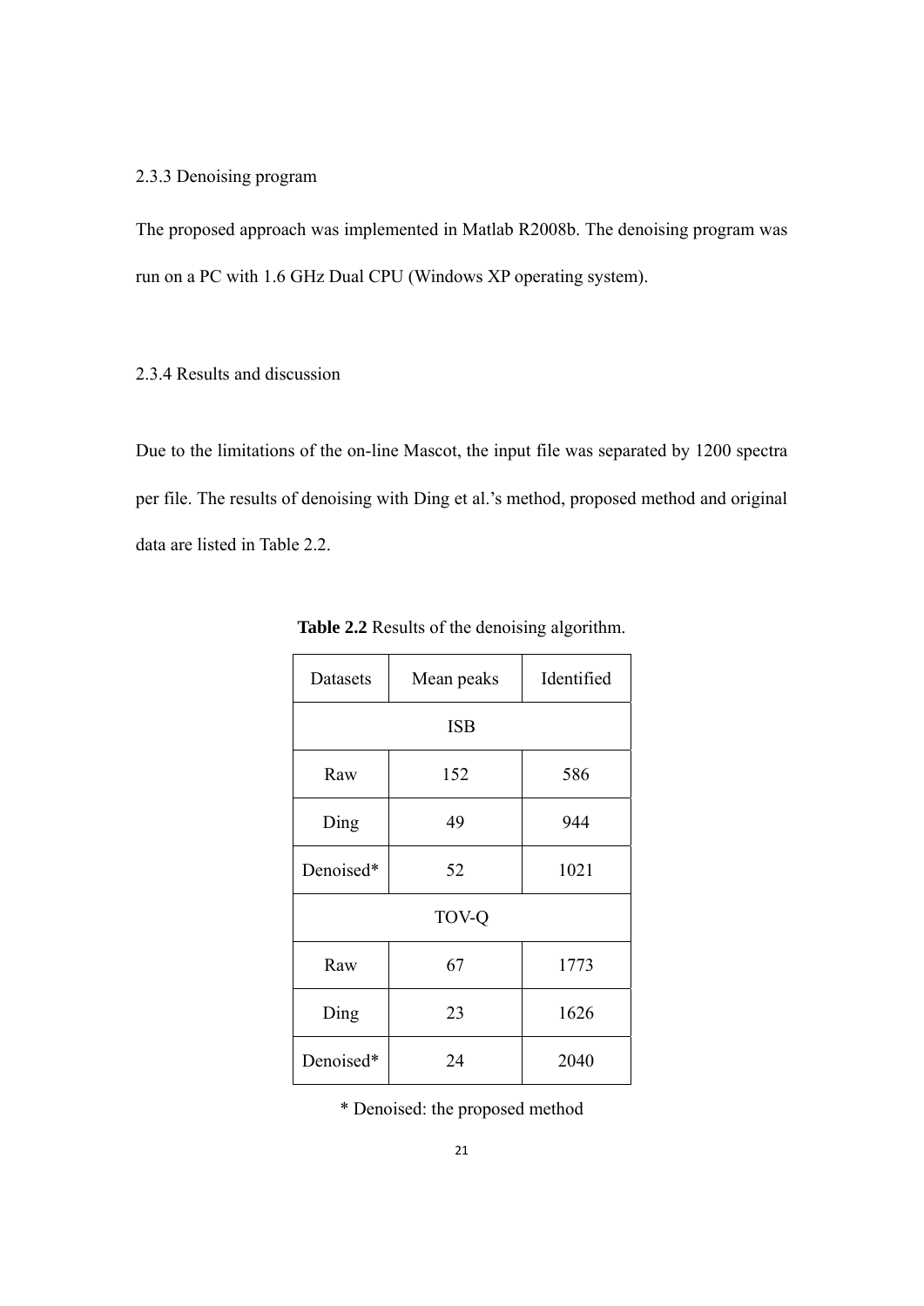### 2.3.3 Denoising program

The proposed approach was implemented in Matlab R2008b. The denoising program was run on a PC with 1.6 GHz Dual CPU (Windows XP operating system).

### 2.3.4 Results and discussion

Due to the limitations of the on-line Mascot, the input file was separated by 1200 spectra per file. The results of denoising with Ding et al.'s method, proposed method and original data are listed in Table 2.2.

**Table 2.2** Results of the denoising algorithm.

| Datasets | Mean peaks | Identified |
|---|---|---|
| ISB | | |
| Raw | 152 | 586 |
| Ding | 49 | 944 |
| Denoised* | 52 | 1021 |
| TOV-Q | | |
| Raw | 67 | 1773 |
| Ding | 23 | 1626 |
| Denoised* | 24 | 2040 |

\* Denoised: the proposed method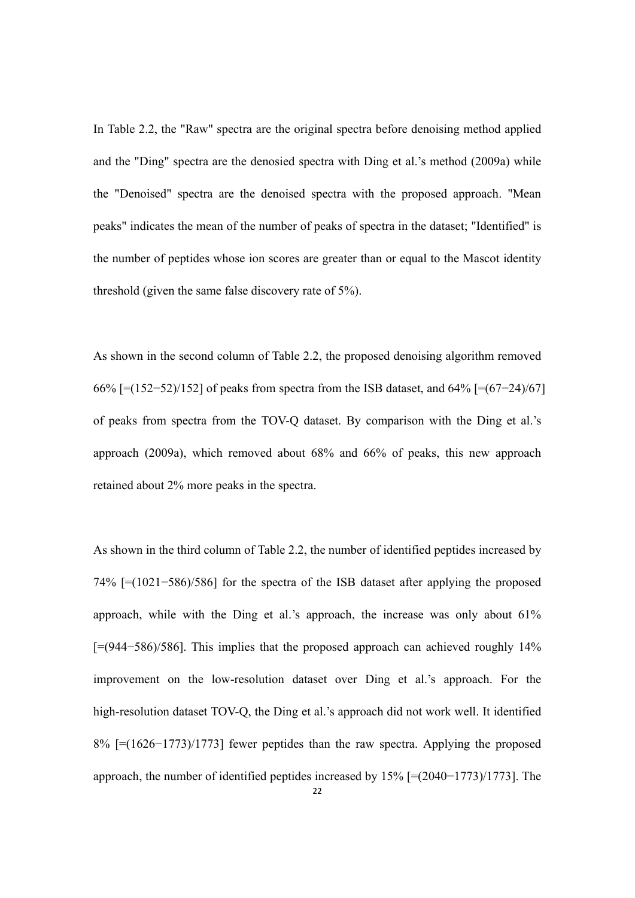In Table 2.2, the "Raw" spectra are the original spectra before denoising method applied and the "Ding" spectra are the denosied spectra with Ding et al.'s method (2009a) while the "Denoised" spectra are the denoised spectra with the proposed approach. "Mean peaks" indicates the mean of the number of peaks of spectra in the dataset; "Identified" is the number of peptides whose ion scores are greater than or equal to the Mascot identity threshold (given the same false discovery rate of 5%).

As shown in the second column of Table 2.2, the proposed denoising algorithm removed 66% [=(152−52)/152] of peaks from spectra from the ISB dataset, and 64% [=(67−24)/67] of peaks from spectra from the TOV-Q dataset. By comparison with the Ding et al.'s approach (2009a), which removed about 68% and 66% of peaks, this new approach retained about 2% more peaks in the spectra.

As shown in the third column of Table 2.2, the number of identified peptides increased by 74% [=(1021−586)/586] for the spectra of the ISB dataset after applying the proposed approach, while with the Ding et al.'s approach, the increase was only about 61% [=(944−586)/586]. This implies that the proposed approach can achieved roughly 14% improvement on the low-resolution dataset over Ding et al.'s approach. For the high-resolution dataset TOV-Q, the Ding et al.'s approach did not work well. It identified 8% [=(1626−1773)/1773] fewer peptides than the raw spectra. Applying the proposed approach, the number of identified peptides increased by 15% [=(2040−1773)/1773]. The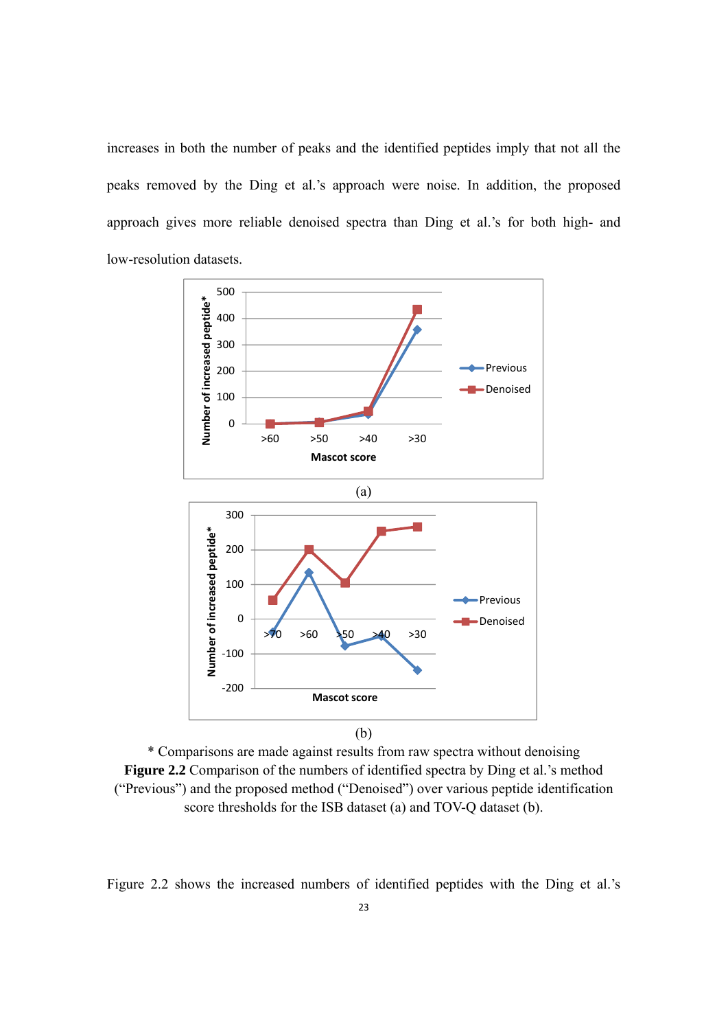increases in both the number of peaks and the identified peptides imply that not all the peaks removed by the Ding et al.'s approach were noise. In addition, the proposed approach gives more reliable denoised spectra than Ding et al.'s for both high- and low-resolution datasets.

(a)

(b)

* Comparisons are made against results from raw spectra without denoising

**Figure 2.2** Comparison of the numbers of identified spectra by Ding et al.'s method ("Previous") and the proposed method ("Denoised") over various peptide identification score thresholds for the ISB dataset (a) and TOV-Q dataset (b).

Figure 2.2 shows the increased numbers of identified peptides with the Ding et al.'s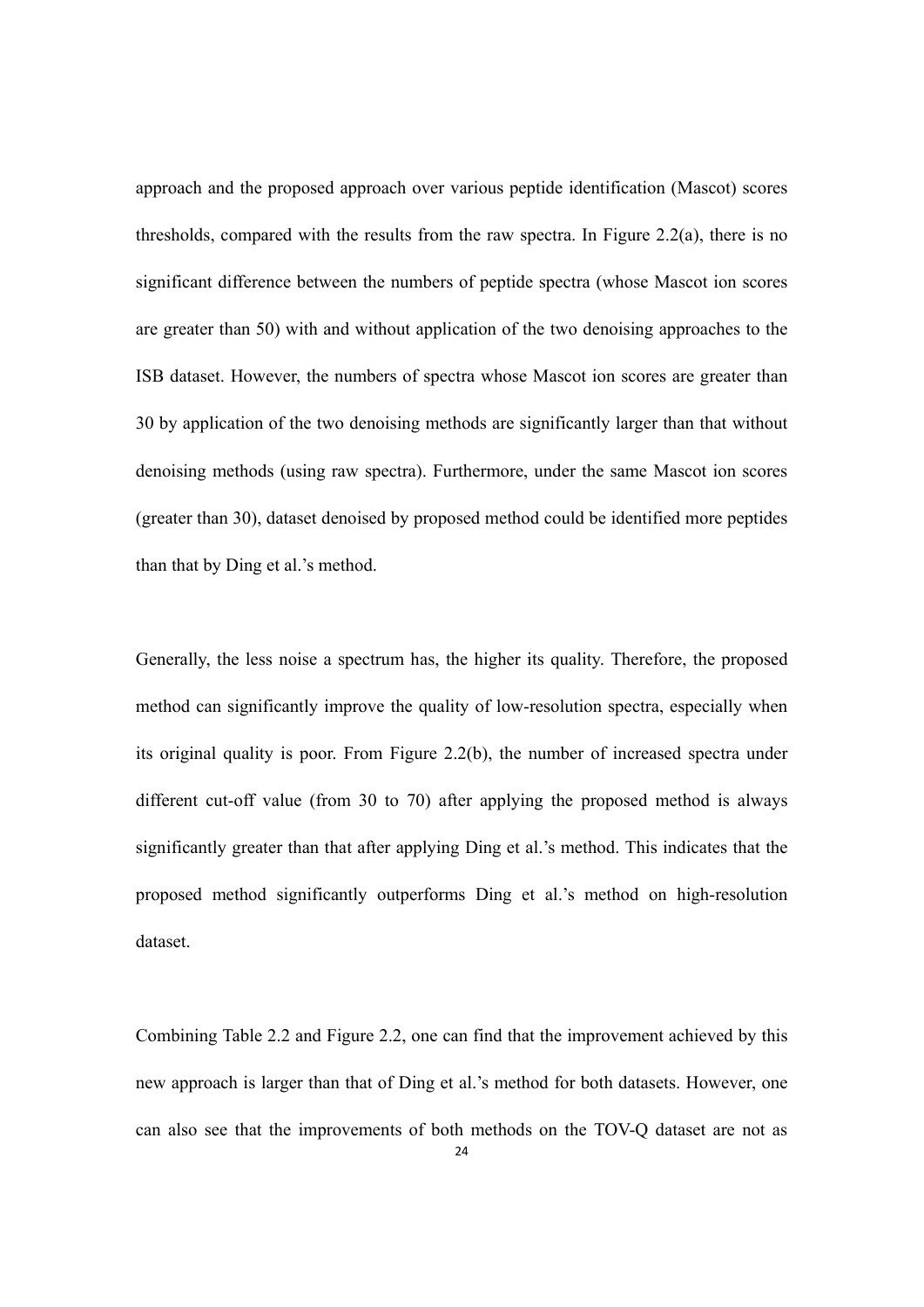approach and the proposed approach over various peptide identification (Mascot) scores thresholds, compared with the results from the raw spectra. In Figure 2.2(a), there is no significant difference between the numbers of peptide spectra (whose Mascot ion scores are greater than 50) with and without application of the two denoising approaches to the ISB dataset. However, the numbers of spectra whose Mascot ion scores are greater than 30 by application of the two denoising methods are significantly larger than that without denoising methods (using raw spectra). Furthermore, under the same Mascot ion scores (greater than 30), dataset denoised by proposed method could be identified more peptides than that by Ding et al.'s method.

Generally, the less noise a spectrum has, the higher its quality. Therefore, the proposed method can significantly improve the quality of low-resolution spectra, especially when its original quality is poor. From Figure 2.2(b), the number of increased spectra under different cut-off value (from 30 to 70) after applying the proposed method is always significantly greater than that after applying Ding et al.'s method. This indicates that the proposed method significantly outperforms Ding et al.'s method on high-resolution dataset.

Combining Table 2.2 and Figure 2.2, one can find that the improvement achieved by this new approach is larger than that of Ding et al.'s method for both datasets. However, one can also see that the improvements of both methods on the TOV-Q dataset are not as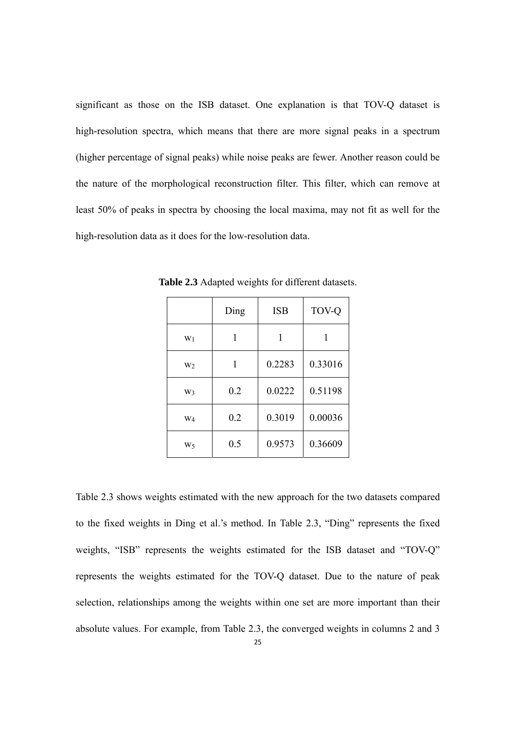significant as those on the ISB dataset. One explanation is that TOV-Q dataset is high-resolution spectra, which means that there are more signal peaks in a spectrum (higher percentage of signal peaks) while noise peaks are fewer. Another reason could be the nature of the morphological reconstruction filter. This filter, which can remove at least 50% of peaks in spectra by choosing the local maxima, may not fit as well for the high-resolution data as it does for the low-resolution data.

**Table 2.3** Adapted weights for different datasets.

| | Ding | ISB | TOV-Q |
|---|---|---|---|
| $w_1$ | 1 | 1 | 1 |
| $w_2$ | 1 | 0.2283 | 0.33016 |
| $w_3$ | 0.2 | 0.0222 | 0.51198 |
| $w_4$ | 0.2 | 0.3019 | 0.00036 |
| $w_5$ | 0.5 | 0.9573 | 0.36609 |

Table 2.3 shows weights estimated with the new approach for the two datasets compared to the fixed weights in Ding et al.'s method. In Table 2.3, "Ding" represents the fixed weights, "ISB" represents the weights estimated for the ISB dataset and "TOV-Q" represents the weights estimated for the TOV-Q dataset. Due to the nature of peak selection, relationships among the weights within one set are more important than their absolute values. For example, from Table 2.3, the converged weights in columns 2 and 3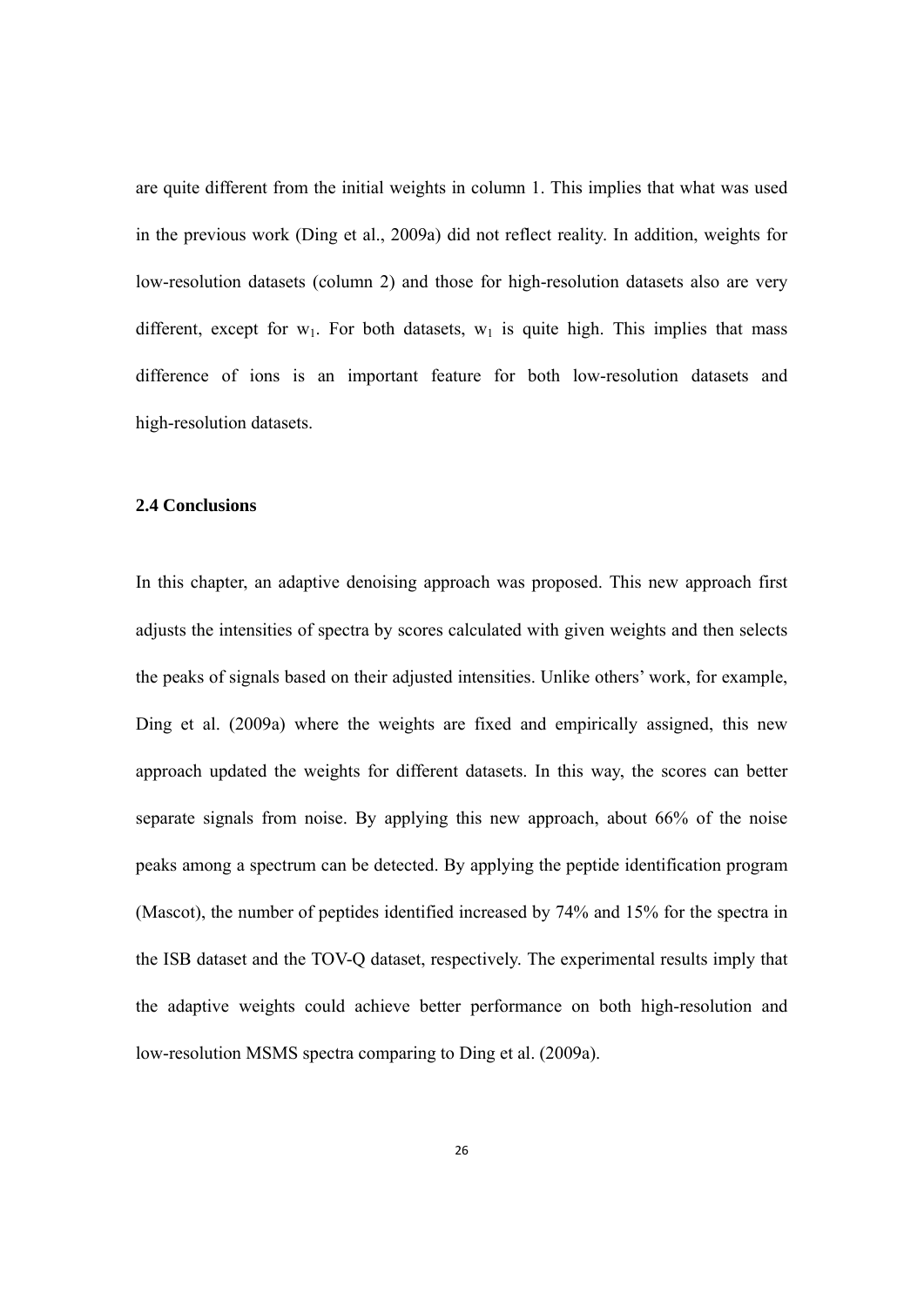are quite different from the initial weights in column 1. This implies that what was used in the previous work (Ding et al., 2009a) did not reflect reality. In addition, weights for low-resolution datasets (column 2) and those for high-resolution datasets also are very different, except for $w_1$. For both datasets, $w_1$ is quite high. This implies that mass difference of ions is an important feature for both low-resolution datasets and high-resolution datasets.

### 2.4 Conclusions

In this chapter, an adaptive denoising approach was proposed. This new approach first adjusts the intensities of spectra by scores calculated with given weights and then selects the peaks of signals based on their adjusted intensities. Unlike others' work, for example, Ding et al. (2009a) where the weights are fixed and empirically assigned, this new approach updated the weights for different datasets. In this way, the scores can better separate signals from noise. By applying this new approach, about 66% of the noise peaks among a spectrum can be detected. By applying the peptide identification program (Mascot), the number of peptides identified increased by 74% and 15% for the spectra in the ISB dataset and the TOV-Q dataset, respectively. The experimental results imply that the adaptive weights could achieve better performance on both high-resolution and low-resolution MSMS spectra comparing to Ding et al. (2009a).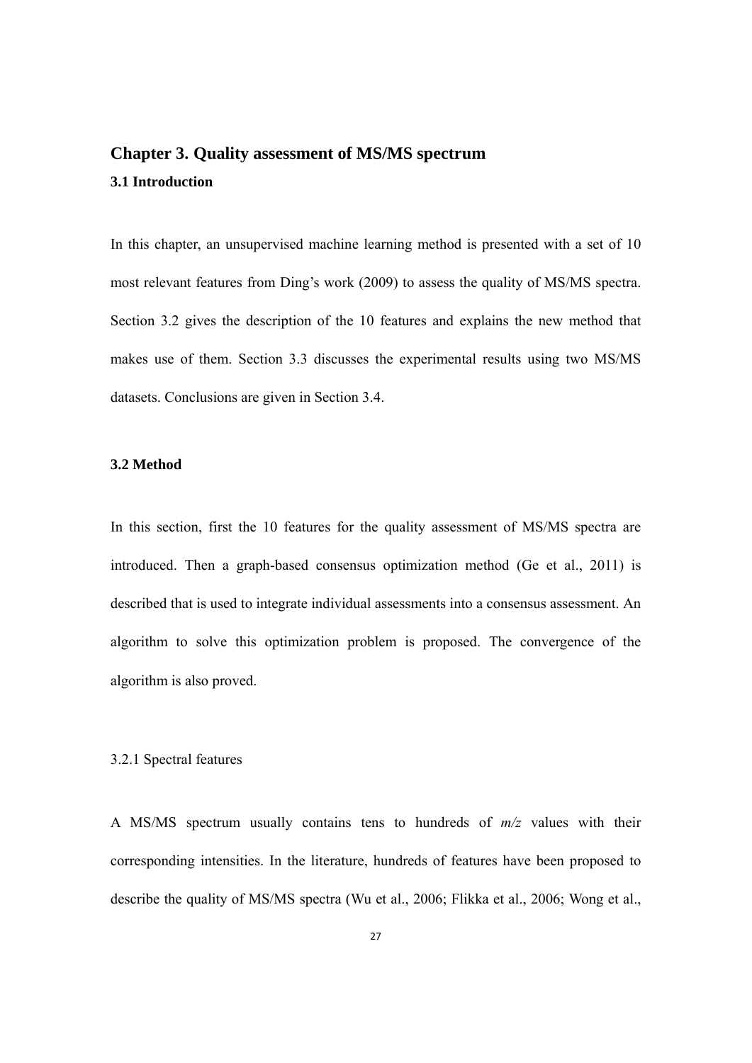## Chapter 3. Quality assessment of MS/MS spectrum

### 3.1 Introduction

In this chapter, an unsupervised machine learning method is presented with a set of 10 most relevant features from Ding's work (2009) to assess the quality of MS/MS spectra. Section 3.2 gives the description of the 10 features and explains the new method that makes use of them. Section 3.3 discusses the experimental results using two MS/MS datasets. Conclusions are given in Section 3.4.

### 3.2 Method

In this section, first the 10 features for the quality assessment of MS/MS spectra are introduced. Then a graph-based consensus optimization method (Ge et al., 2011) is described that is used to integrate individual assessments into a consensus assessment. An algorithm to solve this optimization problem is proposed. The convergence of the algorithm is also proved.

3.2.1 Spectral features

A MS/MS spectrum usually contains tens to hundreds of *m/z* values with their corresponding intensities. In the literature, hundreds of features have been proposed to describe the quality of MS/MS spectra (Wu et al., 2006; Flikka et al., 2006; Wong et al.,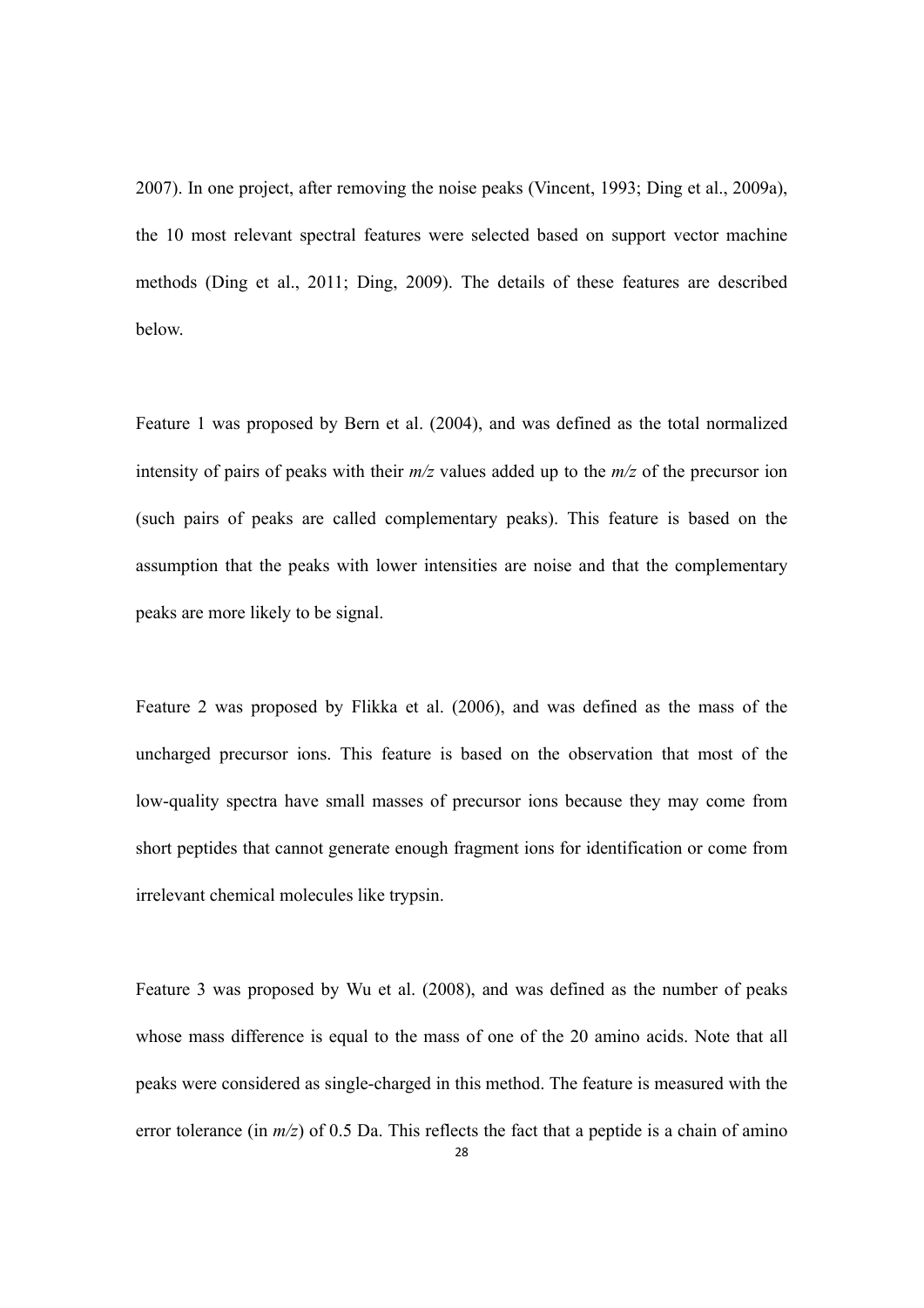2007). In one project, after removing the noise peaks (Vincent, 1993; Ding et al., 2009a), the 10 most relevant spectral features were selected based on support vector machine methods (Ding et al., 2011; Ding, 2009). The details of these features are described below.

Feature 1 was proposed by Bern et al. (2004), and was defined as the total normalized intensity of pairs of peaks with their *m/z* values added up to the *m/z* of the precursor ion (such pairs of peaks are called complementary peaks). This feature is based on the assumption that the peaks with lower intensities are noise and that the complementary peaks are more likely to be signal.

Feature 2 was proposed by Flikka et al. (2006), and was defined as the mass of the uncharged precursor ions. This feature is based on the observation that most of the low-quality spectra have small masses of precursor ions because they may come from short peptides that cannot generate enough fragment ions for identification or come from irrelevant chemical molecules like trypsin.

Feature 3 was proposed by Wu et al. (2008), and was defined as the number of peaks whose mass difference is equal to the mass of one of the 20 amino acids. Note that all peaks were considered as single-charged in this method. The feature is measured with the error tolerance (in *m/z*) of 0.5 Da. This reflects the fact that a peptide is a chain of amino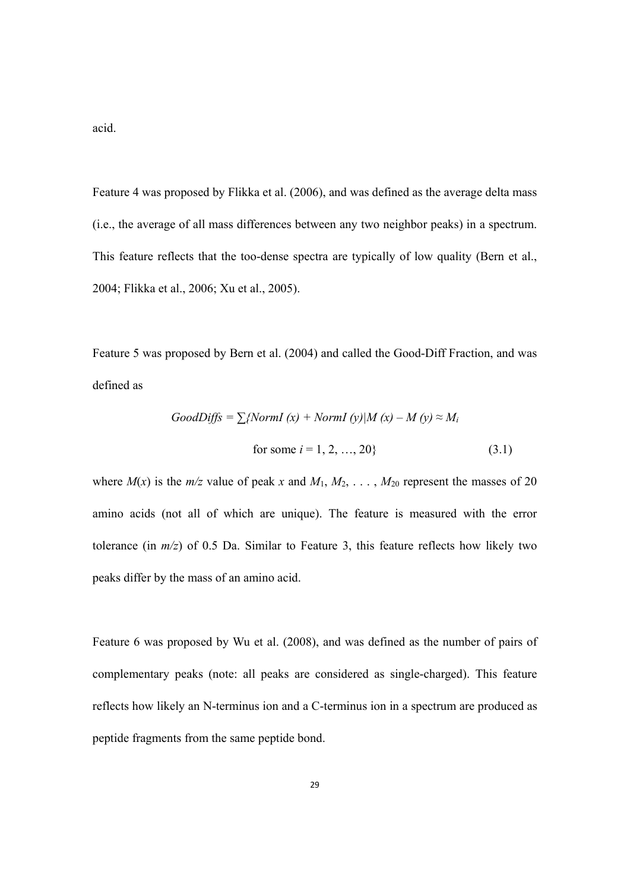acid.

Feature 4 was proposed by Flikka et al. (2006), and was defined as the average delta mass (i.e., the average of all mass differences between any two neighbor peaks) in a spectrum. This feature reflects that the too-dense spectra are typically of low quality (Bern et al., 2004; Flikka et al., 2006; Xu et al., 2005).

Feature 5 was proposed by Bern et al. (2004) and called the Good-Diff Fraction, and was defined as

$$GoodDiffs = \sum\{NormI(x) + NormI(y) | M(x) - M(y) \approx M_i \text{ for some } i = 1, 2, \ldots, 20\} \tag{3.1}$$

where $M(x)$ is the $m/z$ value of peak $x$ and $M_1, M_2, \ldots, M_{20}$ represent the masses of 20 amino acids (not all of which are unique). The feature is measured with the error tolerance (in $m/z$) of 0.5 Da. Similar to Feature 3, this feature reflects how likely two peaks differ by the mass of an amino acid.

Feature 6 was proposed by Wu et al. (2008), and was defined as the number of pairs of complementary peaks (note: all peaks are considered as single-charged). This feature reflects how likely an N-terminus ion and a C-terminus ion in a spectrum are produced as peptide fragments from the same peptide bond.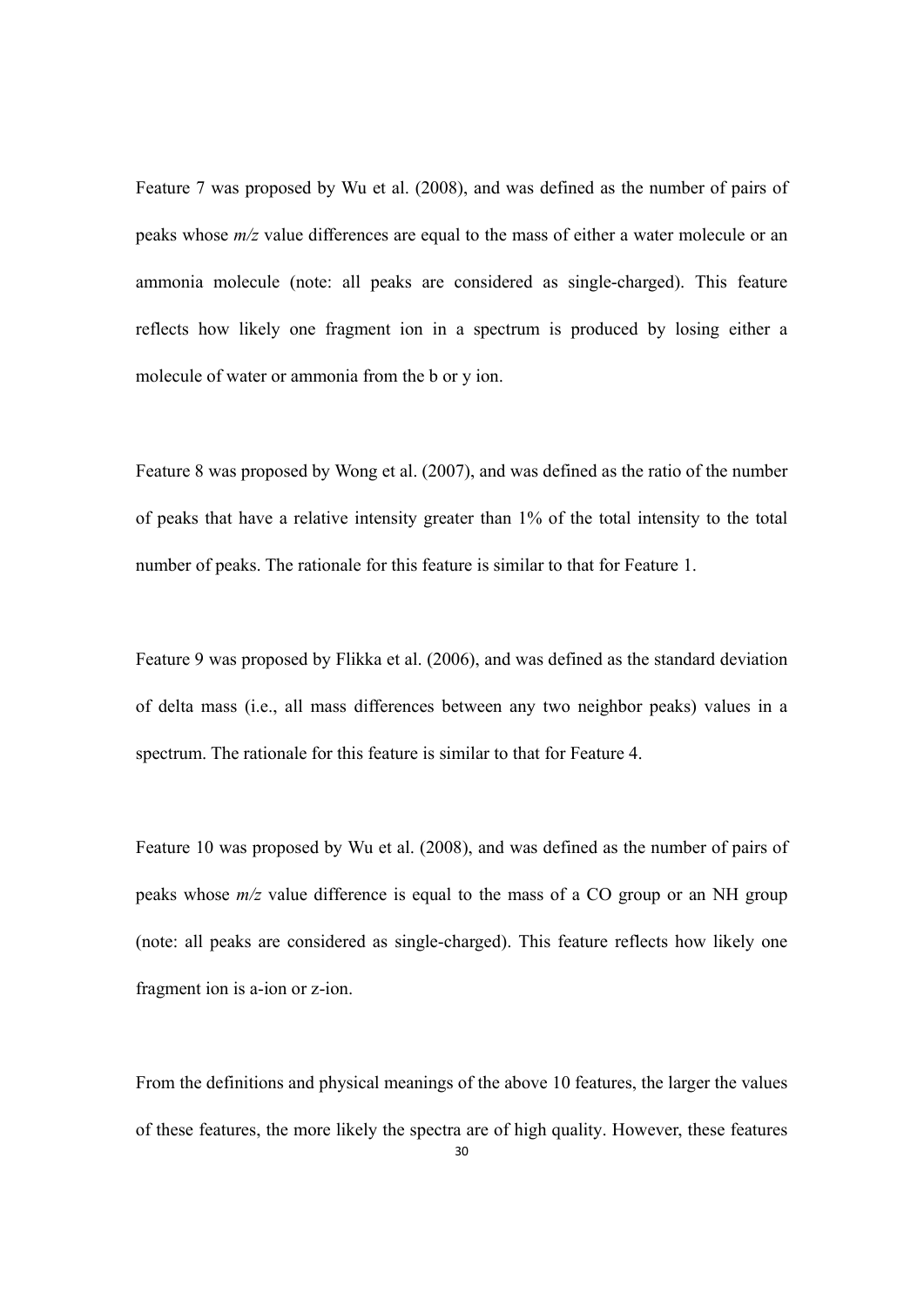Feature 7 was proposed by Wu et al. (2008), and was defined as the number of pairs of peaks whose *m/z* value differences are equal to the mass of either a water molecule or an ammonia molecule (note: all peaks are considered as single-charged). This feature reflects how likely one fragment ion in a spectrum is produced by losing either a molecule of water or ammonia from the b or y ion.

Feature 8 was proposed by Wong et al. (2007), and was defined as the ratio of the number of peaks that have a relative intensity greater than 1% of the total intensity to the total number of peaks. The rationale for this feature is similar to that for Feature 1.

Feature 9 was proposed by Flikka et al. (2006), and was defined as the standard deviation of delta mass (i.e., all mass differences between any two neighbor peaks) values in a spectrum. The rationale for this feature is similar to that for Feature 4.

Feature 10 was proposed by Wu et al. (2008), and was defined as the number of pairs of peaks whose *m/z* value difference is equal to the mass of a CO group or an NH group (note: all peaks are considered as single-charged). This feature reflects how likely one fragment ion is a-ion or z-ion.

From the definitions and physical meanings of the above 10 features, the larger the values of these features, the more likely the spectra are of high quality. However, these features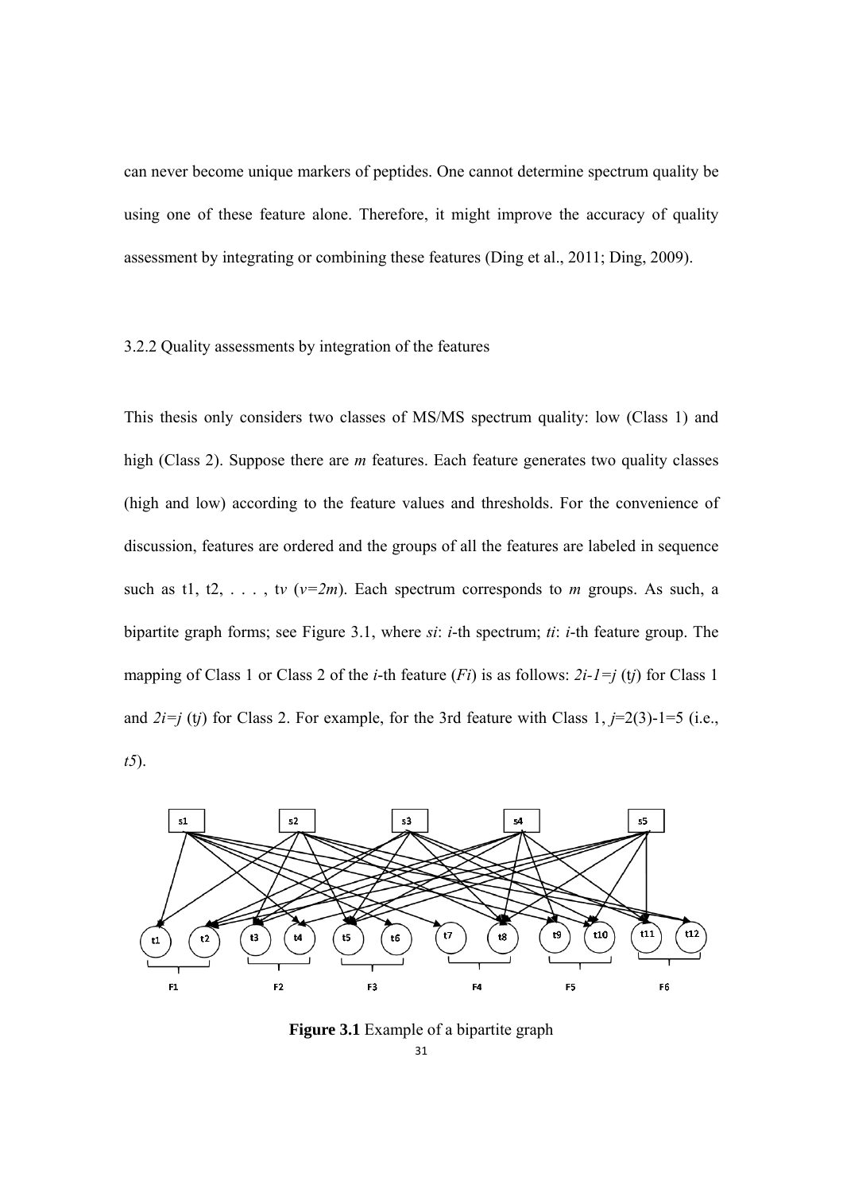can never become unique markers of peptides. One cannot determine spectrum quality be using one of these feature alone. Therefore, it might improve the accuracy of quality assessment by integrating or combining these features (Ding et al., 2011; Ding, 2009).

### 3.2.2 Quality assessments by integration of the features

This thesis only considers two classes of MS/MS spectrum quality: low (Class 1) and high (Class 2). Suppose there are $m$ features. Each feature generates two quality classes (high and low) according to the feature values and thresholds. For the convenience of discussion, features are ordered and the groups of all the features are labeled in sequence such as t1, t2, . . . , t$v$ ($v=2m$). Each spectrum corresponds to $m$ groups. As such, a bipartite graph forms; see Figure 3.1, where $si$: $i$-th spectrum; $ti$: $i$-th feature group. The mapping of Class 1 or Class 2 of the $i$-th feature ($Fi$) is as follows: $2i-1=j$ (t$j$) for Class 1 and $2i=j$ (t$j$) for Class 2. For example, for the 3rd feature with Class 1, $j$=2(3)-1=5 (i.e., $t5$).

**Figure 3.1** Example of a bipartite graph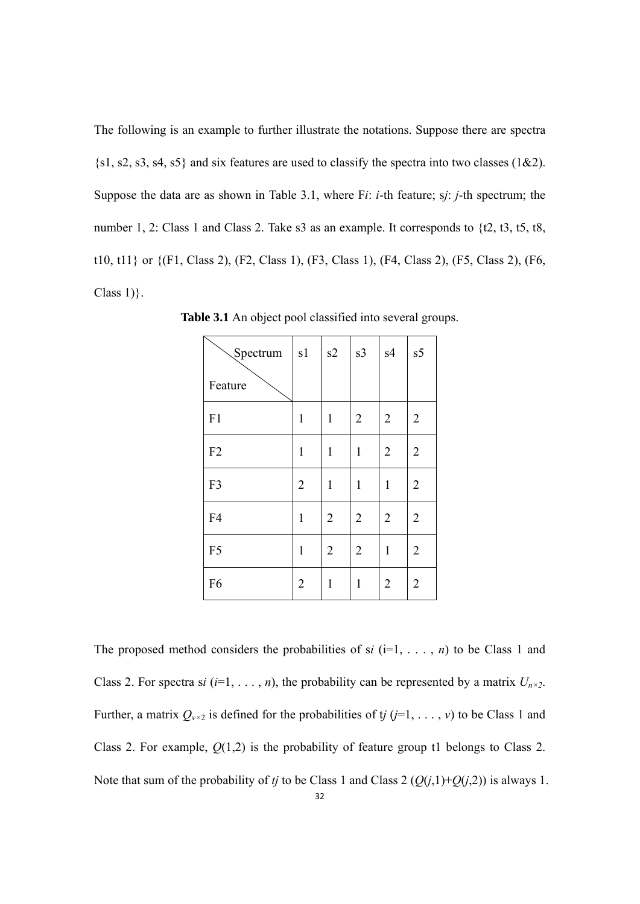The following is an example to further illustrate the notations. Suppose there are spectra {s1, s2, s3, s4, s5} and six features are used to classify the spectra into two classes (1&2). Suppose the data are as shown in Table 3.1, where F*i*: *i*-th feature; s*j*: *j*-th spectrum; the number 1, 2: Class 1 and Class 2. Take s3 as an example. It corresponds to {t2, t3, t5, t8, t10, t11} or {(F1, Class 2), (F2, Class 1), (F3, Class 1), (F4, Class 2), (F5, Class 2), (F6, Class 1)}.

**Table 3.1** An object pool classified into several groups.

| Spectrum / Feature | s1 | s2 | s3 | s4 | s5 |
|---|---|---|---|---|---|
| F1 | 1 | 1 | 2 | 2 | 2 |
| F2 | 1 | 1 | 1 | 2 | 2 |
| F3 | 2 | 1 | 1 | 1 | 2 |
| F4 | 1 | 2 | 2 | 2 | 2 |
| F5 | 1 | 2 | 2 | 1 | 2 |
| F6 | 2 | 1 | 1 | 2 | 2 |

The proposed method considers the probabilities of s*i* (i=1, . . . , *n*) to be Class 1 and Class 2. For spectra s*i* (*i*=1, . . . , *n*), the probability can be represented by a matrix $U_{n\times 2}$. Further, a matrix $Q_{v\times 2}$ is defined for the probabilities of t*j* (*j*=1, . . . , *v*) to be Class 1 and Class 2. For example, $Q(1,2)$ is the probability of feature group t1 belongs to Class 2. Note that sum of the probability of *tj* to be Class 1 and Class 2 ($Q(j,1)+Q(j,2)$) is always 1.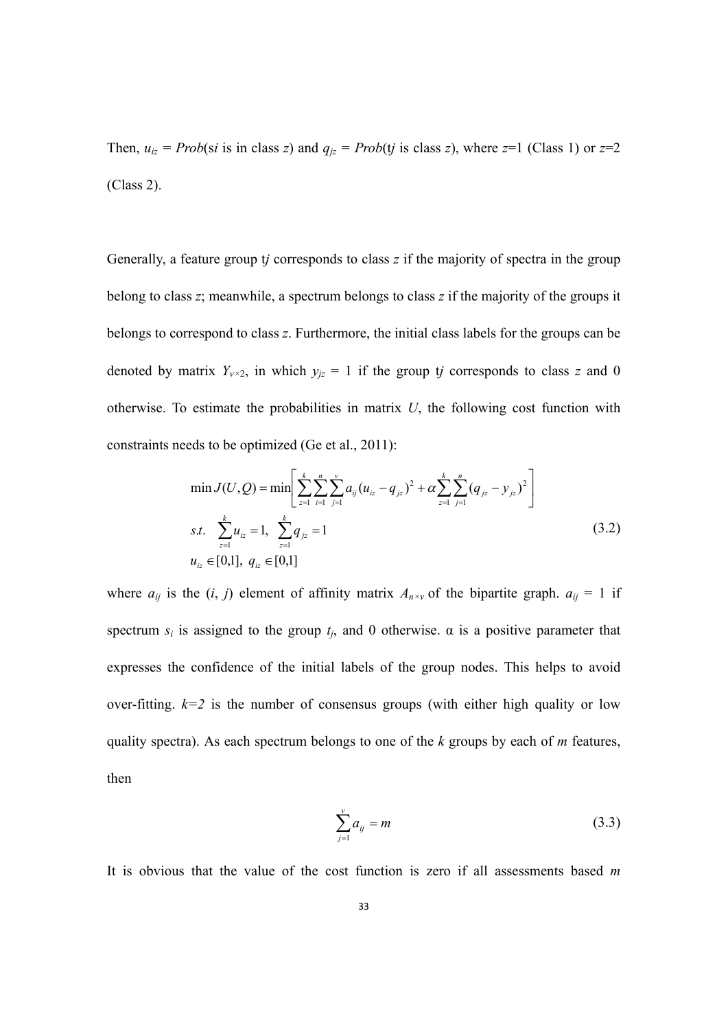Then, $u_{iz} = Prob(si \text{ is in class } z)$ and $q_{jz} = Prob(tj \text{ is class } z)$, where $z$=1 (Class 1) or $z$=2 (Class 2).

Generally, a feature group t*j* corresponds to class *z* if the majority of spectra in the group belong to class *z*; meanwhile, a spectrum belongs to class *z* if the majority of the groups it belongs to correspond to class *z*. Furthermore, the initial class labels for the groups can be denoted by matrix $Y_{v\times 2}$, in which $y_{jz}$ = 1 if the group t*j* corresponds to class *z* and 0 otherwise. To estimate the probabilities in matrix *U*, the following cost function with constraints needs to be optimized (Ge et al., 2011):

$$
\begin{aligned}
&\min J(U,Q) = \min\left[\sum_{z=1}^{k}\sum_{i=1}^{n}\sum_{j=1}^{v} a_{ij}(u_{iz}-q_{jz})^2 + \alpha\sum_{z=1}^{k}\sum_{j=1}^{n}(q_{jz}-y_{jz})^2\right] \\
&s.t.\quad \sum_{z=1}^{k} u_{iz} = 1,\ \sum_{z=1}^{k} q_{jz} = 1 \\
&u_{iz} \in [0,1],\ q_{iz} \in [0,1]
\end{aligned}
\tag{3.2}
$$

where $a_{ij}$ is the ($i$, $j$) element of affinity matrix $A_{n\times v}$ of the bipartite graph. $a_{ij}$ = 1 if spectrum $s_i$ is assigned to the group $t_j$, and 0 otherwise. α is a positive parameter that expresses the confidence of the initial labels of the group nodes. This helps to avoid over-fitting. *k=2* is the number of consensus groups (with either high quality or low quality spectra). As each spectrum belongs to one of the *k* groups by each of *m* features, then

$$
\sum_{j=1}^{v} a_{ij} = m \tag{3.3}
$$

It is obvious that the value of the cost function is zero if all assessments based *m*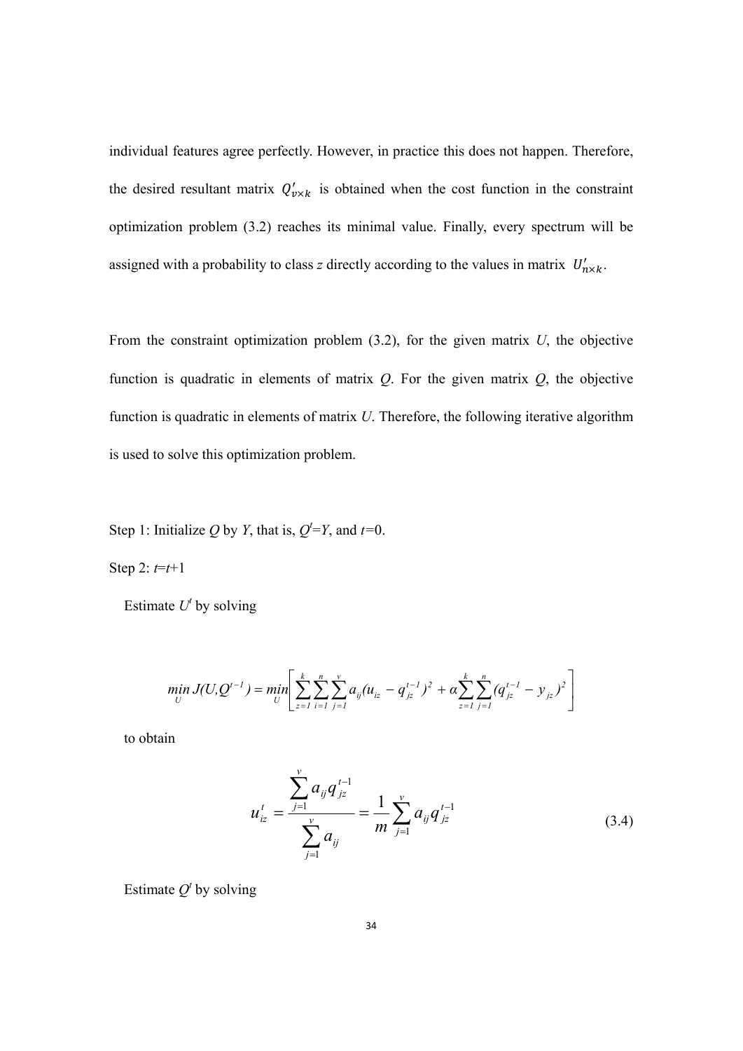individual features agree perfectly. However, in practice this does not happen. Therefore, the desired resultant matrix $Q'_{v\times k}$ is obtained when the cost function in the constraint optimization problem (3.2) reaches its minimal value. Finally, every spectrum will be assigned with a probability to class *z* directly according to the values in matrix $U'_{n\times k}$.

From the constraint optimization problem (3.2), for the given matrix *U*, the objective function is quadratic in elements of matrix *Q*. For the given matrix *Q*, the objective function is quadratic in elements of matrix *U*. Therefore, the following iterative algorithm is used to solve this optimization problem.

Step 1: Initialize *Q* by *Y*, that is, $Q^t = Y$, and $t=0$.

Step 2: $t=t+1$

Estimate $U^t$ by solving

$$\min_U J(U, Q^{t-1}) = \min_U \left[ \sum_{z=1}^{k} \sum_{i=1}^{n} \sum_{j=1}^{v} a_{ij} (u_{iz} - q_{jz}^{t-1})^2 + \alpha \sum_{z=1}^{k} \sum_{j=1}^{n} (q_{jz}^{t-1} - y_{jz})^2 \right]$$

to obtain

$$u_{iz}^t = \frac{\sum_{j=1}^{v} a_{ij} q_{jz}^{t-1}}{\sum_{j=1}^{v} a_{ij}} = \frac{1}{m} \sum_{j=1}^{v} a_{ij} q_{jz}^{t-1} \tag{3.4}$$

Estimate $Q^t$ by solving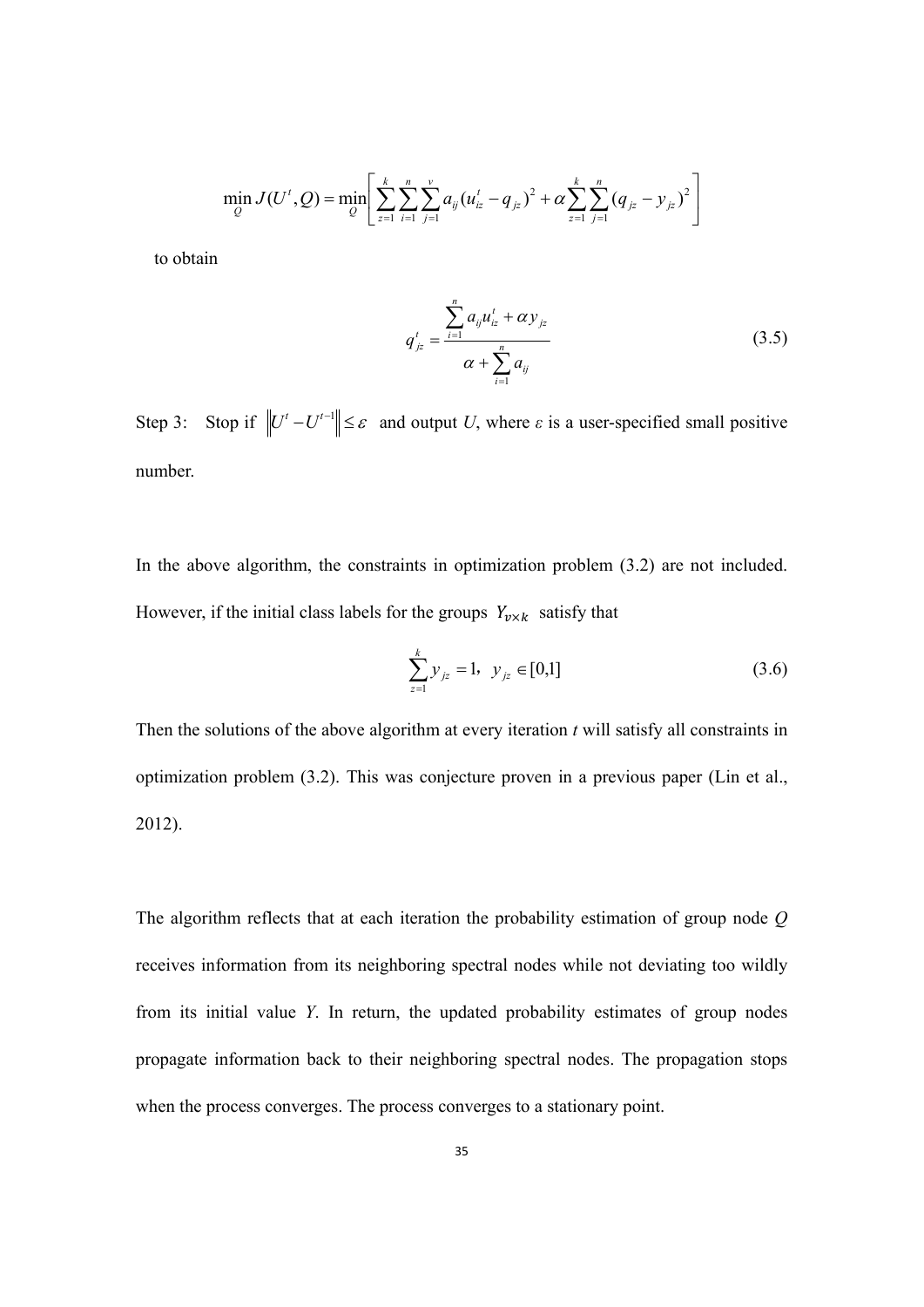$$\min_{Q} J(U^{t}, Q) = \min_{Q} \left[ \sum_{z=1}^{k} \sum_{i=1}^{n} \sum_{j=1}^{v} a_{ij} (u_{iz}^{t} - q_{jz})^{2} + \alpha \sum_{z=1}^{k} \sum_{j=1}^{n} (q_{jz} - y_{jz})^{2} \right]$$

to obtain

$$q_{jz}^{t} = \frac{\sum_{i=1}^{n} a_{ij} u_{iz}^{t} + \alpha y_{jz}}{\alpha + \sum_{i=1}^{n} a_{ij}} \tag{3.5}$$

Step 3: Stop if $\left\| U^{t} - U^{t-1} \right\| \leq \varepsilon$ and output *U*, where *ε* is a user-specified small positive number.

In the above algorithm, the constraints in optimization problem (3.2) are not included. However, if the initial class labels for the groups $Y_{v \times k}$ satisfy that

$$\sum_{z=1}^{k} y_{jz} = 1, \;\; y_{jz} \in [0,1] \tag{3.6}$$

Then the solutions of the above algorithm at every iteration *t* will satisfy all constraints in optimization problem (3.2). This was conjecture proven in a previous paper (Lin et al., 2012).

The algorithm reflects that at each iteration the probability estimation of group node *Q* receives information from its neighboring spectral nodes while not deviating too wildly from its initial value *Y*. In return, the updated probability estimates of group nodes propagate information back to their neighboring spectral nodes. The propagation stops when the process converges. The process converges to a stationary point.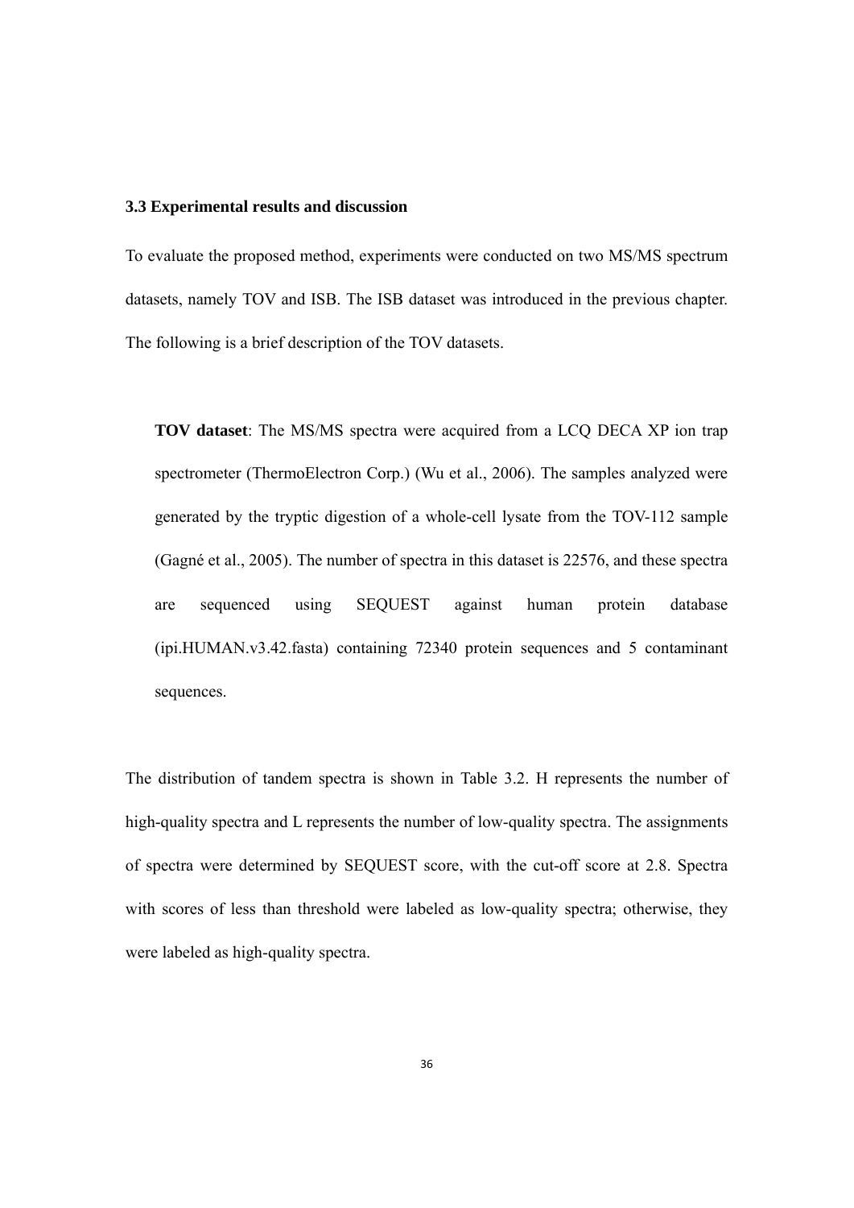### 3.3 Experimental results and discussion

To evaluate the proposed method, experiments were conducted on two MS/MS spectrum datasets, namely TOV and ISB. The ISB dataset was introduced in the previous chapter. The following is a brief description of the TOV datasets.

> **TOV dataset**: The MS/MS spectra were acquired from a LCQ DECA XP ion trap spectrometer (ThermoElectron Corp.) (Wu et al., 2006). The samples analyzed were generated by the tryptic digestion of a whole-cell lysate from the TOV-112 sample (Gagné et al., 2005). The number of spectra in this dataset is 22576, and these spectra are sequenced using SEQUEST against human protein database (ipi.HUMAN.v3.42.fasta) containing 72340 protein sequences and 5 contaminant sequences.

The distribution of tandem spectra is shown in Table 3.2. H represents the number of high-quality spectra and L represents the number of low-quality spectra. The assignments of spectra were determined by SEQUEST score, with the cut-off score at 2.8. Spectra with scores of less than threshold were labeled as low-quality spectra; otherwise, they were labeled as high-quality spectra.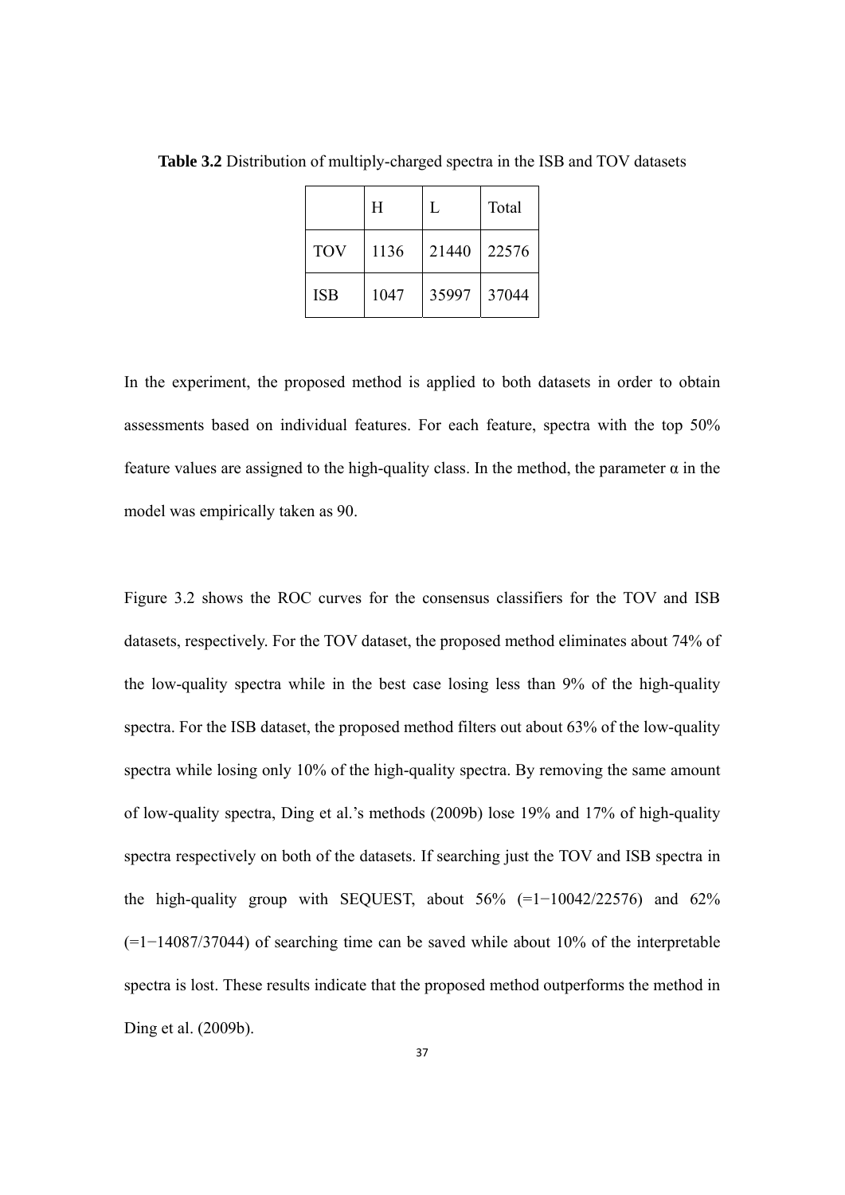**Table 3.2** Distribution of multiply-charged spectra in the ISB and TOV datasets

| | H | L | Total |
|---|---|---|---|
| TOV | 1136 | 21440 | 22576 |
| ISB | 1047 | 35997 | 37044 |

In the experiment, the proposed method is applied to both datasets in order to obtain assessments based on individual features. For each feature, spectra with the top 50% feature values are assigned to the high-quality class. In the method, the parameter $\alpha$ in the model was empirically taken as 90.

Figure 3.2 shows the ROC curves for the consensus classifiers for the TOV and ISB datasets, respectively. For the TOV dataset, the proposed method eliminates about 74% of the low-quality spectra while in the best case losing less than 9% of the high-quality spectra. For the ISB dataset, the proposed method filters out about 63% of the low-quality spectra while losing only 10% of the high-quality spectra. By removing the same amount of low-quality spectra, Ding et al.'s methods (2009b) lose 19% and 17% of high-quality spectra respectively on both of the datasets. If searching just the TOV and ISB spectra in the high-quality group with SEQUEST, about 56% ($=1-10042/22576$) and 62% ($=1-14087/37044$) of searching time can be saved while about 10% of the interpretable spectra is lost. These results indicate that the proposed method outperforms the method in Ding et al. (2009b).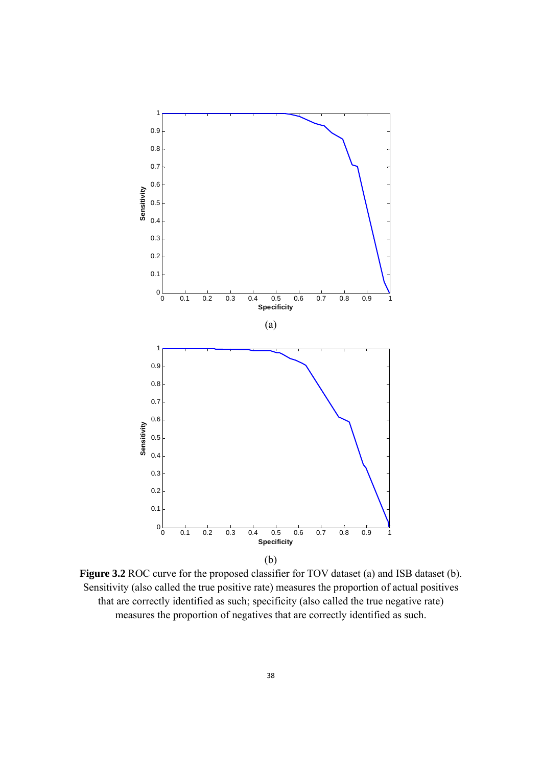(a)

(b)

**Figure 3.2** ROC curve for the proposed classifier for TOV dataset (a) and ISB dataset (b). Sensitivity (also called the true positive rate) measures the proportion of actual positives that are correctly identified as such; specificity (also called the true negative rate) measures the proportion of negatives that are correctly identified as such.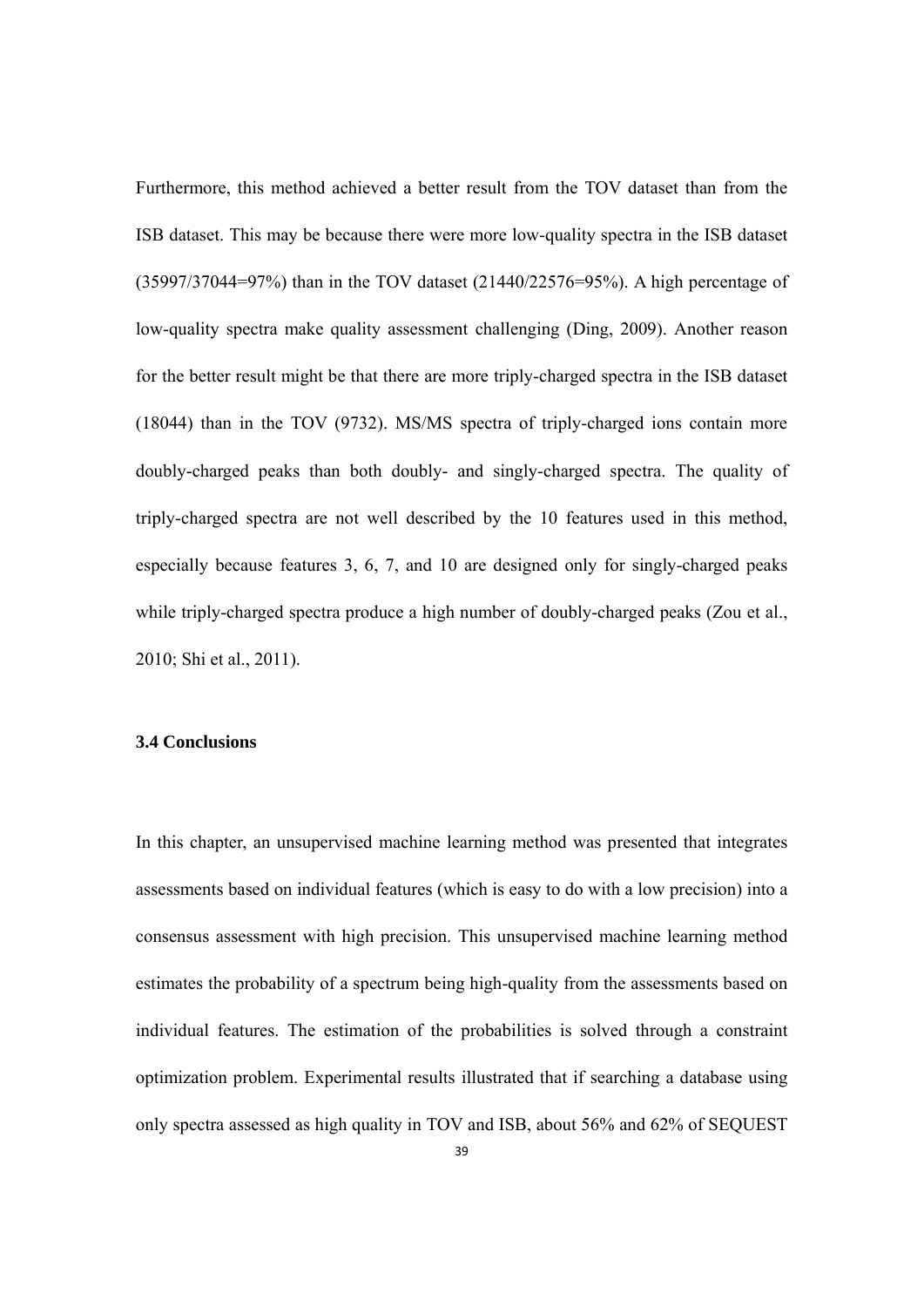Furthermore, this method achieved a better result from the TOV dataset than from the ISB dataset. This may be because there were more low-quality spectra in the ISB dataset (35997/37044=97%) than in the TOV dataset (21440/22576=95%). A high percentage of low-quality spectra make quality assessment challenging (Ding, 2009). Another reason for the better result might be that there are more triply-charged spectra in the ISB dataset (18044) than in the TOV (9732). MS/MS spectra of triply-charged ions contain more doubly-charged peaks than both doubly- and singly-charged spectra. The quality of triply-charged spectra are not well described by the 10 features used in this method, especially because features 3, 6, 7, and 10 are designed only for singly-charged peaks while triply-charged spectra produce a high number of doubly-charged peaks (Zou et al., 2010; Shi et al., 2011).

### 3.4 Conclusions

In this chapter, an unsupervised machine learning method was presented that integrates assessments based on individual features (which is easy to do with a low precision) into a consensus assessment with high precision. This unsupervised machine learning method estimates the probability of a spectrum being high-quality from the assessments based on individual features. The estimation of the probabilities is solved through a constraint optimization problem. Experimental results illustrated that if searching a database using only spectra assessed as high quality in TOV and ISB, about 56% and 62% of SEQUEST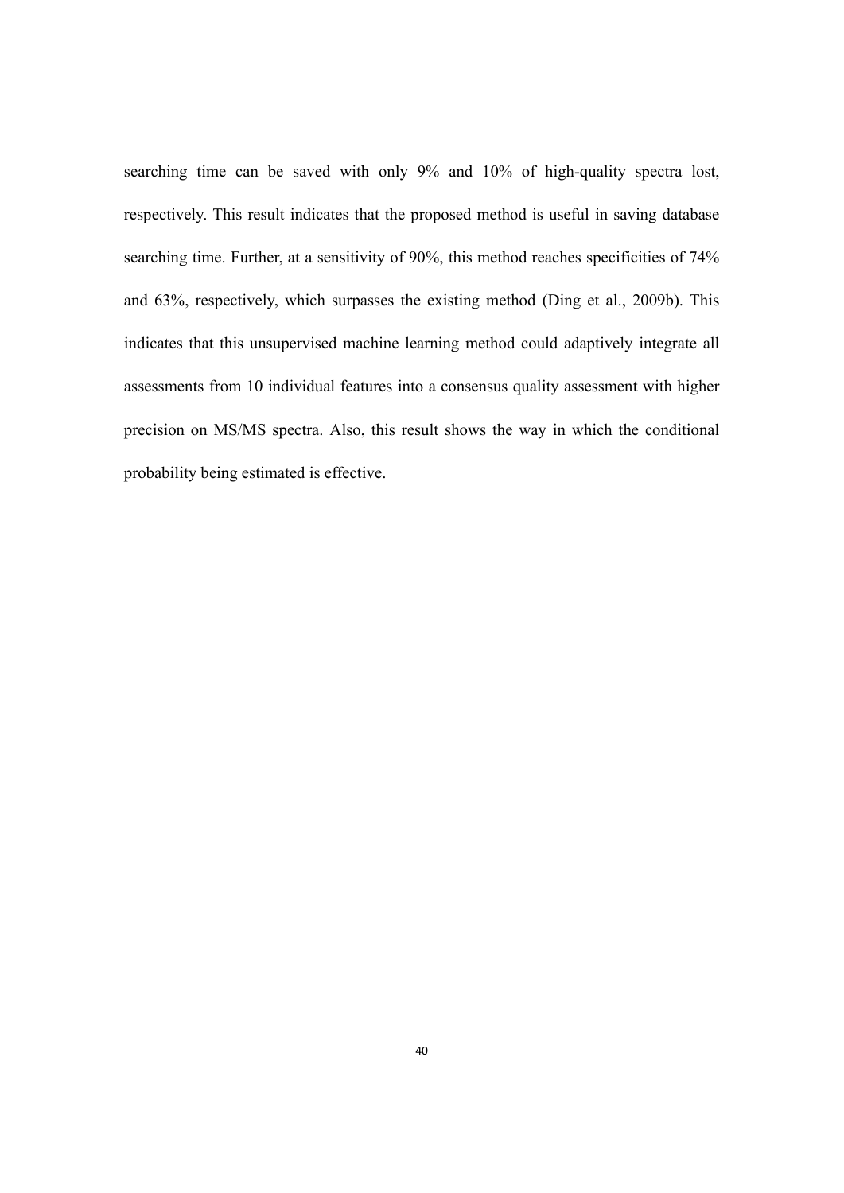searching time can be saved with only 9% and 10% of high-quality spectra lost, respectively. This result indicates that the proposed method is useful in saving database searching time. Further, at a sensitivity of 90%, this method reaches specificities of 74% and 63%, respectively, which surpasses the existing method (Ding et al., 2009b). This indicates that this unsupervised machine learning method could adaptively integrate all assessments from 10 individual features into a consensus quality assessment with higher precision on MS/MS spectra. Also, this result shows the way in which the conditional probability being estimated is effective.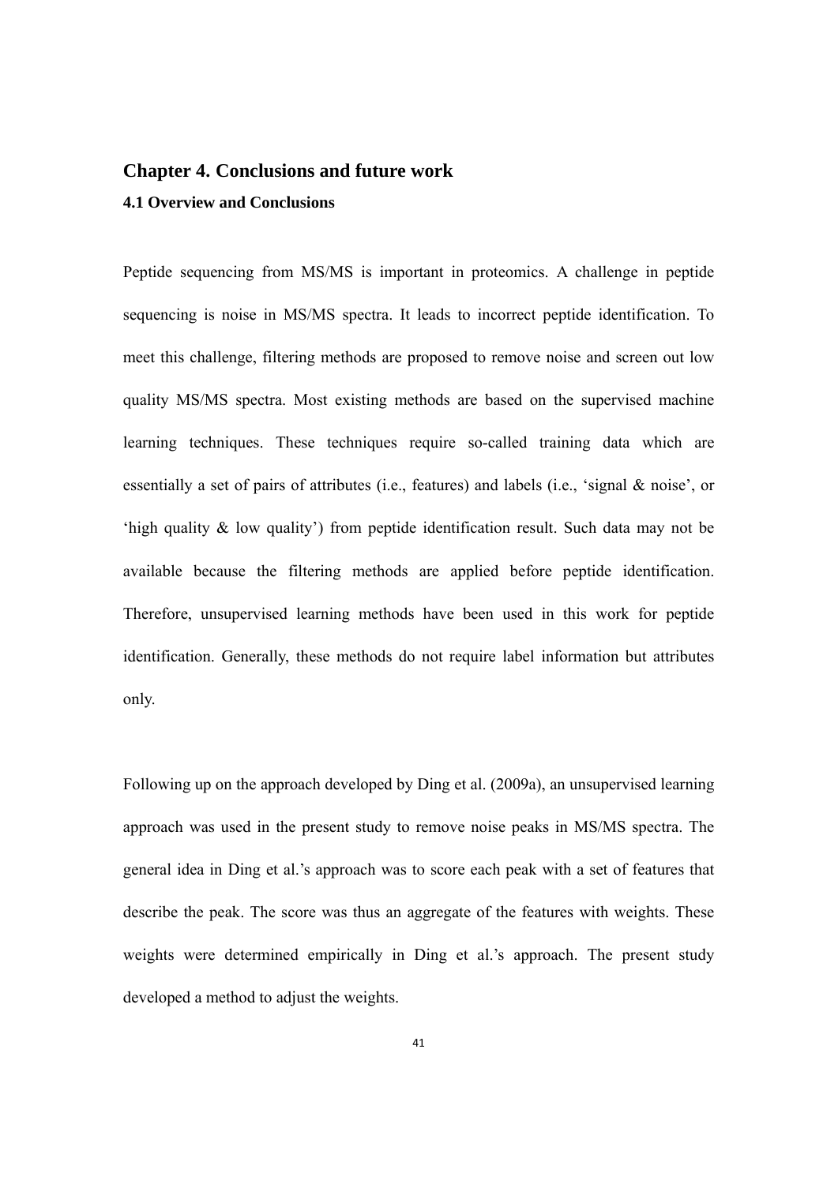# Chapter 4. Conclusions and future work

## 4.1 Overview and Conclusions

Peptide sequencing from MS/MS is important in proteomics. A challenge in peptide sequencing is noise in MS/MS spectra. It leads to incorrect peptide identification. To meet this challenge, filtering methods are proposed to remove noise and screen out low quality MS/MS spectra. Most existing methods are based on the supervised machine learning techniques. These techniques require so-called training data which are essentially a set of pairs of attributes (i.e., features) and labels (i.e., 'signal & noise', or 'high quality & low quality') from peptide identification result. Such data may not be available because the filtering methods are applied before peptide identification. Therefore, unsupervised learning methods have been used in this work for peptide identification. Generally, these methods do not require label information but attributes only.

Following up on the approach developed by Ding et al. (2009a), an unsupervised learning approach was used in the present study to remove noise peaks in MS/MS spectra. The general idea in Ding et al.'s approach was to score each peak with a set of features that describe the peak. The score was thus an aggregate of the features with weights. These weights were determined empirically in Ding et al.'s approach. The present study developed a method to adjust the weights.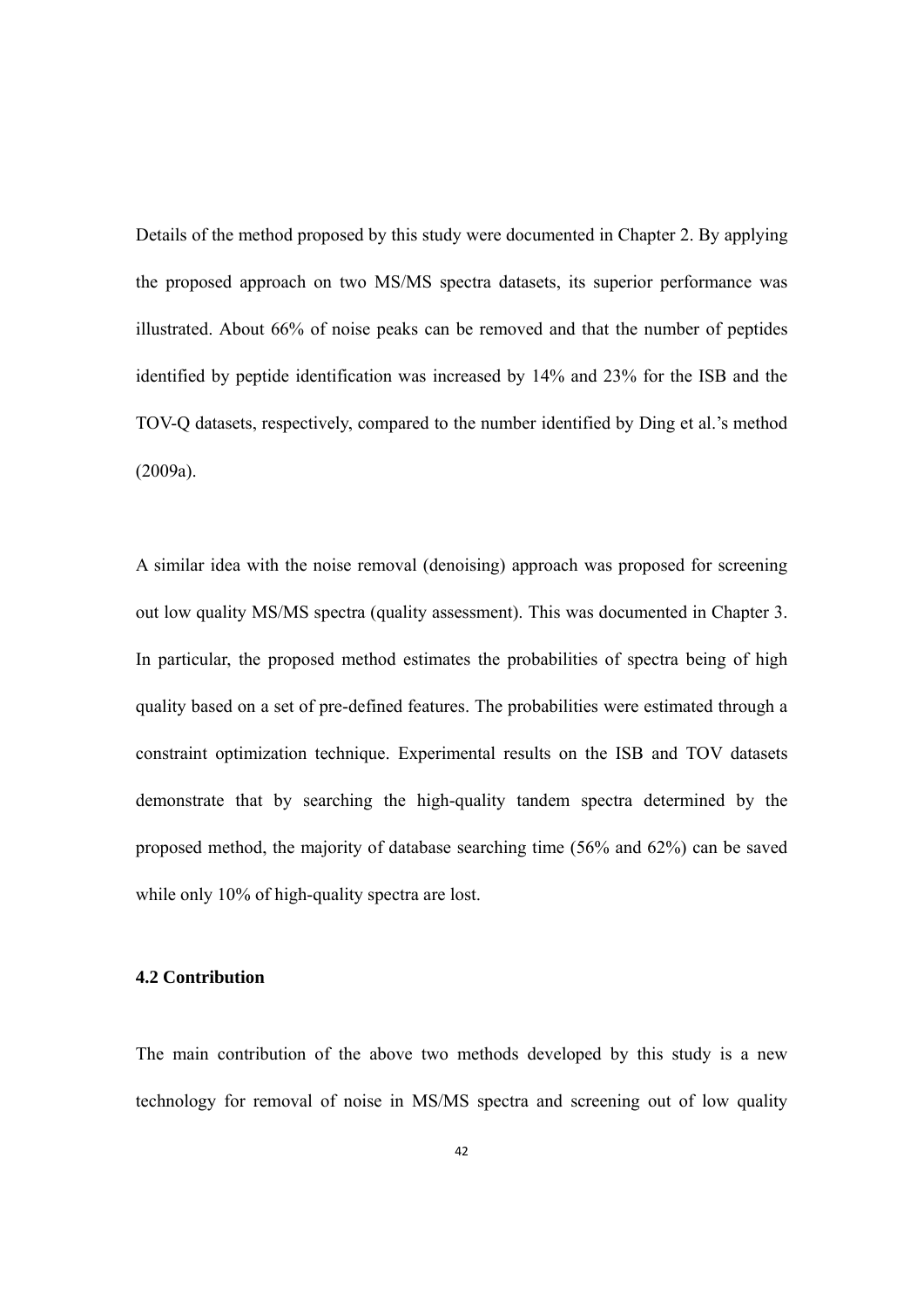Details of the method proposed by this study were documented in Chapter 2. By applying the proposed approach on two MS/MS spectra datasets, its superior performance was illustrated. About 66% of noise peaks can be removed and that the number of peptides identified by peptide identification was increased by 14% and 23% for the ISB and the TOV-Q datasets, respectively, compared to the number identified by Ding et al.'s method (2009a).

A similar idea with the noise removal (denoising) approach was proposed for screening out low quality MS/MS spectra (quality assessment). This was documented in Chapter 3. In particular, the proposed method estimates the probabilities of spectra being of high quality based on a set of pre-defined features. The probabilities were estimated through a constraint optimization technique. Experimental results on the ISB and TOV datasets demonstrate that by searching the high-quality tandem spectra determined by the proposed method, the majority of database searching time (56% and 62%) can be saved while only 10% of high-quality spectra are lost.

### 4.2 Contribution

The main contribution of the above two methods developed by this study is a new technology for removal of noise in MS/MS spectra and screening out of low quality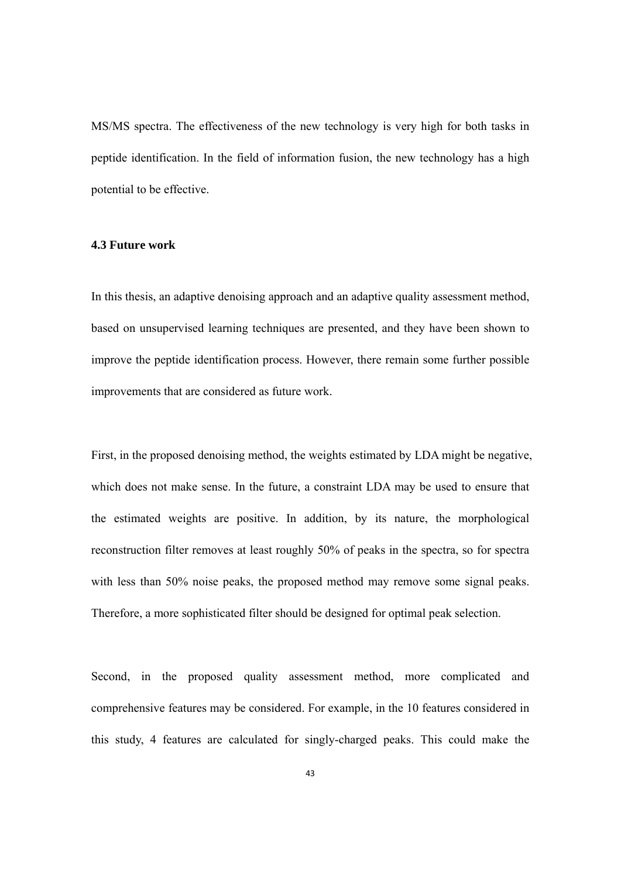MS/MS spectra. The effectiveness of the new technology is very high for both tasks in peptide identification. In the field of information fusion, the new technology has a high potential to be effective.

### 4.3 Future work

In this thesis, an adaptive denoising approach and an adaptive quality assessment method, based on unsupervised learning techniques are presented, and they have been shown to improve the peptide identification process. However, there remain some further possible improvements that are considered as future work.

First, in the proposed denoising method, the weights estimated by LDA might be negative, which does not make sense. In the future, a constraint LDA may be used to ensure that the estimated weights are positive. In addition, by its nature, the morphological reconstruction filter removes at least roughly 50% of peaks in the spectra, so for spectra with less than 50% noise peaks, the proposed method may remove some signal peaks. Therefore, a more sophisticated filter should be designed for optimal peak selection.

Second, in the proposed quality assessment method, more complicated and comprehensive features may be considered. For example, in the 10 features considered in this study, 4 features are calculated for singly-charged peaks. This could make the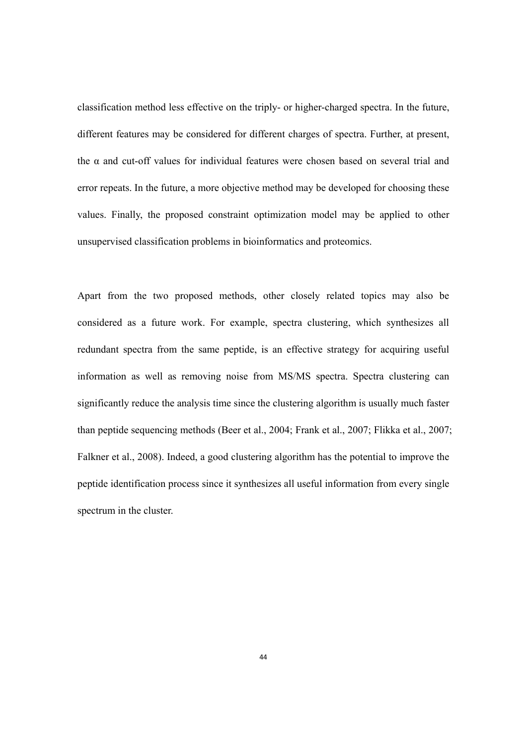classification method less effective on the triply- or higher-charged spectra. In the future, different features may be considered for different charges of spectra. Further, at present, the $\alpha$ and cut-off values for individual features were chosen based on several trial and error repeats. In the future, a more objective method may be developed for choosing these values. Finally, the proposed constraint optimization model may be applied to other unsupervised classification problems in bioinformatics and proteomics.

Apart from the two proposed methods, other closely related topics may also be considered as a future work. For example, spectra clustering, which synthesizes all redundant spectra from the same peptide, is an effective strategy for acquiring useful information as well as removing noise from MS/MS spectra. Spectra clustering can significantly reduce the analysis time since the clustering algorithm is usually much faster than peptide sequencing methods (Beer et al., 2004; Frank et al., 2007; Flikka et al., 2007; Falkner et al., 2008). Indeed, a good clustering algorithm has the potential to improve the peptide identification process since it synthesizes all useful information from every single spectrum in the cluster.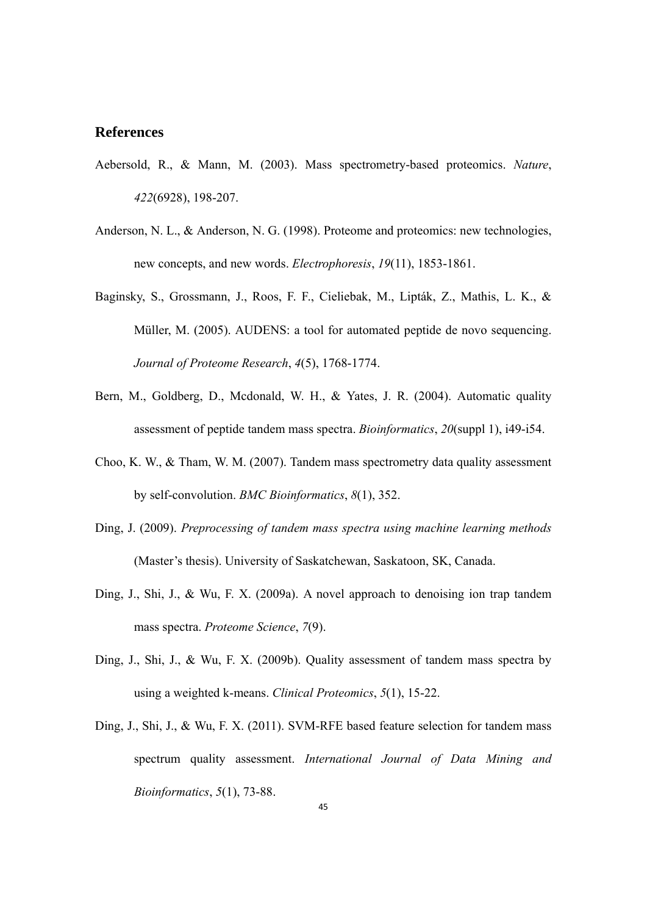## References

Aebersold, R., & Mann, M. (2003). Mass spectrometry-based proteomics. *Nature*, *422*(6928), 198-207.

Anderson, N. L., & Anderson, N. G. (1998). Proteome and proteomics: new technologies, new concepts, and new words. *Electrophoresis*, *19*(11), 1853-1861.

Baginsky, S., Grossmann, J., Roos, F. F., Cieliebak, M., Lipták, Z., Mathis, L. K., & Müller, M. (2005). AUDENS: a tool for automated peptide de novo sequencing. *Journal of Proteome Research*, *4*(5), 1768-1774.

Bern, M., Goldberg, D., Mcdonald, W. H., & Yates, J. R. (2004). Automatic quality assessment of peptide tandem mass spectra. *Bioinformatics*, *20*(suppl 1), i49-i54.

Choo, K. W., & Tham, W. M. (2007). Tandem mass spectrometry data quality assessment by self-convolution. *BMC Bioinformatics*, *8*(1), 352.

Ding, J. (2009). *Preprocessing of tandem mass spectra using machine learning methods* (Master's thesis). University of Saskatchewan, Saskatoon, SK, Canada.

Ding, J., Shi, J., & Wu, F. X. (2009a). A novel approach to denoising ion trap tandem mass spectra. *Proteome Science*, *7*(9).

Ding, J., Shi, J., & Wu, F. X. (2009b). Quality assessment of tandem mass spectra by using a weighted k-means. *Clinical Proteomics*, *5*(1), 15-22.

Ding, J., Shi, J., & Wu, F. X. (2011). SVM-RFE based feature selection for tandem mass spectrum quality assessment. *International Journal of Data Mining and Bioinformatics*, *5*(1), 73-88.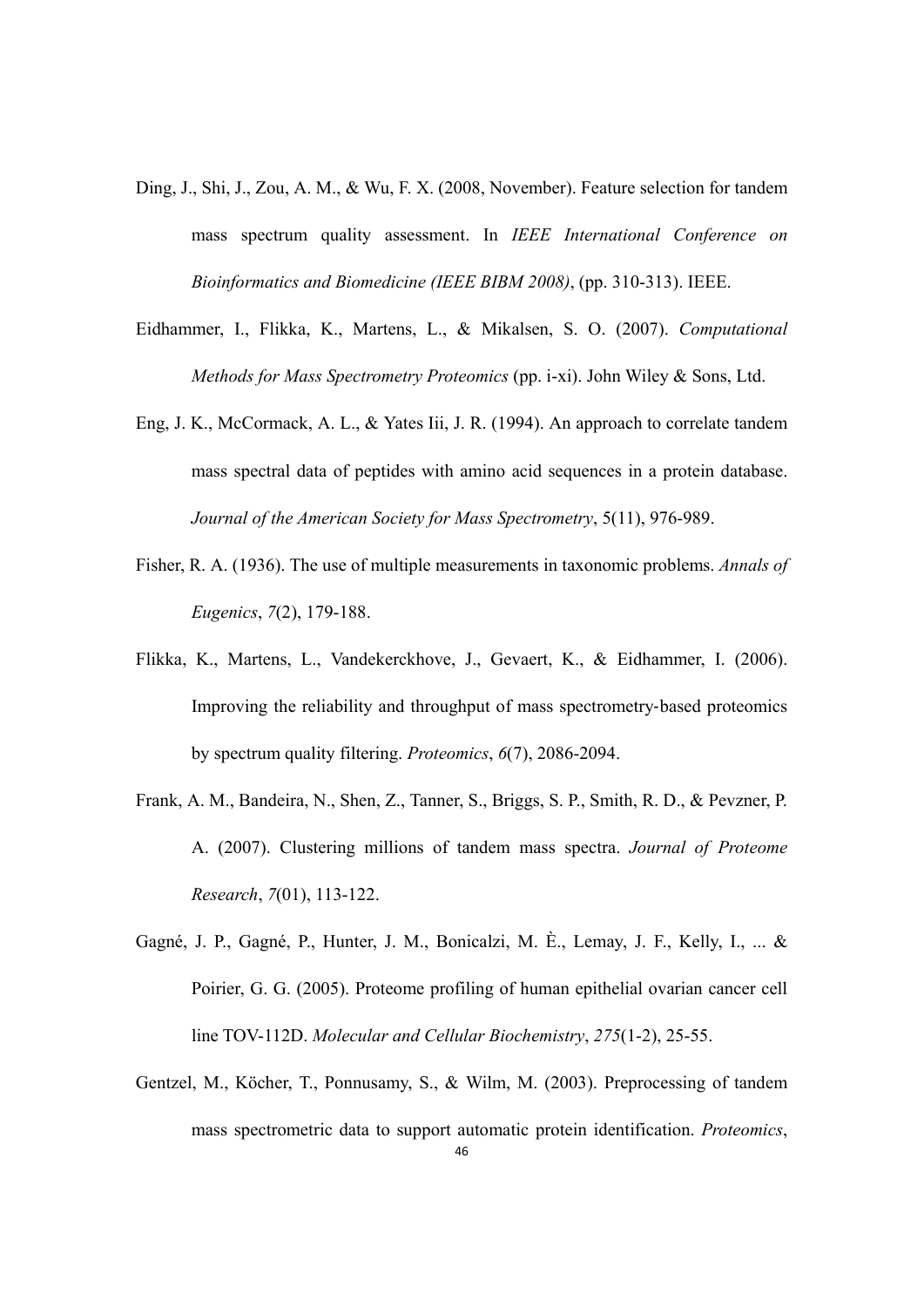Ding, J., Shi, J., Zou, A. M., & Wu, F. X. (2008, November). Feature selection for tandem mass spectrum quality assessment. In *IEEE International Conference on Bioinformatics and Biomedicine (IEEE BIBM 2008)*, (pp. 310-313). IEEE.

Eidhammer, I., Flikka, K., Martens, L., & Mikalsen, S. O. (2007). *Computational Methods for Mass Spectrometry Proteomics* (pp. i-xi). John Wiley & Sons, Ltd.

Eng, J. K., McCormack, A. L., & Yates Iii, J. R. (1994). An approach to correlate tandem mass spectral data of peptides with amino acid sequences in a protein database. *Journal of the American Society for Mass Spectrometry*, 5(11), 976-989.

Fisher, R. A. (1936). The use of multiple measurements in taxonomic problems. *Annals of Eugenics*, *7*(2), 179-188.

Flikka, K., Martens, L., Vandekerckhove, J., Gevaert, K., & Eidhammer, I. (2006). Improving the reliability and throughput of mass spectrometry-based proteomics by spectrum quality filtering. *Proteomics*, *6*(7), 2086-2094.

Frank, A. M., Bandeira, N., Shen, Z., Tanner, S., Briggs, S. P., Smith, R. D., & Pevzner, P. A. (2007). Clustering millions of tandem mass spectra. *Journal of Proteome Research*, *7*(01), 113-122.

Gagné, J. P., Gagné, P., Hunter, J. M., Bonicalzi, M. È., Lemay, J. F., Kelly, I., ... & Poirier, G. G. (2005). Proteome profiling of human epithelial ovarian cancer cell line TOV-112D. *Molecular and Cellular Biochemistry*, *275*(1-2), 25-55.

Gentzel, M., Köcher, T., Ponnusamy, S., & Wilm, M. (2003). Preprocessing of tandem mass spectrometric data to support automatic protein identification. *Proteomics*,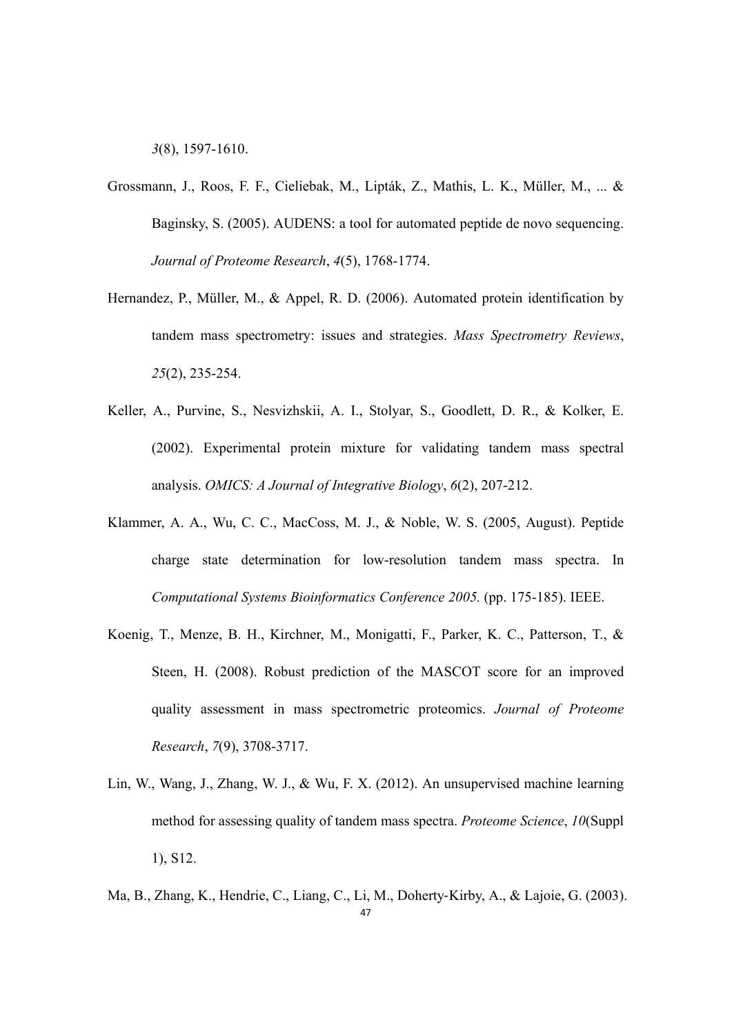*3*(8), 1597-1610.

Grossmann, J., Roos, F. F., Cieliebak, M., Lipták, Z., Mathis, L. K., Müller, M., ... & Baginsky, S. (2005). AUDENS: a tool for automated peptide de novo sequencing. *Journal of Proteome Research*, *4*(5), 1768-1774.

Hernandez, P., Müller, M., & Appel, R. D. (2006). Automated protein identification by tandem mass spectrometry: issues and strategies. *Mass Spectrometry Reviews*, *25*(2), 235-254.

Keller, A., Purvine, S., Nesvizhskii, A. I., Stolyar, S., Goodlett, D. R., & Kolker, E. (2002). Experimental protein mixture for validating tandem mass spectral analysis. *OMICS: A Journal of Integrative Biology*, *6*(2), 207-212.

Klammer, A. A., Wu, C. C., MacCoss, M. J., & Noble, W. S. (2005, August). Peptide charge state determination for low-resolution tandem mass spectra. In *Computational Systems Bioinformatics Conference 2005.* (pp. 175-185). IEEE.

Koenig, T., Menze, B. H., Kirchner, M., Monigatti, F., Parker, K. C., Patterson, T., & Steen, H. (2008). Robust prediction of the MASCOT score for an improved quality assessment in mass spectrometric proteomics. *Journal of Proteome Research*, *7*(9), 3708-3717.

Lin, W., Wang, J., Zhang, W. J., & Wu, F. X. (2012). An unsupervised machine learning method for assessing quality of tandem mass spectra. *Proteome Science*, *10*(Suppl 1), S12.

Ma, B., Zhang, K., Hendrie, C., Liang, C., Li, M., Doherty-Kirby, A., & Lajoie, G. (2003).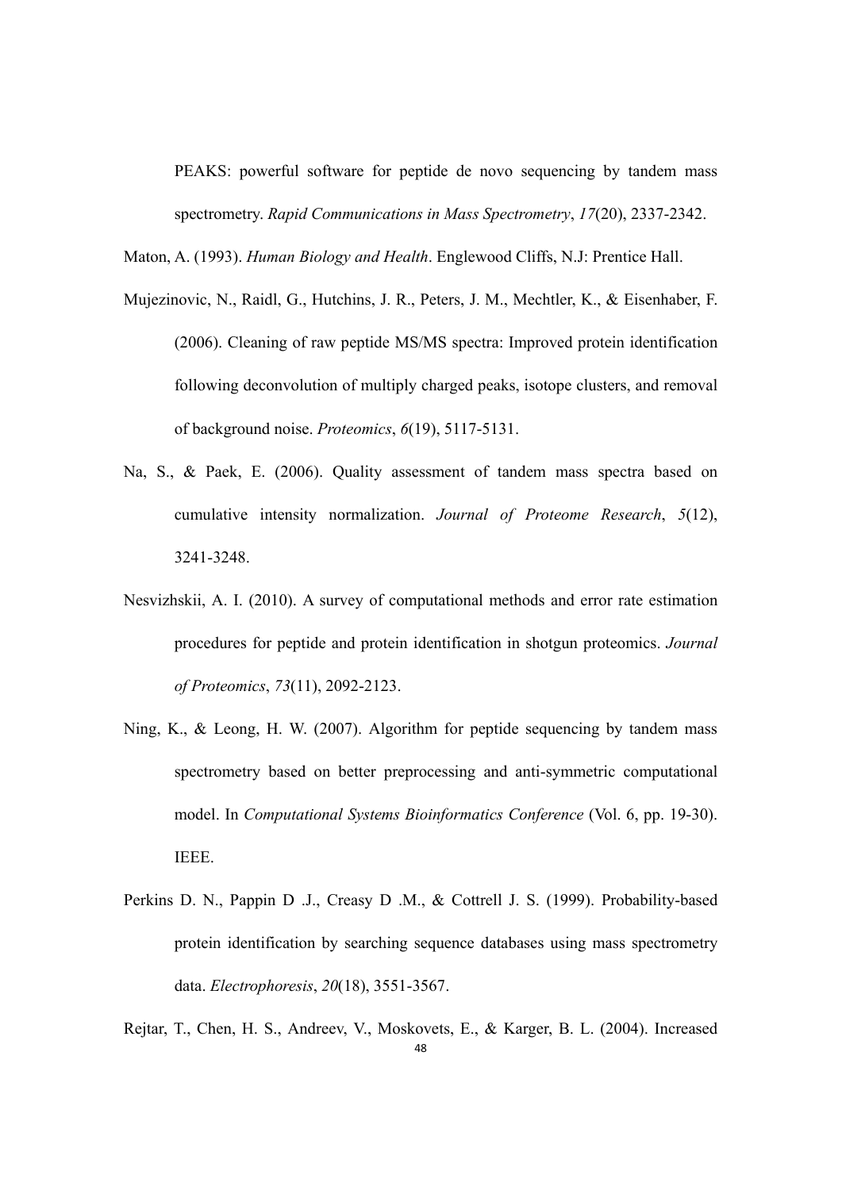PEAKS: powerful software for peptide de novo sequencing by tandem mass spectrometry. *Rapid Communications in Mass Spectrometry*, *17*(20), 2337-2342.

Maton, A. (1993). *Human Biology and Health*. Englewood Cliffs, N.J: Prentice Hall.

Mujezinovic, N., Raidl, G., Hutchins, J. R., Peters, J. M., Mechtler, K., & Eisenhaber, F. (2006). Cleaning of raw peptide MS/MS spectra: Improved protein identification following deconvolution of multiply charged peaks, isotope clusters, and removal of background noise. *Proteomics*, *6*(19), 5117-5131.

Na, S., & Paek, E. (2006). Quality assessment of tandem mass spectra based on cumulative intensity normalization. *Journal of Proteome Research*, *5*(12), 3241-3248.

Nesvizhskii, A. I. (2010). A survey of computational methods and error rate estimation procedures for peptide and protein identification in shotgun proteomics. *Journal of Proteomics*, *73*(11), 2092-2123.

Ning, K., & Leong, H. W. (2007). Algorithm for peptide sequencing by tandem mass spectrometry based on better preprocessing and anti-symmetric computational model. In *Computational Systems Bioinformatics Conference* (Vol. 6, pp. 19-30). IEEE.

Perkins D. N., Pappin D .J., Creasy D .M., & Cottrell J. S. (1999). Probability-based protein identification by searching sequence databases using mass spectrometry data. *Electrophoresis*, *20*(18), 3551-3567.

Rejtar, T., Chen, H. S., Andreev, V., Moskovets, E., & Karger, B. L. (2004). Increased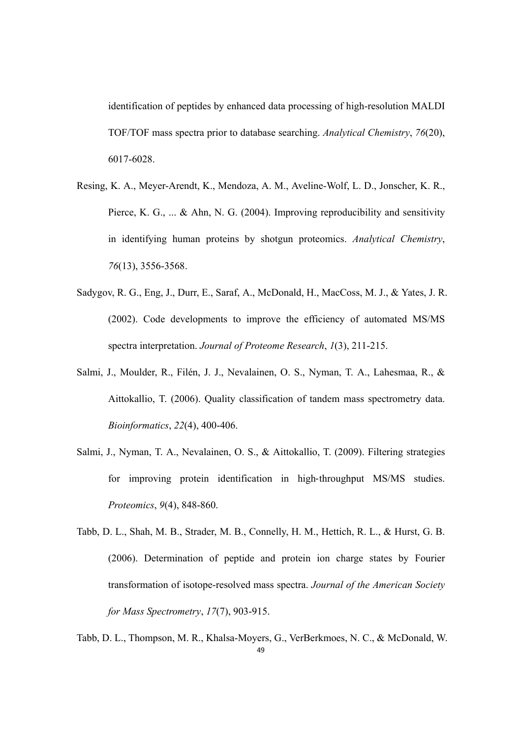identification of peptides by enhanced data processing of high-resolution MALDI TOF/TOF mass spectra prior to database searching. *Analytical Chemistry*, *76*(20), 6017-6028.

Resing, K. A., Meyer-Arendt, K., Mendoza, A. M., Aveline-Wolf, L. D., Jonscher, K. R., Pierce, K. G., ... & Ahn, N. G. (2004). Improving reproducibility and sensitivity in identifying human proteins by shotgun proteomics. *Analytical Chemistry*, *76*(13), 3556-3568.

Sadygov, R. G., Eng, J., Durr, E., Saraf, A., McDonald, H., MacCoss, M. J., & Yates, J. R. (2002). Code developments to improve the efficiency of automated MS/MS spectra interpretation. *Journal of Proteome Research*, *1*(3), 211-215.

Salmi, J., Moulder, R., Filén, J. J., Nevalainen, O. S., Nyman, T. A., Lahesmaa, R., & Aittokallio, T. (2006). Quality classification of tandem mass spectrometry data. *Bioinformatics*, *22*(4), 400-406.

Salmi, J., Nyman, T. A., Nevalainen, O. S., & Aittokallio, T. (2009). Filtering strategies for improving protein identification in high-throughput MS/MS studies. *Proteomics*, *9*(4), 848-860.

Tabb, D. L., Shah, M. B., Strader, M. B., Connelly, H. M., Hettich, R. L., & Hurst, G. B. (2006). Determination of peptide and protein ion charge states by Fourier transformation of isotope-resolved mass spectra. *Journal of the American Society for Mass Spectrometry*, *17*(7), 903-915.

Tabb, D. L., Thompson, M. R., Khalsa-Moyers, G., VerBerkmoes, N. C., & McDonald, W.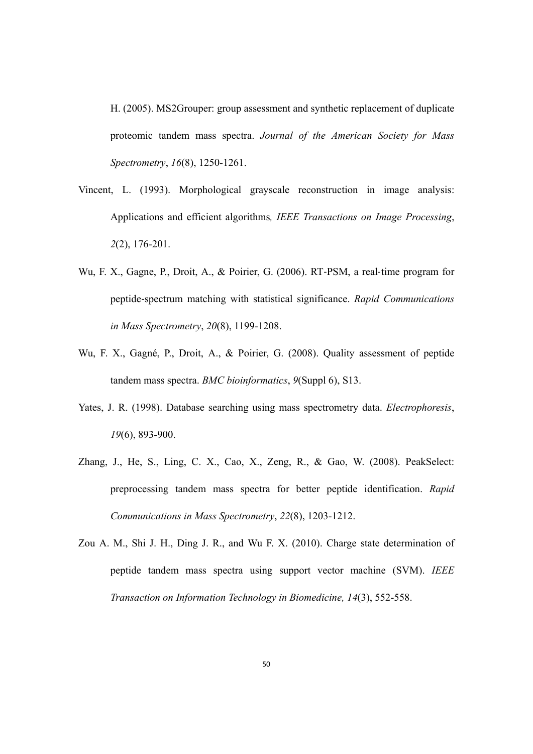H. (2005). MS2Grouper: group assessment and synthetic replacement of duplicate proteomic tandem mass spectra. *Journal of the American Society for Mass Spectrometry*, *16*(8), 1250-1261.

Vincent, L. (1993). Morphological grayscale reconstruction in image analysis: Applications and efficient algorithms*, IEEE Transactions on Image Processing*, *2*(2), 176-201.

Wu, F. X., Gagne, P., Droit, A., & Poirier, G. (2006). RT‐PSM, a real‐time program for peptide‐spectrum matching with statistical significance. *Rapid Communications in Mass Spectrometry*, *20*(8), 1199-1208.

Wu, F. X., Gagné, P., Droit, A., & Poirier, G. (2008). Quality assessment of peptide tandem mass spectra. *BMC bioinformatics*, *9*(Suppl 6), S13.

Yates, J. R. (1998). Database searching using mass spectrometry data. *Electrophoresis*, *19*(6), 893-900.

Zhang, J., He, S., Ling, C. X., Cao, X., Zeng, R., & Gao, W. (2008). PeakSelect: preprocessing tandem mass spectra for better peptide identification. *Rapid Communications in Mass Spectrometry*, *22*(8), 1203-1212.

Zou A. M., Shi J. H., Ding J. R., and Wu F. X. (2010). Charge state determination of peptide tandem mass spectra using support vector machine (SVM). *IEEE Transaction on Information Technology in Biomedicine, 14*(3), 552-558.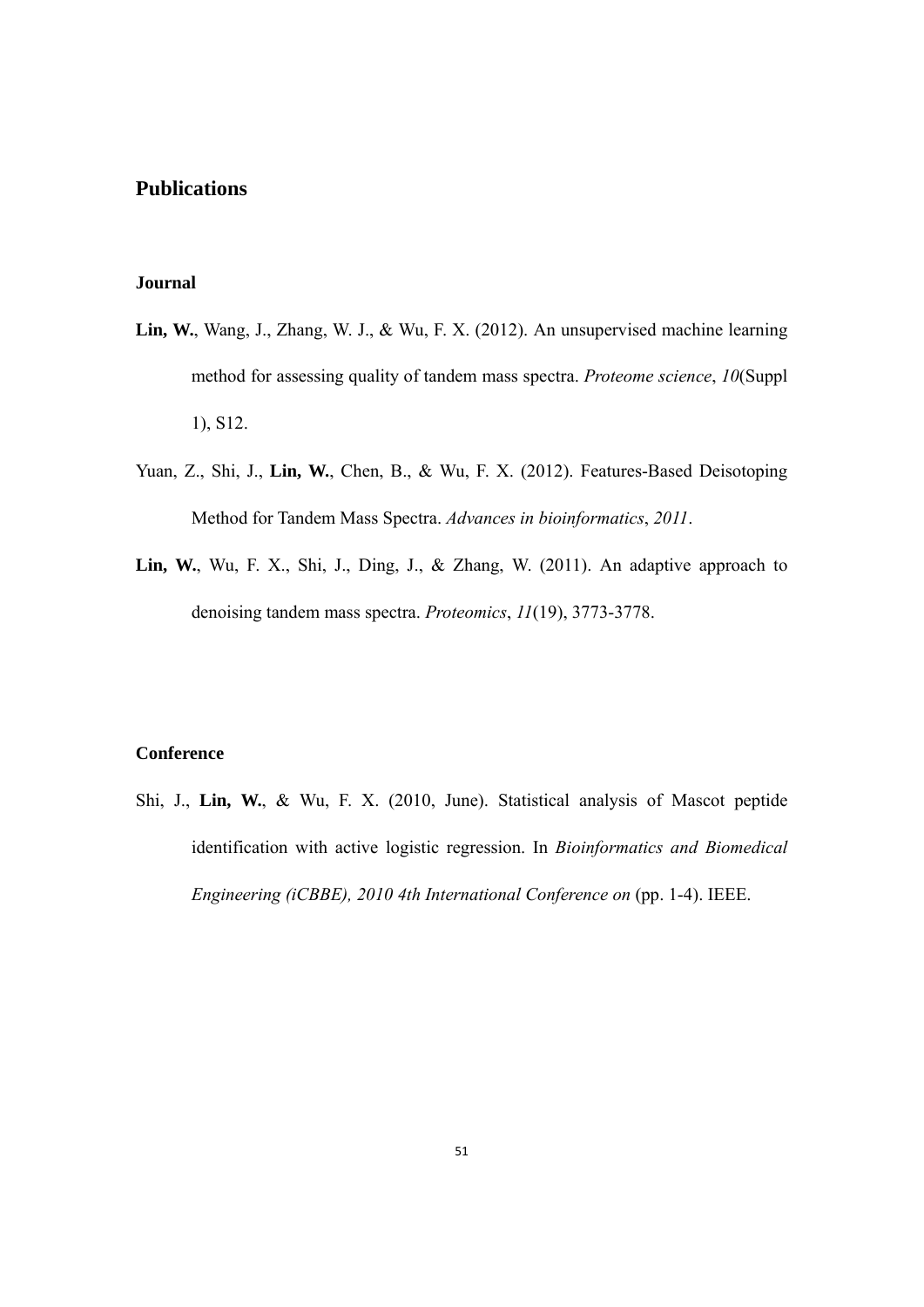## Publications

### Journal

**Lin, W.**, Wang, J., Zhang, W. J., & Wu, F. X. (2012). An unsupervised machine learning method for assessing quality of tandem mass spectra. *Proteome science*, *10*(Suppl 1), S12.

Yuan, Z., Shi, J., **Lin, W.**, Chen, B., & Wu, F. X. (2012). Features-Based Deisotoping Method for Tandem Mass Spectra. *Advances in bioinformatics*, *2011*.

**Lin, W.**, Wu, F. X., Shi, J., Ding, J., & Zhang, W. (2011). An adaptive approach to denoising tandem mass spectra. *Proteomics*, *11*(19), 3773-3778.

### Conference

Shi, J., **Lin, W.**, & Wu, F. X. (2010, June). Statistical analysis of Mascot peptide identification with active logistic regression. In *Bioinformatics and Biomedical Engineering (iCBBE), 2010 4th International Conference on* (pp. 1-4). IEEE.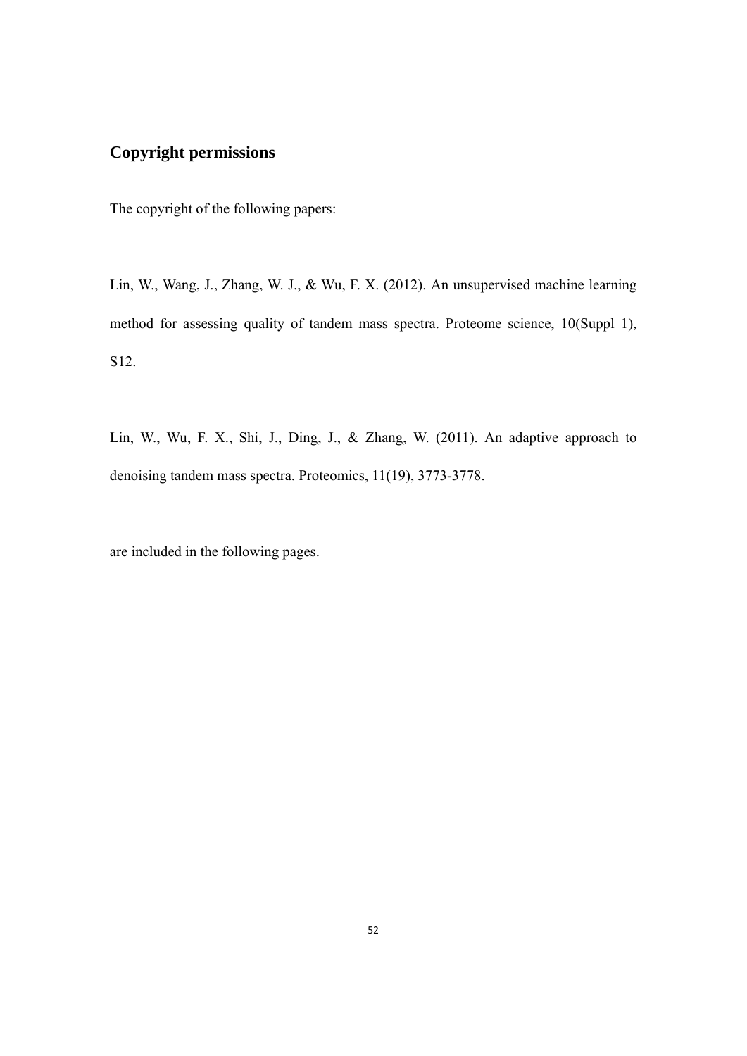## Copyright permissions

The copyright of the following papers:

Lin, W., Wang, J., Zhang, W. J., & Wu, F. X. (2012). An unsupervised machine learning method for assessing quality of tandem mass spectra. Proteome science, 10(Suppl 1), S12.

Lin, W., Wu, F. X., Shi, J., Ding, J., & Zhang, W. (2011). An adaptive approach to denoising tandem mass spectra. Proteomics, 11(19), 3773-3778.

are included in the following pages.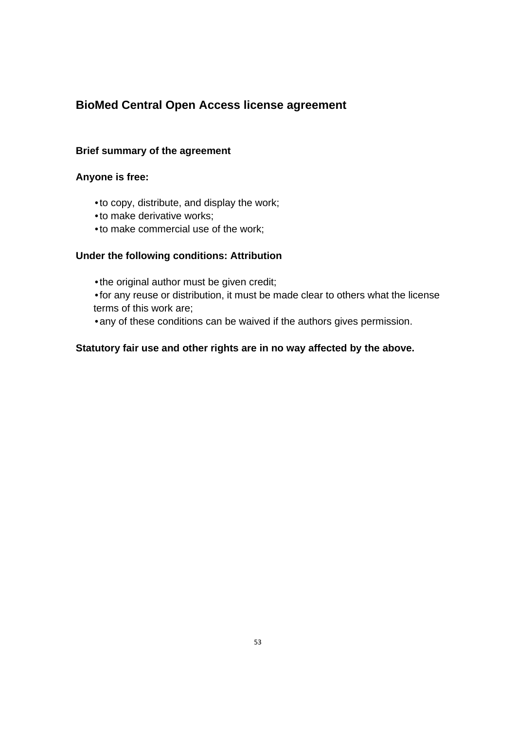## BioMed Central Open Access license agreement

### Brief summary of the agreement

### Anyone is free:

- to copy, distribute, and display the work;
- to make derivative works;
- to make commercial use of the work;

### Under the following conditions: Attribution

- the original author must be given credit;
- for any reuse or distribution, it must be made clear to others what the license terms of this work are;
- any of these conditions can be waived if the authors gives permission.

**Statutory fair use and other rights are in no way affected by the above.**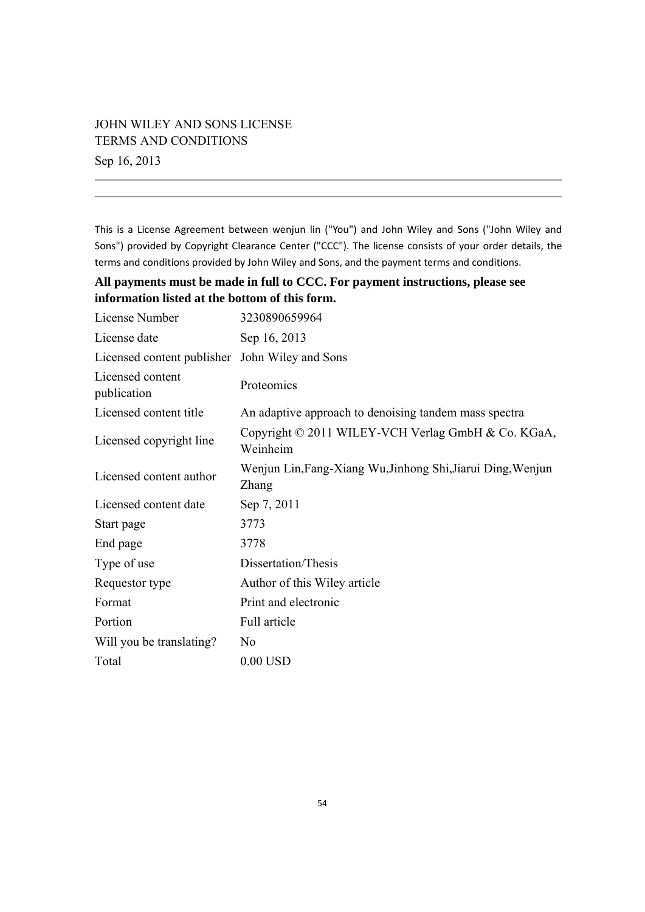JOHN WILEY AND SONS LICENSE
TERMS AND CONDITIONS

Sep 16, 2013

---

This is a License Agreement between wenjun lin ("You") and John Wiley and Sons ("John Wiley and Sons") provided by Copyright Clearance Center ("CCC"). The license consists of your order details, the terms and conditions provided by John Wiley and Sons, and the payment terms and conditions.

**All payments must be made in full to CCC. For payment instructions, please see information listed at the bottom of this form.**

| | |
|---|---|
| License Number | 3230890659964 |
| License date | Sep 16, 2013 |
| Licensed content publisher | John Wiley and Sons |
| Licensed content publication | Proteomics |
| Licensed content title | An adaptive approach to denoising tandem mass spectra |
| Licensed copyright line | Copyright © 2011 WILEY-VCH Verlag GmbH & Co. KGaA, Weinheim |
| Licensed content author | Wenjun Lin,Fang-Xiang Wu,Jinhong Shi,Jiarui Ding,Wenjun Zhang |
| Licensed content date | Sep 7, 2011 |
| Start page | 3773 |
| End page | 3778 |
| Type of use | Dissertation/Thesis |
| Requestor type | Author of this Wiley article |
| Format | Print and electronic |
| Portion | Full article |
| Will you be translating? | No |
| Total | 0.00 USD |